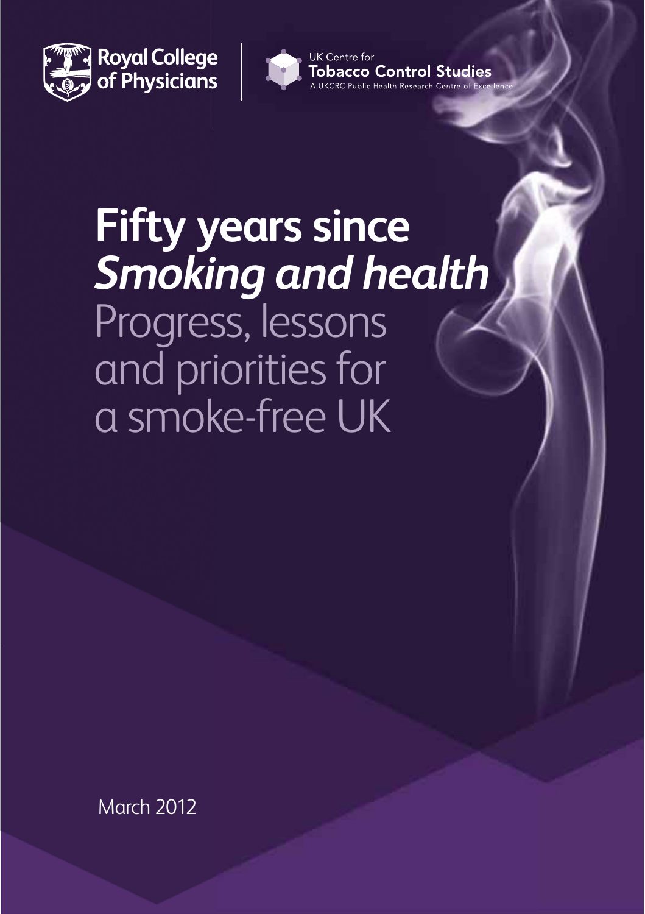Royal College of Physicians

UK Centre for Tobacco Control Studies
A UKCRC Public Health Research Centre of Excellence

# Fifty years since *Smoking and health*

## Progress, lessons and priorities for a smoke-free UK

March 2012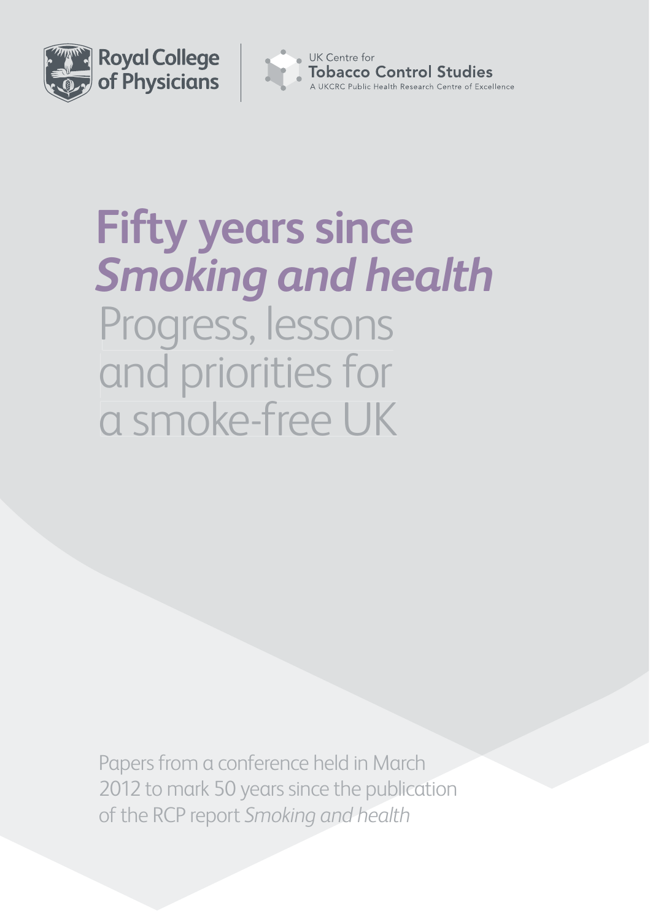Royal College of Physicians

UK Centre for Tobacco Control Studies
A UKCRC Public Health Research Centre of Excellence

# Fifty years since *Smoking and health*

## Progress, lessons and priorities for a smoke-free UK

Papers from a conference held in March 2012 to mark 50 years since the publication of the RCP report *Smoking and health*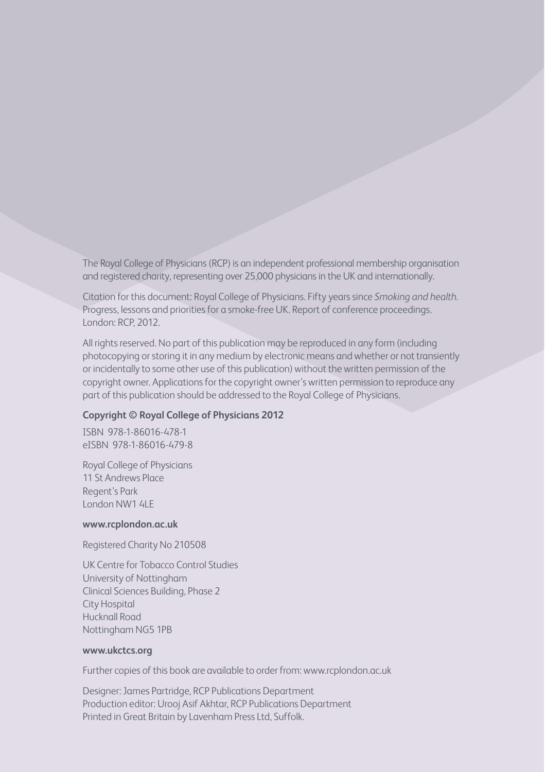The Royal College of Physicians (RCP) is an independent professional membership organisation and registered charity, representing over 25,000 physicians in the UK and internationally.

Citation for this document: Royal College of Physicians. Fifty years since *Smoking and health.* Progress, lessons and priorities for a smoke-free UK. Report of conference proceedings. London: RCP, 2012.

All rights reserved. No part of this publication may be reproduced in any form (including photocopying or storing it in any medium by electronic means and whether or not transiently or incidentally to some other use of this publication) without the written permission of the copyright owner. Applications for the copyright owner's written permission to reproduce any part of this publication should be addressed to the Royal College of Physicians.

**Copyright © Royal College of Physicians 2012**

ISBN 978-1-86016-478-1
eISBN 978-1-86016-479-8

Royal College of Physicians
11 St Andrews Place
Regent's Park
London NW1 4LE

**www.rcplondon.ac.uk**

Registered Charity No 210508

UK Centre for Tobacco Control Studies
University of Nottingham
Clinical Sciences Building, Phase 2
City Hospital
Hucknall Road
Nottingham NG5 1PB

**www.ukctcs.org**

Further copies of this book are available to order from: www.rcplondon.ac.uk

Designer: James Partridge, RCP Publications Department
Production editor: Urooj Asif Akhtar, RCP Publications Department
Printed in Great Britain by Lavenham Press Ltd, Suffolk.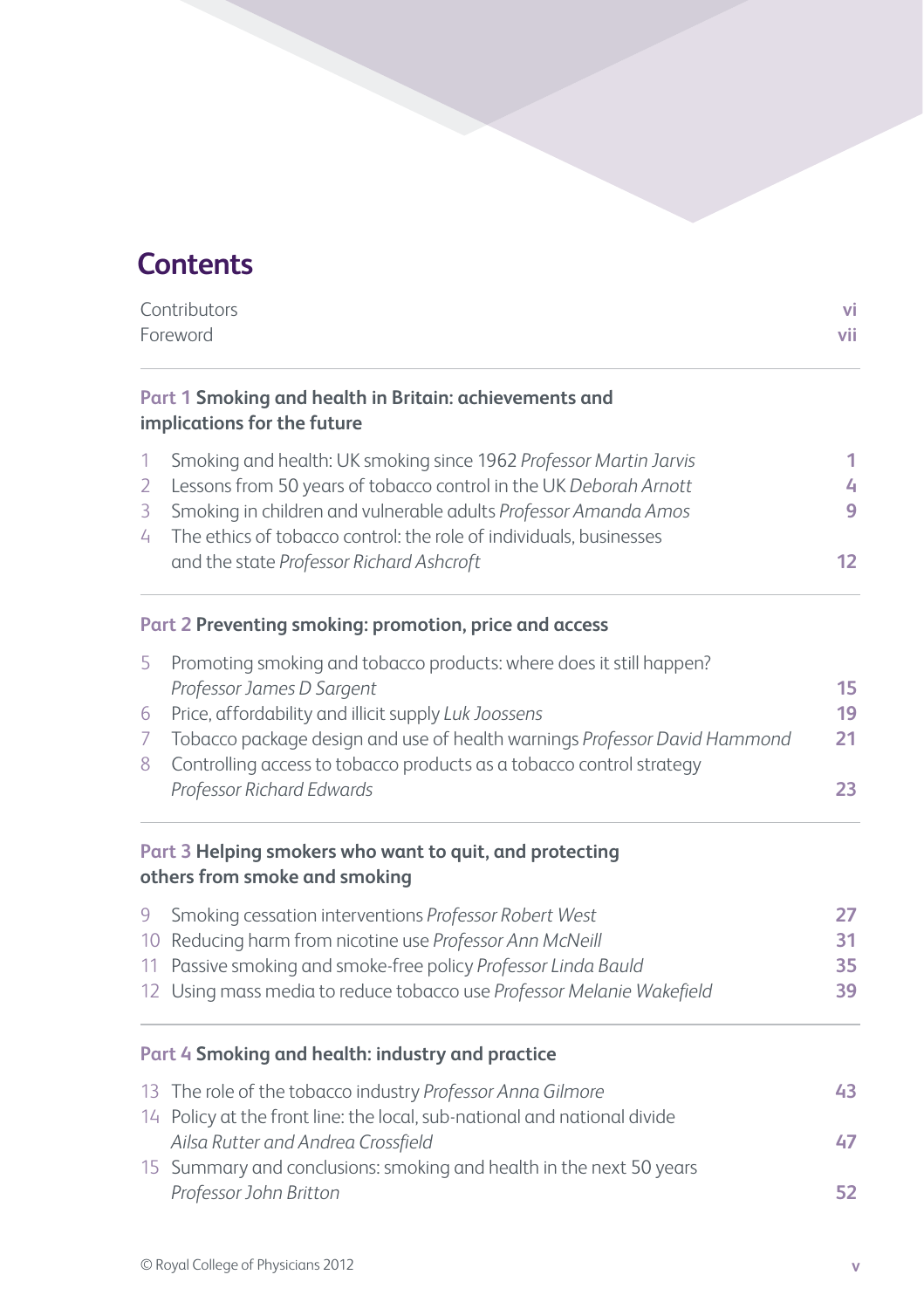# Contents

| | |
|---|---|
| Contributors | vi |
| Foreword | vii |

## Part 1 Smoking and health in Britain: achievements and implications for the future

| | | |
|---|---|---|
| 1 | Smoking and health: UK smoking since 1962 *Professor Martin Jarvis* | 1 |
| 2 | Lessons from 50 years of tobacco control in the UK *Deborah Arnott* | 4 |
| 3 | Smoking in children and vulnerable adults *Professor Amanda Amos* | 9 |
| 4 | The ethics of tobacco control: the role of individuals, businesses and the state *Professor Richard Ashcroft* | 12 |

## Part 2 Preventing smoking: promotion, price and access

| | | |
|---|---|---|
| 5 | Promoting smoking and tobacco products: where does it still happen? *Professor James D Sargent* | 15 |
| 6 | Price, affordability and illicit supply *Luk Joossens* | 19 |
| 7 | Tobacco package design and use of health warnings *Professor David Hammond* | 21 |
| 8 | Controlling access to tobacco products as a tobacco control strategy *Professor Richard Edwards* | 23 |

## Part 3 Helping smokers who want to quit, and protecting others from smoke and smoking

| | | |
|---|---|---|
| 9 | Smoking cessation interventions *Professor Robert West* | 27 |
| 10 | Reducing harm from nicotine use *Professor Ann McNeill* | 31 |
| 11 | Passive smoking and smoke-free policy *Professor Linda Bauld* | 35 |
| 12 | Using mass media to reduce tobacco use *Professor Melanie Wakefield* | 39 |

## Part 4 Smoking and health: industry and practice

| | | |
|---|---|---|
| 13 | The role of the tobacco industry *Professor Anna Gilmore* | 43 |
| 14 | Policy at the front line: the local, sub-national and national divide *Ailsa Rutter and Andrea Crossfield* | 47 |
| 15 | Summary and conclusions: smoking and health in the next 50 years *Professor John Britton* | 52 |

© Royal College of Physicians 2012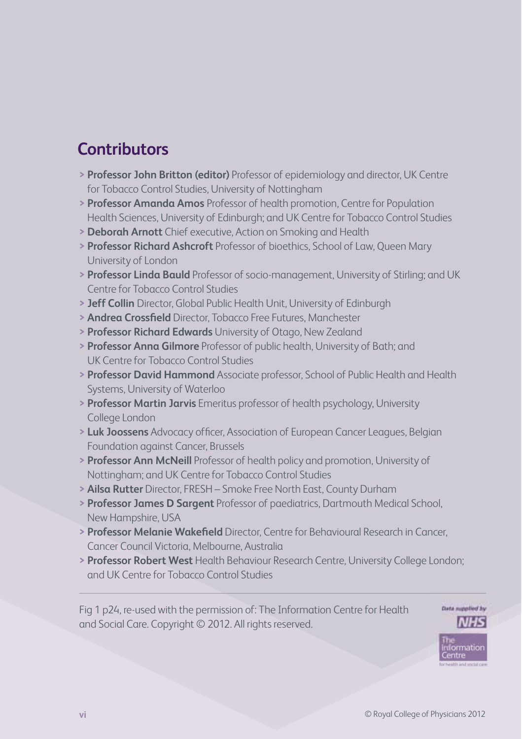## Contributors

- **Professor John Britton (editor)** Professor of epidemiology and director, UK Centre for Tobacco Control Studies, University of Nottingham
- **Professor Amanda Amos** Professor of health promotion, Centre for Population Health Sciences, University of Edinburgh; and UK Centre for Tobacco Control Studies
- **Deborah Arnott** Chief executive, Action on Smoking and Health
- **Professor Richard Ashcroft** Professor of bioethics, School of Law, Queen Mary University of London
- **Professor Linda Bauld** Professor of socio-management, University of Stirling; and UK Centre for Tobacco Control Studies
- **Jeff Collin** Director, Global Public Health Unit, University of Edinburgh
- **Andrea Crossfield** Director, Tobacco Free Futures, Manchester
- **Professor Richard Edwards** University of Otago, New Zealand
- **Professor Anna Gilmore** Professor of public health, University of Bath; and UK Centre for Tobacco Control Studies
- **Professor David Hammond** Associate professor, School of Public Health and Health Systems, University of Waterloo
- **Professor Martin Jarvis** Emeritus professor of health psychology, University College London
- **Luk Joossens** Advocacy officer, Association of European Cancer Leagues, Belgian Foundation against Cancer, Brussels
- **Professor Ann McNeill** Professor of health policy and promotion, University of Nottingham; and UK Centre for Tobacco Control Studies
- **Ailsa Rutter** Director, FRESH – Smoke Free North East, County Durham
- **Professor James D Sargent** Professor of paediatrics, Dartmouth Medical School, New Hampshire, USA
- **Professor Melanie Wakefield** Director, Centre for Behavioural Research in Cancer, Cancer Council Victoria, Melbourne, Australia
- **Professor Robert West** Health Behaviour Research Centre, University College London; and UK Centre for Tobacco Control Studies

---

Fig 1 p24, re-used with the permission of: The Information Centre for Health and Social Care. Copyright © 2012. All rights reserved.

Data supplied by NHS The Information Centre for health and social care

© Royal College of Physicians 2012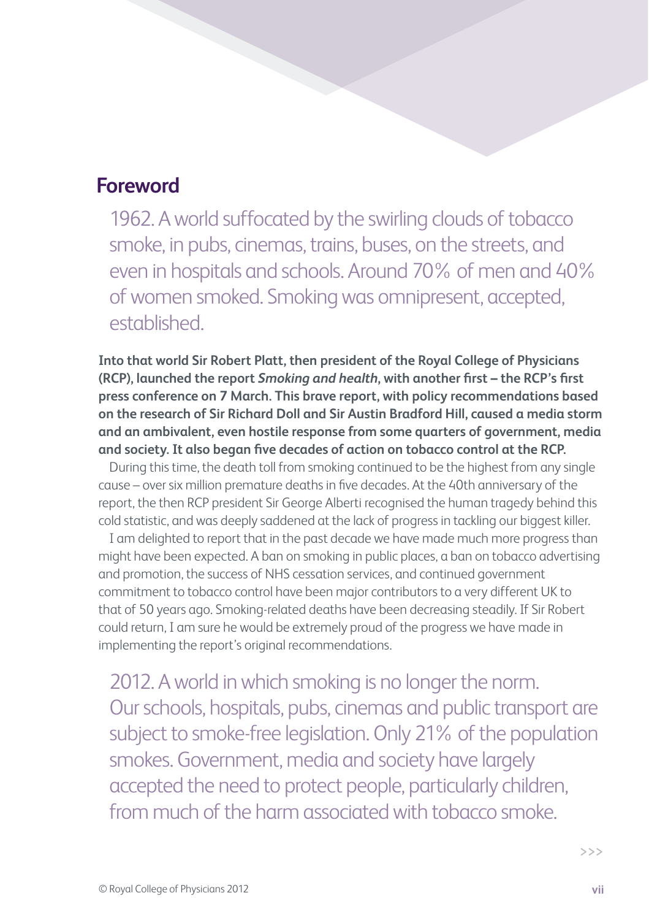## Foreword

1962. A world suffocated by the swirling clouds of tobacco smoke, in pubs, cinemas, trains, buses, on the streets, and even in hospitals and schools. Around 70% of men and 40% of women smoked. Smoking was omnipresent, accepted, established.

**Into that world Sir Robert Platt, then president of the Royal College of Physicians (RCP), launched the report *Smoking and health*, with another first – the RCP's first press conference on 7 March. This brave report, with policy recommendations based on the research of Sir Richard Doll and Sir Austin Bradford Hill, caused a media storm and an ambivalent, even hostile response from some quarters of government, media and society. It also began five decades of action on tobacco control at the RCP.**

During this time, the death toll from smoking continued to be the highest from any single cause – over six million premature deaths in five decades. At the 40th anniversary of the report, the then RCP president Sir George Alberti recognised the human tragedy behind this cold statistic, and was deeply saddened at the lack of progress in tackling our biggest killer.

I am delighted to report that in the past decade we have made much more progress than might have been expected. A ban on smoking in public places, a ban on tobacco advertising and promotion, the success of NHS cessation services, and continued government commitment to tobacco control have been major contributors to a very different UK to that of 50 years ago. Smoking-related deaths have been decreasing steadily. If Sir Robert could return, I am sure he would be extremely proud of the progress we have made in implementing the report's original recommendations.

2012. A world in which smoking is no longer the norm. Our schools, hospitals, pubs, cinemas and public transport are subject to smoke-free legislation. Only 21% of the population smokes. Government, media and society have largely accepted the need to protect people, particularly children, from much of the harm associated with tobacco smoke.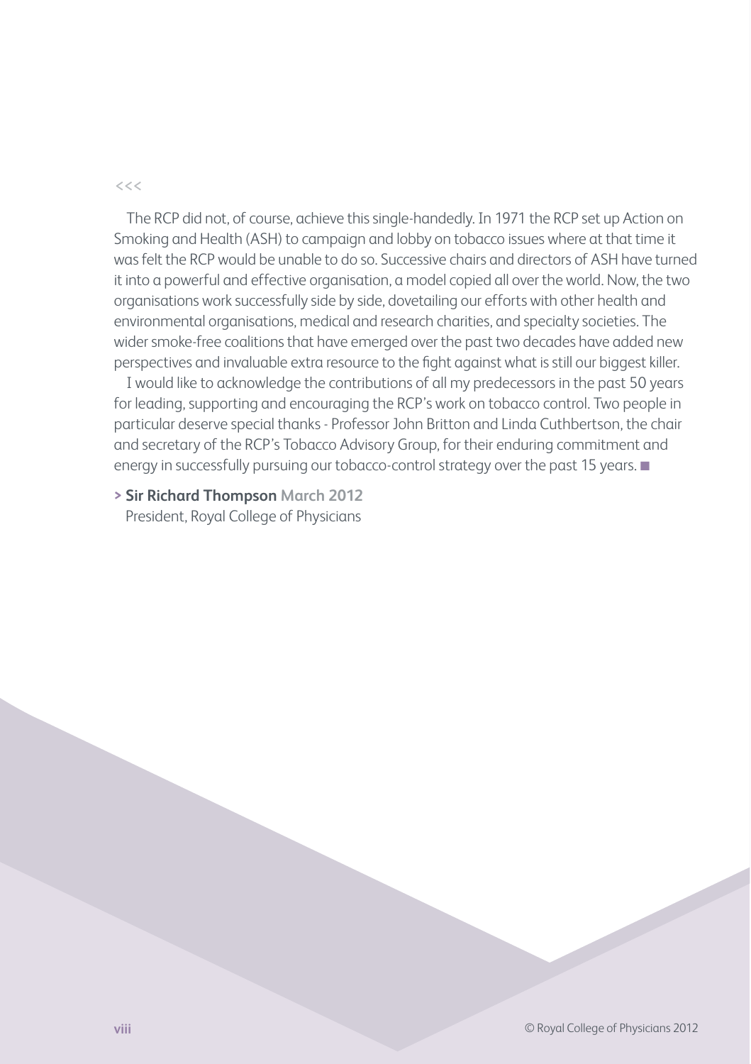<<<

The RCP did not, of course, achieve this single-handedly. In 1971 the RCP set up Action on Smoking and Health (ASH) to campaign and lobby on tobacco issues where at that time it was felt the RCP would be unable to do so. Successive chairs and directors of ASH have turned it into a powerful and effective organisation, a model copied all over the world. Now, the two organisations work successfully side by side, dovetailing our efforts with other health and environmental organisations, medical and research charities, and specialty societies. The wider smoke-free coalitions that have emerged over the past two decades have added new perspectives and invaluable extra resource to the fight against what is still our biggest killer.

I would like to acknowledge the contributions of all my predecessors in the past 50 years for leading, supporting and encouraging the RCP's work on tobacco control. Two people in particular deserve special thanks - Professor John Britton and Linda Cuthbertson, the chair and secretary of the RCP's Tobacco Advisory Group, for their enduring commitment and energy in successfully pursuing our tobacco-control strategy over the past 15 years. ■

> **Sir Richard Thompson** **March 2012**
President, Royal College of Physicians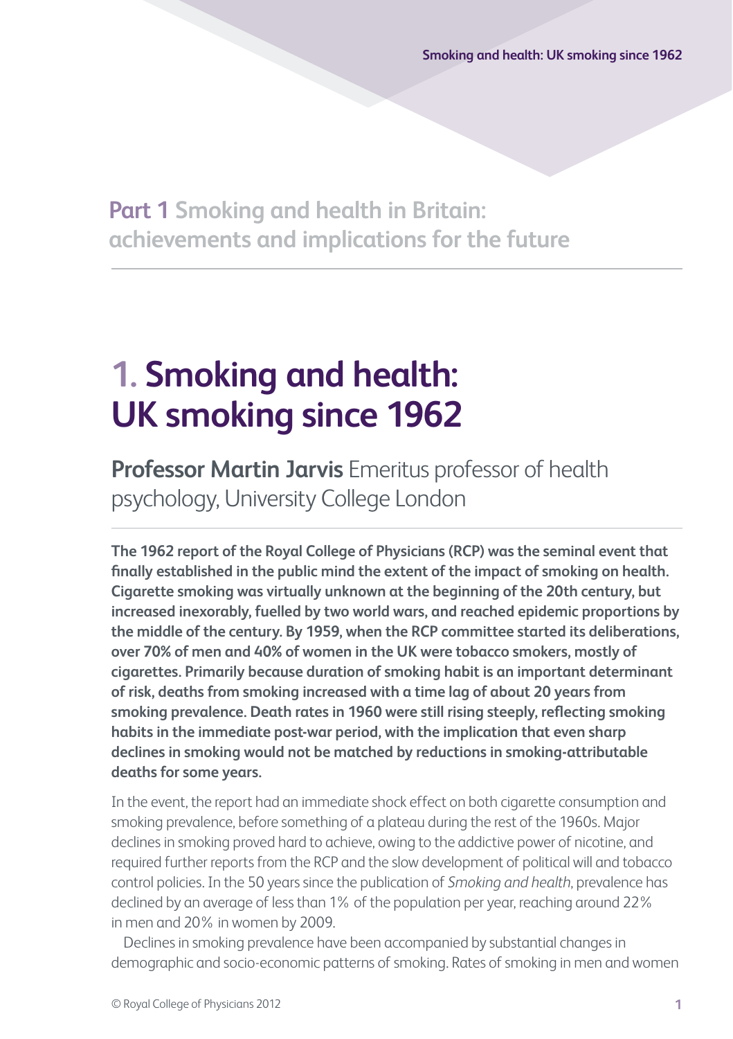# Part 1 Smoking and health in Britain: achievements and implications for the future

## 1. Smoking and health: UK smoking since 1962

**Professor Martin Jarvis** Emeritus professor of health psychology, University College London

**The 1962 report of the Royal College of Physicians (RCP) was the seminal event that finally established in the public mind the extent of the impact of smoking on health. Cigarette smoking was virtually unknown at the beginning of the 20th century, but increased inexorably, fuelled by two world wars, and reached epidemic proportions by the middle of the century. By 1959, when the RCP committee started its deliberations, over 70% of men and 40% of women in the UK were tobacco smokers, mostly of cigarettes. Primarily because duration of smoking habit is an important determinant of risk, deaths from smoking increased with a time lag of about 20 years from smoking prevalence. Death rates in 1960 were still rising steeply, reflecting smoking habits in the immediate post-war period, with the implication that even sharp declines in smoking would not be matched by reductions in smoking-attributable deaths for some years.**

In the event, the report had an immediate shock effect on both cigarette consumption and smoking prevalence, before something of a plateau during the rest of the 1960s. Major declines in smoking proved hard to achieve, owing to the addictive power of nicotine, and required further reports from the RCP and the slow development of political will and tobacco control policies. In the 50 years since the publication of *Smoking and health*, prevalence has declined by an average of less than 1% of the population per year, reaching around 22% in men and 20% in women by 2009.

Declines in smoking prevalence have been accompanied by substantial changes in demographic and socio-economic patterns of smoking. Rates of smoking in men and women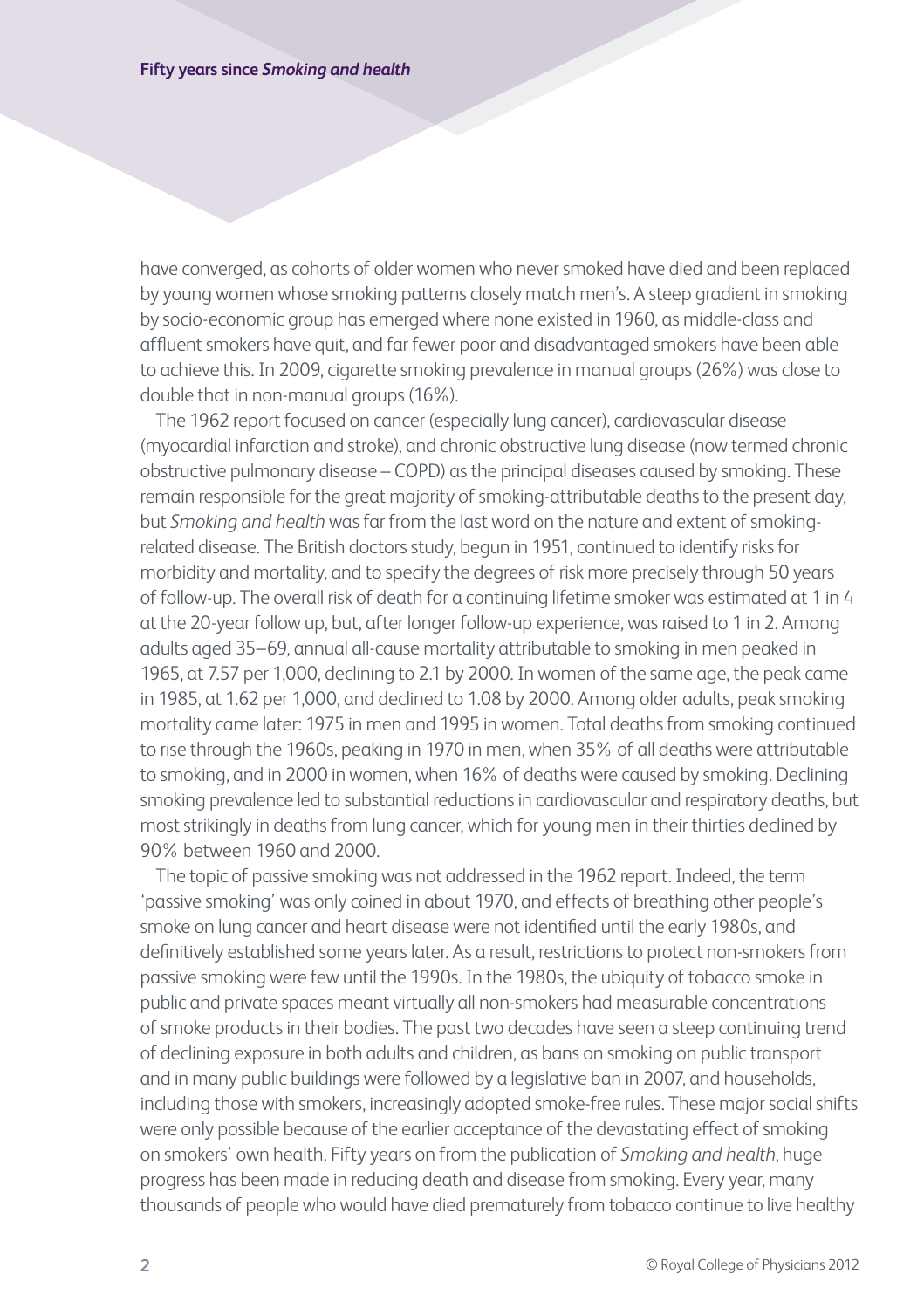have converged, as cohorts of older women who never smoked have died and been replaced by young women whose smoking patterns closely match men's. A steep gradient in smoking by socio-economic group has emerged where none existed in 1960, as middle-class and affluent smokers have quit, and far fewer poor and disadvantaged smokers have been able to achieve this. In 2009, cigarette smoking prevalence in manual groups (26%) was close to double that in non-manual groups (16%).

The 1962 report focused on cancer (especially lung cancer), cardiovascular disease (myocardial infarction and stroke), and chronic obstructive lung disease (now termed chronic obstructive pulmonary disease – COPD) as the principal diseases caused by smoking. These remain responsible for the great majority of smoking-attributable deaths to the present day, but *Smoking and health* was far from the last word on the nature and extent of smoking-related disease. The British doctors study, begun in 1951, continued to identify risks for morbidity and mortality, and to specify the degrees of risk more precisely through 50 years of follow-up. The overall risk of death for a continuing lifetime smoker was estimated at 1 in 4 at the 20-year follow up, but, after longer follow-up experience, was raised to 1 in 2. Among adults aged 35–69, annual all-cause mortality attributable to smoking in men peaked in 1965, at 7.57 per 1,000, declining to 2.1 by 2000. In women of the same age, the peak came in 1985, at 1.62 per 1,000, and declined to 1.08 by 2000. Among older adults, peak smoking mortality came later: 1975 in men and 1995 in women. Total deaths from smoking continued to rise through the 1960s, peaking in 1970 in men, when 35% of all deaths were attributable to smoking, and in 2000 in women, when 16% of deaths were caused by smoking. Declining smoking prevalence led to substantial reductions in cardiovascular and respiratory deaths, but most strikingly in deaths from lung cancer, which for young men in their thirties declined by 90% between 1960 and 2000.

The topic of passive smoking was not addressed in the 1962 report. Indeed, the term 'passive smoking' was only coined in about 1970, and effects of breathing other people's smoke on lung cancer and heart disease were not identified until the early 1980s, and definitively established some years later. As a result, restrictions to protect non-smokers from passive smoking were few until the 1990s. In the 1980s, the ubiquity of tobacco smoke in public and private spaces meant virtually all non-smokers had measurable concentrations of smoke products in their bodies. The past two decades have seen a steep continuing trend of declining exposure in both adults and children, as bans on smoking on public transport and in many public buildings were followed by a legislative ban in 2007, and households, including those with smokers, increasingly adopted smoke-free rules. These major social shifts were only possible because of the earlier acceptance of the devastating effect of smoking on smokers' own health. Fifty years on from the publication of *Smoking and health*, huge progress has been made in reducing death and disease from smoking. Every year, many thousands of people who would have died prematurely from tobacco continue to live healthy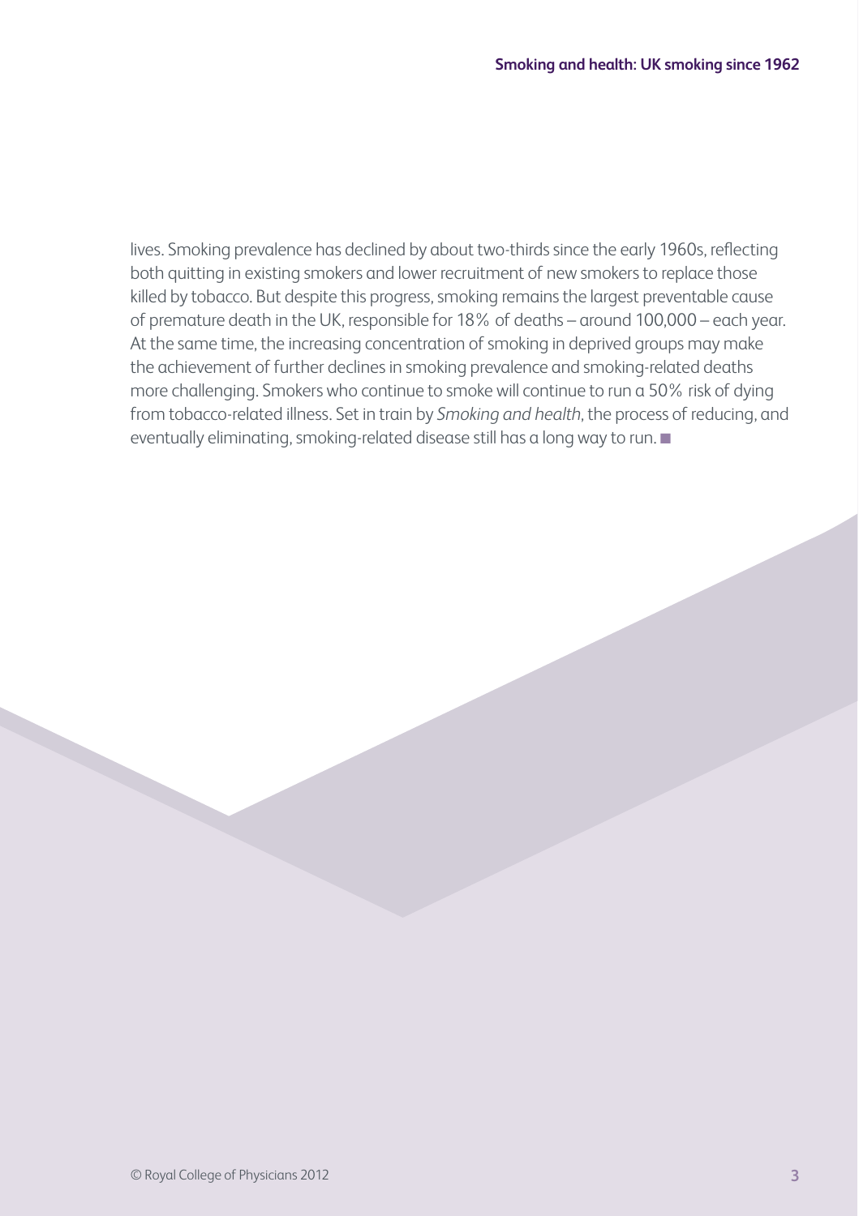lives. Smoking prevalence has declined by about two-thirds since the early 1960s, reflecting both quitting in existing smokers and lower recruitment of new smokers to replace those killed by tobacco. But despite this progress, smoking remains the largest preventable cause of premature death in the UK, responsible for 18% of deaths – around 100,000 – each year. At the same time, the increasing concentration of smoking in deprived groups may make the achievement of further declines in smoking prevalence and smoking-related deaths more challenging. Smokers who continue to smoke will continue to run a 50% risk of dying from tobacco-related illness. Set in train by *Smoking and health*, the process of reducing, and eventually eliminating, smoking-related disease still has a long way to run. ■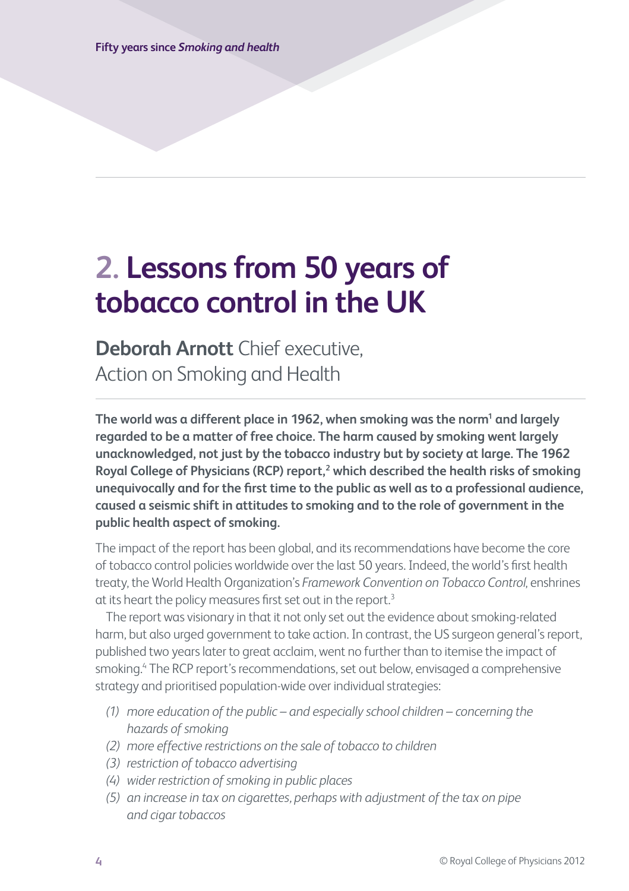# 2. Lessons from 50 years of tobacco control in the UK

**Deborah Arnott** Chief executive, Action on Smoking and Health

**The world was a different place in 1962, when smoking was the norm[1] and largely regarded to be a matter of free choice. The harm caused by smoking went largely unacknowledged, not just by the tobacco industry but by society at large. The 1962 Royal College of Physicians (RCP) report,[2] which described the health risks of smoking unequivocally and for the first time to the public as well as to a professional audience, caused a seismic shift in attitudes to smoking and to the role of government in the public health aspect of smoking.**

The impact of the report has been global, and its recommendations have become the core of tobacco control policies worldwide over the last 50 years. Indeed, the world's first health treaty, the World Health Organization's *Framework Convention on Tobacco Control*, enshrines at its heart the policy measures first set out in the report.[3]

The report was visionary in that it not only set out the evidence about smoking-related harm, but also urged government to take action. In contrast, the US surgeon general's report, published two years later to great acclaim, went no further than to itemise the impact of smoking.[4] The RCP report's recommendations, set out below, envisaged a comprehensive strategy and prioritised population-wide over individual strategies:

*(1) more education of the public – and especially school children – concerning the hazards of smoking*

*(2) more effective restrictions on the sale of tobacco to children*

*(3) restriction of tobacco advertising*

*(4) wider restriction of smoking in public places*

*(5) an increase in tax on cigarettes, perhaps with adjustment of the tax on pipe and cigar tobaccos*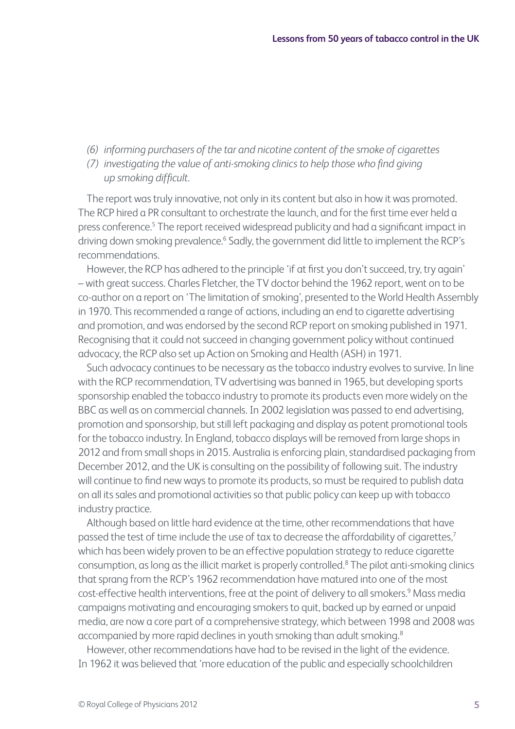*(6) informing purchasers of the tar and nicotine content of the smoke of cigarettes*

*(7) investigating the value of anti-smoking clinics to help those who find giving up smoking difficult.*

The report was truly innovative, not only in its content but also in how it was promoted. The RCP hired a PR consultant to orchestrate the launch, and for the first time ever held a press conference.[5] The report received widespread publicity and had a significant impact in driving down smoking prevalence.[6] Sadly, the government did little to implement the RCP's recommendations.

However, the RCP has adhered to the principle 'if at first you don't succeed, try, try again' – with great success. Charles Fletcher, the TV doctor behind the 1962 report, went on to be co-author on a report on 'The limitation of smoking', presented to the World Health Assembly in 1970. This recommended a range of actions, including an end to cigarette advertising and promotion, and was endorsed by the second RCP report on smoking published in 1971. Recognising that it could not succeed in changing government policy without continued advocacy, the RCP also set up Action on Smoking and Health (ASH) in 1971.

Such advocacy continues to be necessary as the tobacco industry evolves to survive. In line with the RCP recommendation, TV advertising was banned in 1965, but developing sports sponsorship enabled the tobacco industry to promote its products even more widely on the BBC as well as on commercial channels. In 2002 legislation was passed to end advertising, promotion and sponsorship, but still left packaging and display as potent promotional tools for the tobacco industry. In England, tobacco displays will be removed from large shops in 2012 and from small shops in 2015. Australia is enforcing plain, standardised packaging from December 2012, and the UK is consulting on the possibility of following suit. The industry will continue to find new ways to promote its products, so must be required to publish data on all its sales and promotional activities so that public policy can keep up with tobacco industry practice.

Although based on little hard evidence at the time, other recommendations that have passed the test of time include the use of tax to decrease the affordability of cigarettes,[7] which has been widely proven to be an effective population strategy to reduce cigarette consumption, as long as the illicit market is properly controlled.[8] The pilot anti-smoking clinics that sprang from the RCP's 1962 recommendation have matured into one of the most cost-effective health interventions, free at the point of delivery to all smokers.[9] Mass media campaigns motivating and encouraging smokers to quit, backed up by earned or unpaid media, are now a core part of a comprehensive strategy, which between 1998 and 2008 was accompanied by more rapid declines in youth smoking than adult smoking.[8]

However, other recommendations have had to be revised in the light of the evidence. In 1962 it was believed that 'more education of the public and especially schoolchildren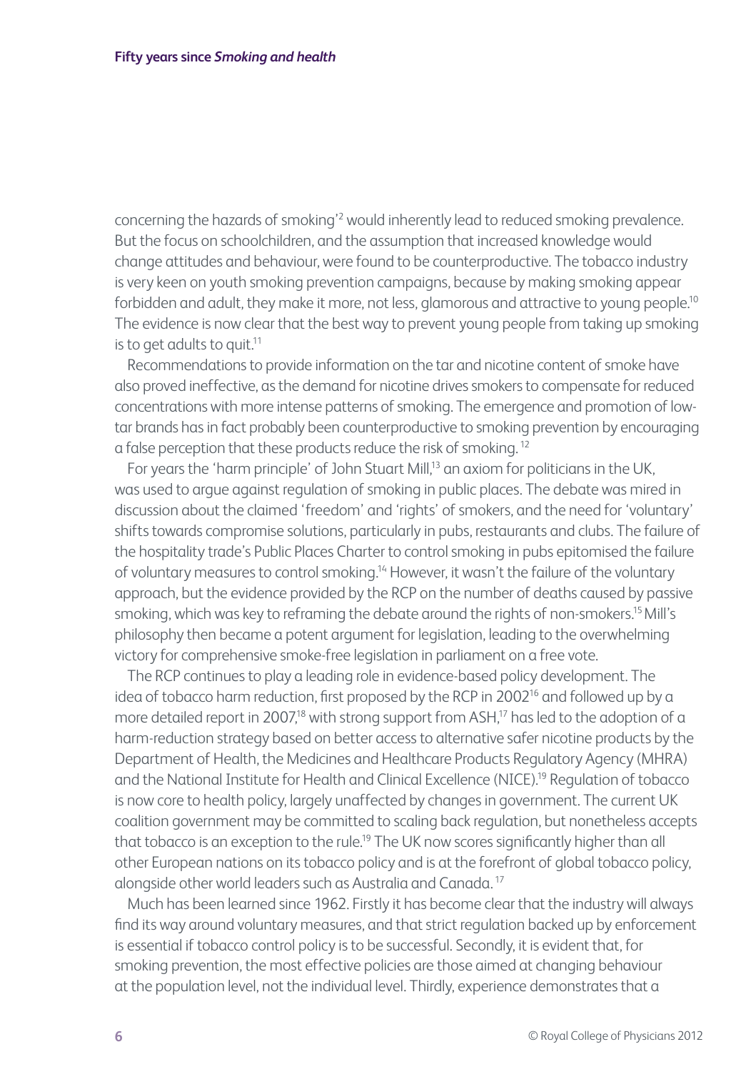concerning the hazards of smoking'[2] would inherently lead to reduced smoking prevalence. But the focus on schoolchildren, and the assumption that increased knowledge would change attitudes and behaviour, were found to be counterproductive. The tobacco industry is very keen on youth smoking prevention campaigns, because by making smoking appear forbidden and adult, they make it more, not less, glamorous and attractive to young people.[10] The evidence is now clear that the best way to prevent young people from taking up smoking is to get adults to quit.[11]

Recommendations to provide information on the tar and nicotine content of smoke have also proved ineffective, as the demand for nicotine drives smokers to compensate for reduced concentrations with more intense patterns of smoking. The emergence and promotion of low-tar brands has in fact probably been counterproductive to smoking prevention by encouraging a false perception that these products reduce the risk of smoking.[12]

For years the 'harm principle' of John Stuart Mill,[13] an axiom for politicians in the UK, was used to argue against regulation of smoking in public places. The debate was mired in discussion about the claimed 'freedom' and 'rights' of smokers, and the need for 'voluntary' shifts towards compromise solutions, particularly in pubs, restaurants and clubs. The failure of the hospitality trade's Public Places Charter to control smoking in pubs epitomised the failure of voluntary measures to control smoking.[14] However, it wasn't the failure of the voluntary approach, but the evidence provided by the RCP on the number of deaths caused by passive smoking, which was key to reframing the debate around the rights of non-smokers.[15] Mill's philosophy then became a potent argument for legislation, leading to the overwhelming victory for comprehensive smoke-free legislation in parliament on a free vote.

The RCP continues to play a leading role in evidence-based policy development. The idea of tobacco harm reduction, first proposed by the RCP in 2002[16] and followed up by a more detailed report in 2007,[18] with strong support from ASH,[17] has led to the adoption of a harm-reduction strategy based on better access to alternative safer nicotine products by the Department of Health, the Medicines and Healthcare Products Regulatory Agency (MHRA) and the National Institute for Health and Clinical Excellence (NICE).[19] Regulation of tobacco is now core to health policy, largely unaffected by changes in government. The current UK coalition government may be committed to scaling back regulation, but nonetheless accepts that tobacco is an exception to the rule.[19] The UK now scores significantly higher than all other European nations on its tobacco policy and is at the forefront of global tobacco policy, alongside other world leaders such as Australia and Canada.[17]

Much has been learned since 1962. Firstly it has become clear that the industry will always find its way around voluntary measures, and that strict regulation backed up by enforcement is essential if tobacco control policy is to be successful. Secondly, it is evident that, for smoking prevention, the most effective policies are those aimed at changing behaviour at the population level, not the individual level. Thirdly, experience demonstrates that a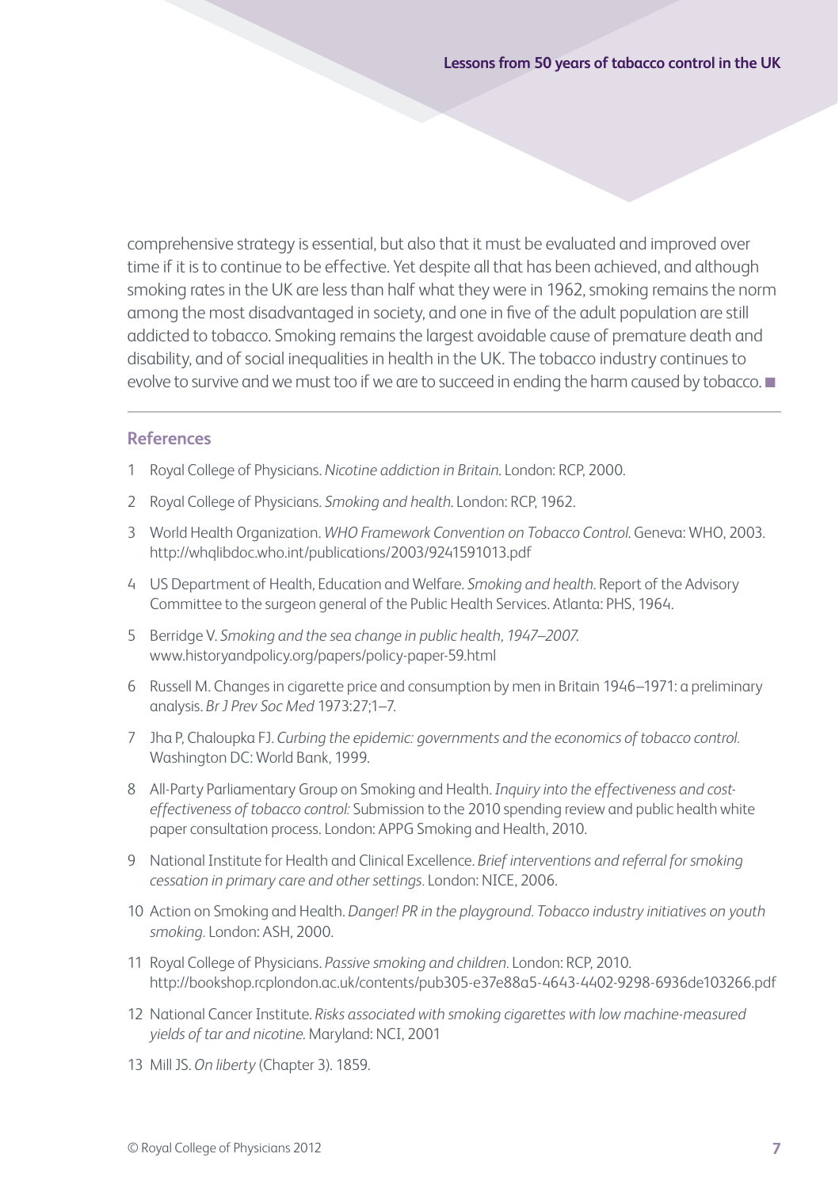comprehensive strategy is essential, but also that it must be evaluated and improved over time if it is to continue to be effective. Yet despite all that has been achieved, and although smoking rates in the UK are less than half what they were in 1962, smoking remains the norm among the most disadvantaged in society, and one in five of the adult population are still addicted to tobacco. Smoking remains the largest avoidable cause of premature death and disability, and of social inequalities in health in the UK. The tobacco industry continues to evolve to survive and we must too if we are to succeed in ending the harm caused by tobacco. ■

## References

1. Royal College of Physicians. *Nicotine addiction in Britain.* London: RCP, 2000.
2. Royal College of Physicians. *Smoking and health.* London: RCP, 1962.
3. World Health Organization. *WHO Framework Convention on Tobacco Control.* Geneva: WHO, 2003. http://whqlibdoc.who.int/publications/2003/9241591013.pdf
4. US Department of Health, Education and Welfare. *Smoking and health.* Report of the Advisory Committee to the surgeon general of the Public Health Services. Atlanta: PHS, 1964.
5. Berridge V. *Smoking and the sea change in public health, 1947–2007.* www.historyandpolicy.org/papers/policy-paper-59.html
6. Russell M. Changes in cigarette price and consumption by men in Britain 1946–1971: a preliminary analysis. *Br J Prev Soc Med* 1973:27;1–7.
7. Jha P, Chaloupka FJ. *Curbing the epidemic: governments and the economics of tobacco control.* Washington DC: World Bank, 1999.
8. All-Party Parliamentary Group on Smoking and Health. *Inquiry into the effectiveness and cost-effectiveness of tobacco control:* Submission to the 2010 spending review and public health white paper consultation process. London: APPG Smoking and Health, 2010.
9. National Institute for Health and Clinical Excellence. *Brief interventions and referral for smoking cessation in primary care and other settings.* London: NICE, 2006.
10. Action on Smoking and Health. *Danger! PR in the playground. Tobacco industry initiatives on youth smoking.* London: ASH, 2000.
11. Royal College of Physicians. *Passive smoking and children.* London: RCP, 2010. http://bookshop.rcplondon.ac.uk/contents/pub305-e37e88a5-4643-4402-9298-6936de103266.pdf
12. National Cancer Institute. *Risks associated with smoking cigarettes with low machine-measured yields of tar and nicotine.* Maryland: NCI, 2001
13. Mill JS. *On liberty* (Chapter 3). 1859.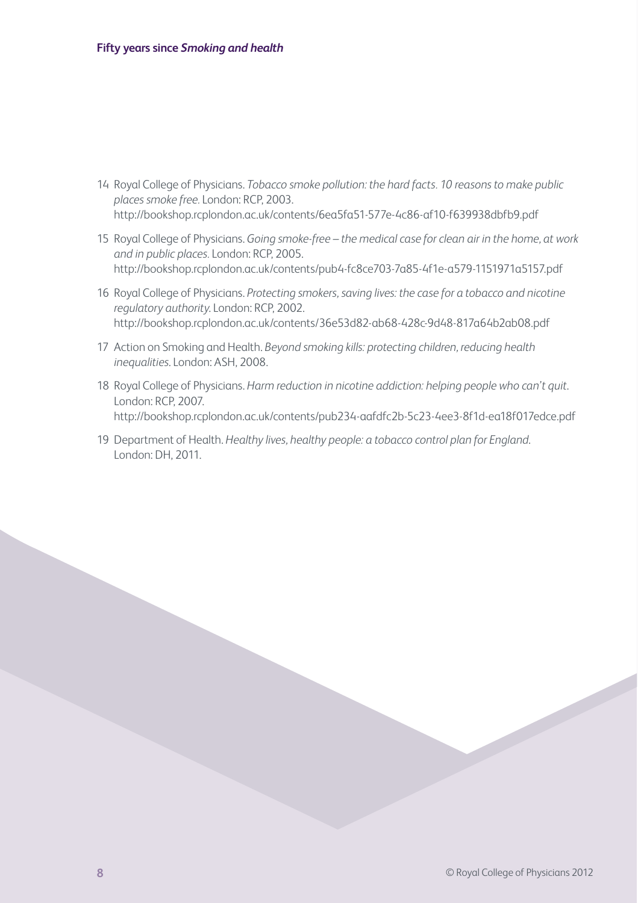14 Royal College of Physicians. *Tobacco smoke pollution: the hard facts. 10 reasons to make public places smoke free.* London: RCP, 2003. http://bookshop.rcplondon.ac.uk/contents/6ea5fa51-577e-4c86-af10-f639938dbfb9.pdf

15 Royal College of Physicians. *Going smoke-free – the medical case for clean air in the home, at work and in public places.* London: RCP, 2005. http://bookshop.rcplondon.ac.uk/contents/pub4-fc8ce703-7a85-4f1e-a579-1151971a5157.pdf

16 Royal College of Physicians. *Protecting smokers, saving lives: the case for a tobacco and nicotine regulatory authority.* London: RCP, 2002. http://bookshop.rcplondon.ac.uk/contents/36e53d82-ab68-428c-9d48-817a64b2ab08.pdf

17 Action on Smoking and Health. *Beyond smoking kills: protecting children, reducing health inequalities.* London: ASH, 2008.

18 Royal College of Physicians. *Harm reduction in nicotine addiction: helping people who can't quit.* London: RCP, 2007. http://bookshop.rcplondon.ac.uk/contents/pub234-aafdfc2b-5c23-4ee3-8f1d-ea18f017edce.pdf

19 Department of Health. *Healthy lives, healthy people: a tobacco control plan for England.* London: DH, 2011.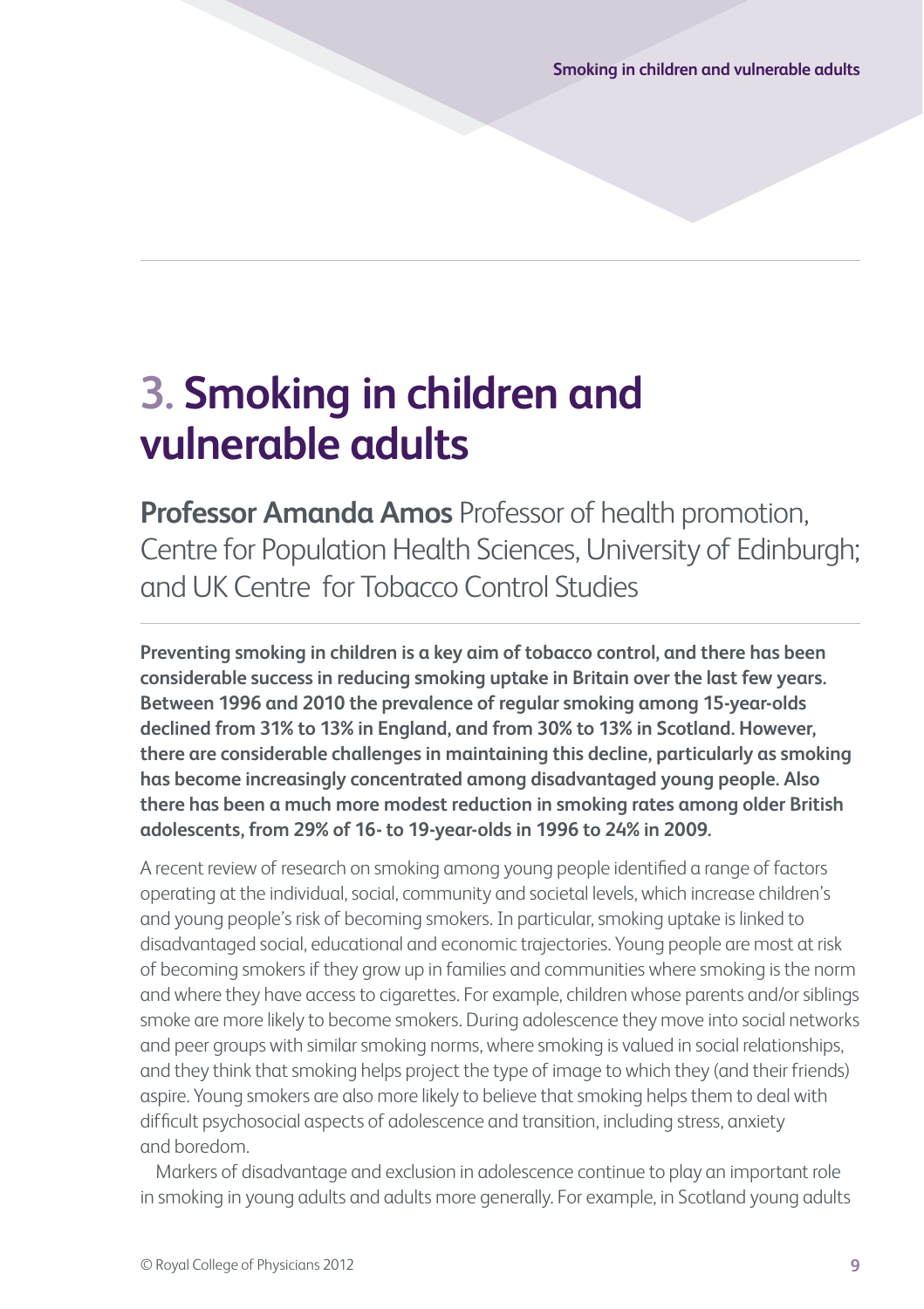# 3. Smoking in children and vulnerable adults

**Professor Amanda Amos** Professor of health promotion, Centre for Population Health Sciences, University of Edinburgh; and UK Centre for Tobacco Control Studies

**Preventing smoking in children is a key aim of tobacco control, and there has been considerable success in reducing smoking uptake in Britain over the last few years. Between 1996 and 2010 the prevalence of regular smoking among 15-year-olds declined from 31% to 13% in England, and from 30% to 13% in Scotland. However, there are considerable challenges in maintaining this decline, particularly as smoking has become increasingly concentrated among disadvantaged young people. Also there has been a much more modest reduction in smoking rates among older British adolescents, from 29% of 16- to 19-year-olds in 1996 to 24% in 2009.**

A recent review of research on smoking among young people identified a range of factors operating at the individual, social, community and societal levels, which increase children's and young people's risk of becoming smokers. In particular, smoking uptake is linked to disadvantaged social, educational and economic trajectories. Young people are most at risk of becoming smokers if they grow up in families and communities where smoking is the norm and where they have access to cigarettes. For example, children whose parents and/or siblings smoke are more likely to become smokers. During adolescence they move into social networks and peer groups with similar smoking norms, where smoking is valued in social relationships, and they think that smoking helps project the type of image to which they (and their friends) aspire. Young smokers are also more likely to believe that smoking helps them to deal with difficult psychosocial aspects of adolescence and transition, including stress, anxiety and boredom.

Markers of disadvantage and exclusion in adolescence continue to play an important role in smoking in young adults and adults more generally. For example, in Scotland young adults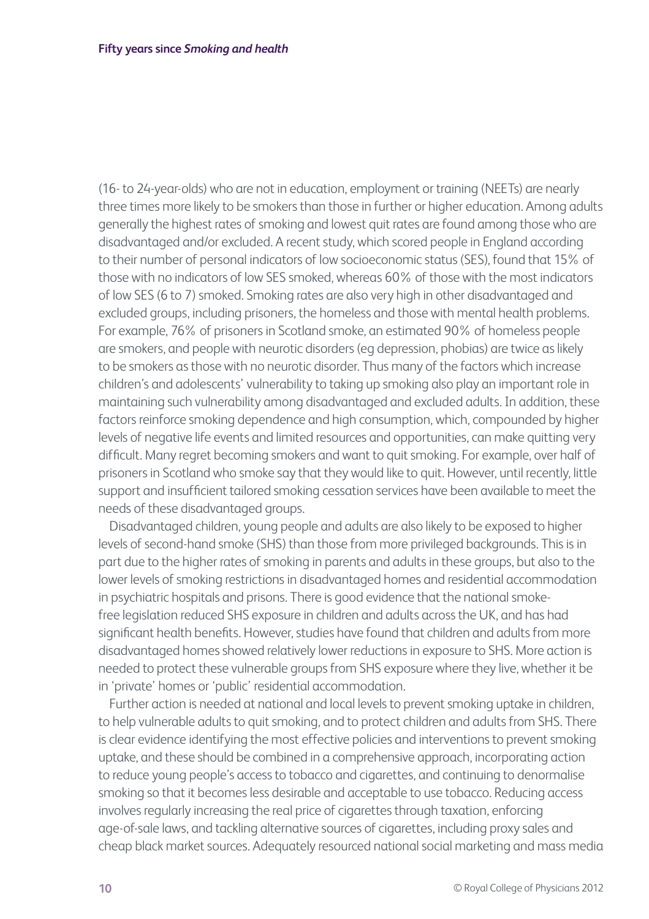(16- to 24-year-olds) who are not in education, employment or training (NEETs) are nearly three times more likely to be smokers than those in further or higher education. Among adults generally the highest rates of smoking and lowest quit rates are found among those who are disadvantaged and/or excluded. A recent study, which scored people in England according to their number of personal indicators of low socioeconomic status (SES), found that 15% of those with no indicators of low SES smoked, whereas 60% of those with the most indicators of low SES (6 to 7) smoked. Smoking rates are also very high in other disadvantaged and excluded groups, including prisoners, the homeless and those with mental health problems. For example, 76% of prisoners in Scotland smoke, an estimated 90% of homeless people are smokers, and people with neurotic disorders (eg depression, phobias) are twice as likely to be smokers as those with no neurotic disorder. Thus many of the factors which increase children's and adolescents' vulnerability to taking up smoking also play an important role in maintaining such vulnerability among disadvantaged and excluded adults. In addition, these factors reinforce smoking dependence and high consumption, which, compounded by higher levels of negative life events and limited resources and opportunities, can make quitting very difficult. Many regret becoming smokers and want to quit smoking. For example, over half of prisoners in Scotland who smoke say that they would like to quit. However, until recently, little support and insufficient tailored smoking cessation services have been available to meet the needs of these disadvantaged groups.

Disadvantaged children, young people and adults are also likely to be exposed to higher levels of second-hand smoke (SHS) than those from more privileged backgrounds. This is in part due to the higher rates of smoking in parents and adults in these groups, but also to the lower levels of smoking restrictions in disadvantaged homes and residential accommodation in psychiatric hospitals and prisons. There is good evidence that the national smoke-free legislation reduced SHS exposure in children and adults across the UK, and has had significant health benefits. However, studies have found that children and adults from more disadvantaged homes showed relatively lower reductions in exposure to SHS. More action is needed to protect these vulnerable groups from SHS exposure where they live, whether it be in 'private' homes or 'public' residential accommodation.

Further action is needed at national and local levels to prevent smoking uptake in children, to help vulnerable adults to quit smoking, and to protect children and adults from SHS. There is clear evidence identifying the most effective policies and interventions to prevent smoking uptake, and these should be combined in a comprehensive approach, incorporating action to reduce young people's access to tobacco and cigarettes, and continuing to denormalise smoking so that it becomes less desirable and acceptable to use tobacco. Reducing access involves regularly increasing the real price of cigarettes through taxation, enforcing age-of-sale laws, and tackling alternative sources of cigarettes, including proxy sales and cheap black market sources. Adequately resourced national social marketing and mass media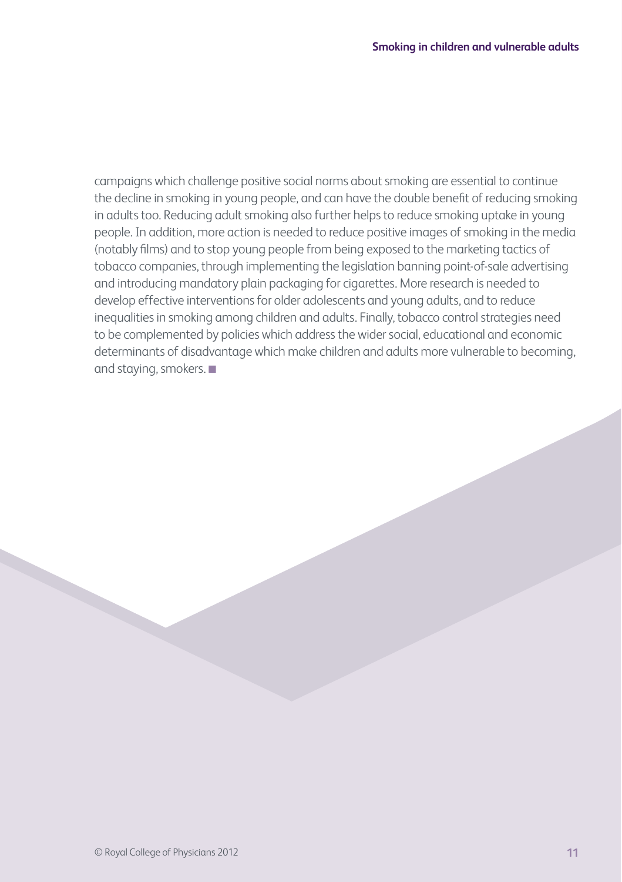campaigns which challenge positive social norms about smoking are essential to continue the decline in smoking in young people, and can have the double benefit of reducing smoking in adults too. Reducing adult smoking also further helps to reduce smoking uptake in young people. In addition, more action is needed to reduce positive images of smoking in the media (notably films) and to stop young people from being exposed to the marketing tactics of tobacco companies, through implementing the legislation banning point-of-sale advertising and introducing mandatory plain packaging for cigarettes. More research is needed to develop effective interventions for older adolescents and young adults, and to reduce inequalities in smoking among children and adults. Finally, tobacco control strategies need to be complemented by policies which address the wider social, educational and economic determinants of disadvantage which make children and adults more vulnerable to becoming, and staying, smokers. ■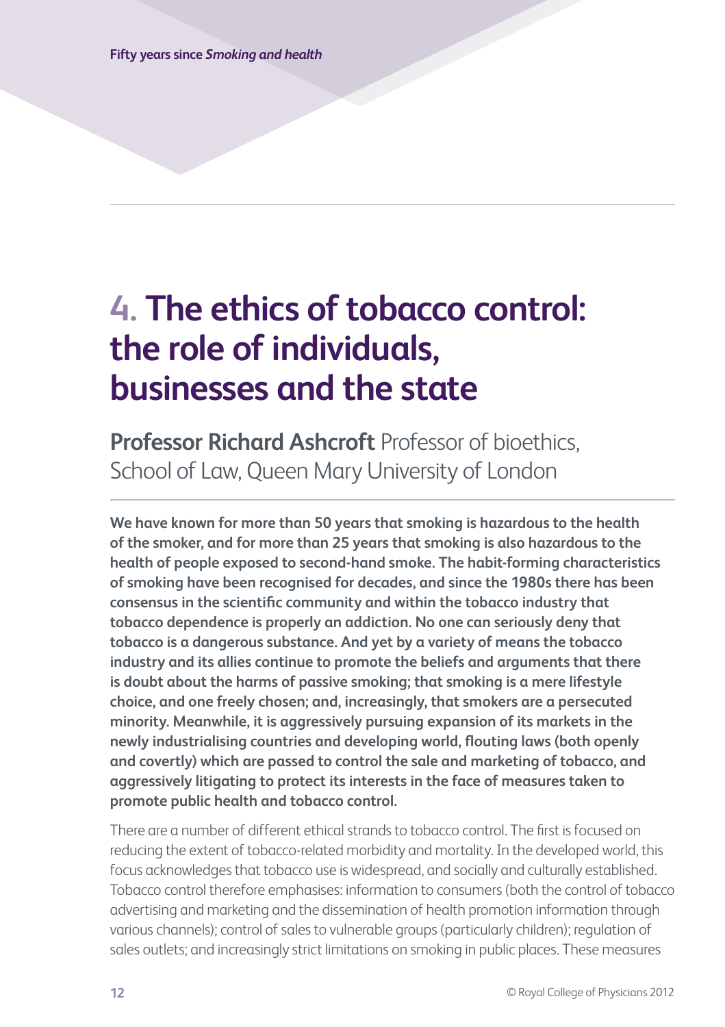# 4. The ethics of tobacco control: the role of individuals, businesses and the state

**Professor Richard Ashcroft** Professor of bioethics, School of Law, Queen Mary University of London

**We have known for more than 50 years that smoking is hazardous to the health of the smoker, and for more than 25 years that smoking is also hazardous to the health of people exposed to second-hand smoke. The habit-forming characteristics of smoking have been recognised for decades, and since the 1980s there has been consensus in the scientific community and within the tobacco industry that tobacco dependence is properly an addiction. No one can seriously deny that tobacco is a dangerous substance. And yet by a variety of means the tobacco industry and its allies continue to promote the beliefs and arguments that there is doubt about the harms of passive smoking; that smoking is a mere lifestyle choice, and one freely chosen; and, increasingly, that smokers are a persecuted minority. Meanwhile, it is aggressively pursuing expansion of its markets in the newly industrialising countries and developing world, flouting laws (both openly and covertly) which are passed to control the sale and marketing of tobacco, and aggressively litigating to protect its interests in the face of measures taken to promote public health and tobacco control.**

There are a number of different ethical strands to tobacco control. The first is focused on reducing the extent of tobacco-related morbidity and mortality. In the developed world, this focus acknowledges that tobacco use is widespread, and socially and culturally established. Tobacco control therefore emphasises: information to consumers (both the control of tobacco advertising and marketing and the dissemination of health promotion information through various channels); control of sales to vulnerable groups (particularly children); regulation of sales outlets; and increasingly strict limitations on smoking in public places. These measures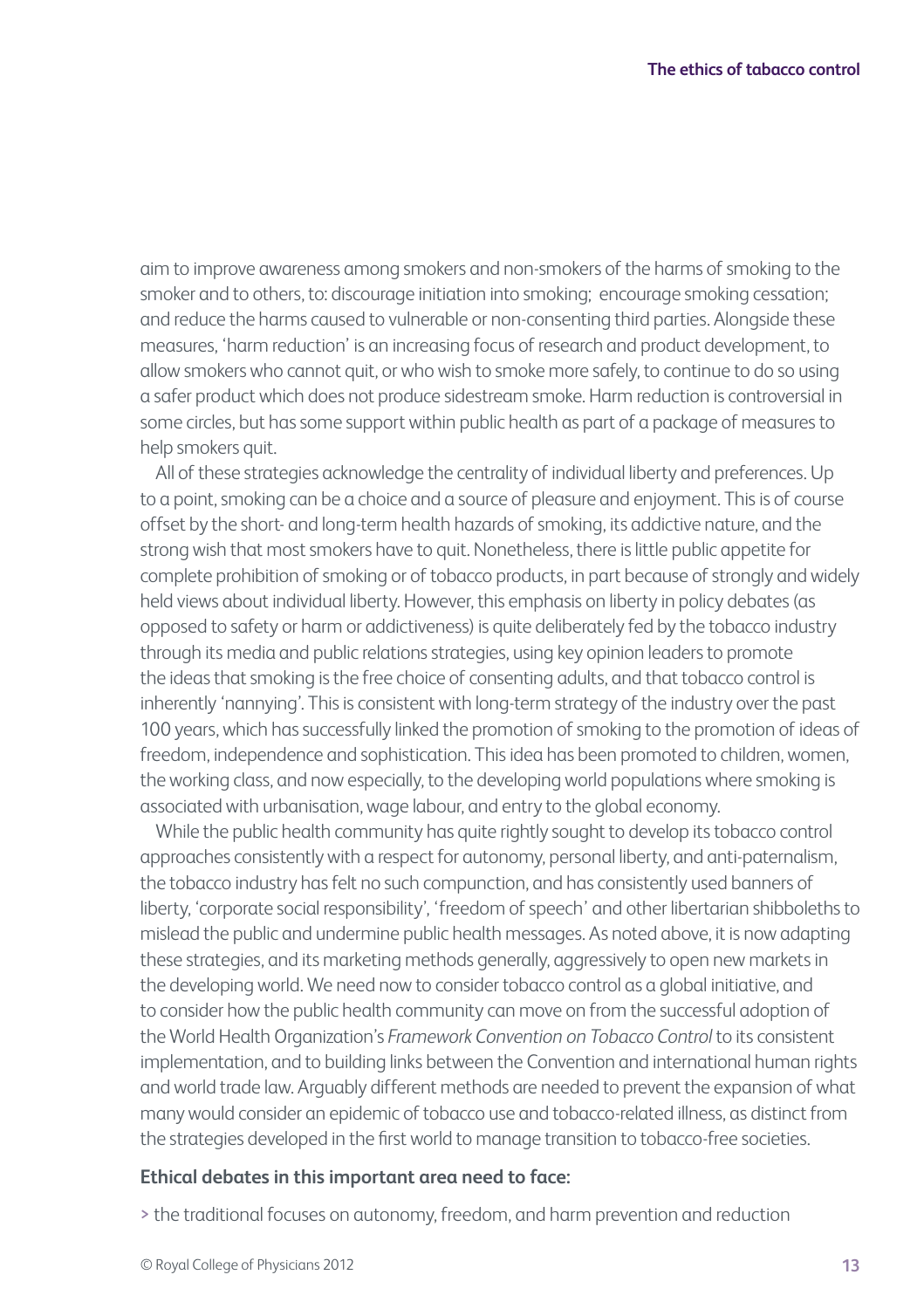aim to improve awareness among smokers and non-smokers of the harms of smoking to the smoker and to others, to: discourage initiation into smoking; encourage smoking cessation; and reduce the harms caused to vulnerable or non-consenting third parties. Alongside these measures, 'harm reduction' is an increasing focus of research and product development, to allow smokers who cannot quit, or who wish to smoke more safely, to continue to do so using a safer product which does not produce sidestream smoke. Harm reduction is controversial in some circles, but has some support within public health as part of a package of measures to help smokers quit.

All of these strategies acknowledge the centrality of individual liberty and preferences. Up to a point, smoking can be a choice and a source of pleasure and enjoyment. This is of course offset by the short- and long-term health hazards of smoking, its addictive nature, and the strong wish that most smokers have to quit. Nonetheless, there is little public appetite for complete prohibition of smoking or of tobacco products, in part because of strongly and widely held views about individual liberty. However, this emphasis on liberty in policy debates (as opposed to safety or harm or addictiveness) is quite deliberately fed by the tobacco industry through its media and public relations strategies, using key opinion leaders to promote the ideas that smoking is the free choice of consenting adults, and that tobacco control is inherently 'nannying'. This is consistent with long-term strategy of the industry over the past 100 years, which has successfully linked the promotion of smoking to the promotion of ideas of freedom, independence and sophistication. This idea has been promoted to children, women, the working class, and now especially, to the developing world populations where smoking is associated with urbanisation, wage labour, and entry to the global economy.

While the public health community has quite rightly sought to develop its tobacco control approaches consistently with a respect for autonomy, personal liberty, and anti-paternalism, the tobacco industry has felt no such compunction, and has consistently used banners of liberty, 'corporate social responsibility', 'freedom of speech' and other libertarian shibboleths to mislead the public and undermine public health messages. As noted above, it is now adapting these strategies, and its marketing methods generally, aggressively to open new markets in the developing world. We need now to consider tobacco control as a global initiative, and to consider how the public health community can move on from the successful adoption of the World Health Organization's *Framework Convention on Tobacco Control* to its consistent implementation, and to building links between the Convention and international human rights and world trade law. Arguably different methods are needed to prevent the expansion of what many would consider an epidemic of tobacco use and tobacco-related illness, as distinct from the strategies developed in the first world to manage transition to tobacco-free societies.

**Ethical debates in this important area need to face:**

> the traditional focuses on autonomy, freedom, and harm prevention and reduction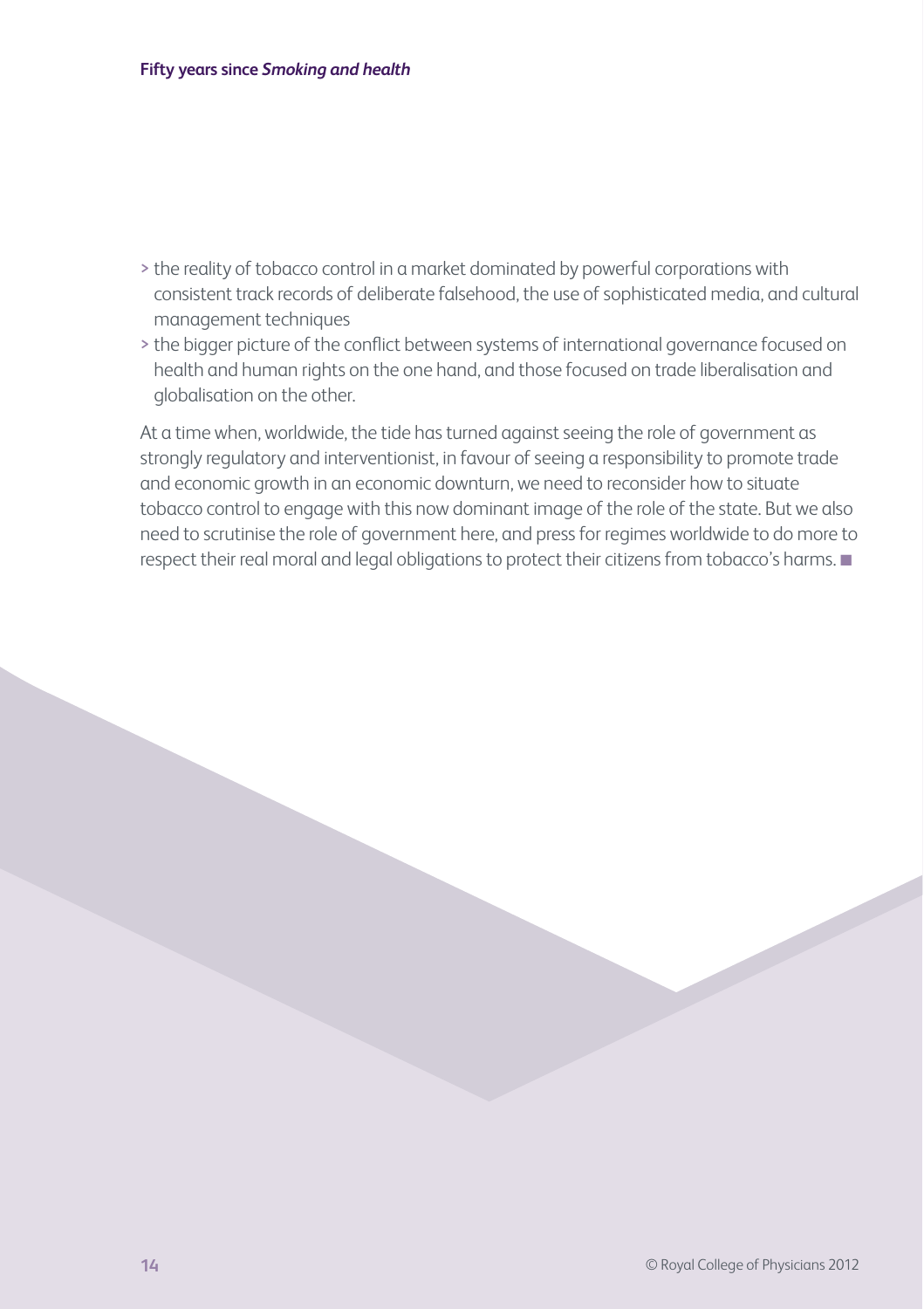- the reality of tobacco control in a market dominated by powerful corporations with consistent track records of deliberate falsehood, the use of sophisticated media, and cultural management techniques
- the bigger picture of the conflict between systems of international governance focused on health and human rights on the one hand, and those focused on trade liberalisation and globalisation on the other.

At a time when, worldwide, the tide has turned against seeing the role of government as strongly regulatory and interventionist, in favour of seeing a responsibility to promote trade and economic growth in an economic downturn, we need to reconsider how to situate tobacco control to engage with this now dominant image of the role of the state. But we also need to scrutinise the role of government here, and press for regimes worldwide to do more to respect their real moral and legal obligations to protect their citizens from tobacco's harms. ■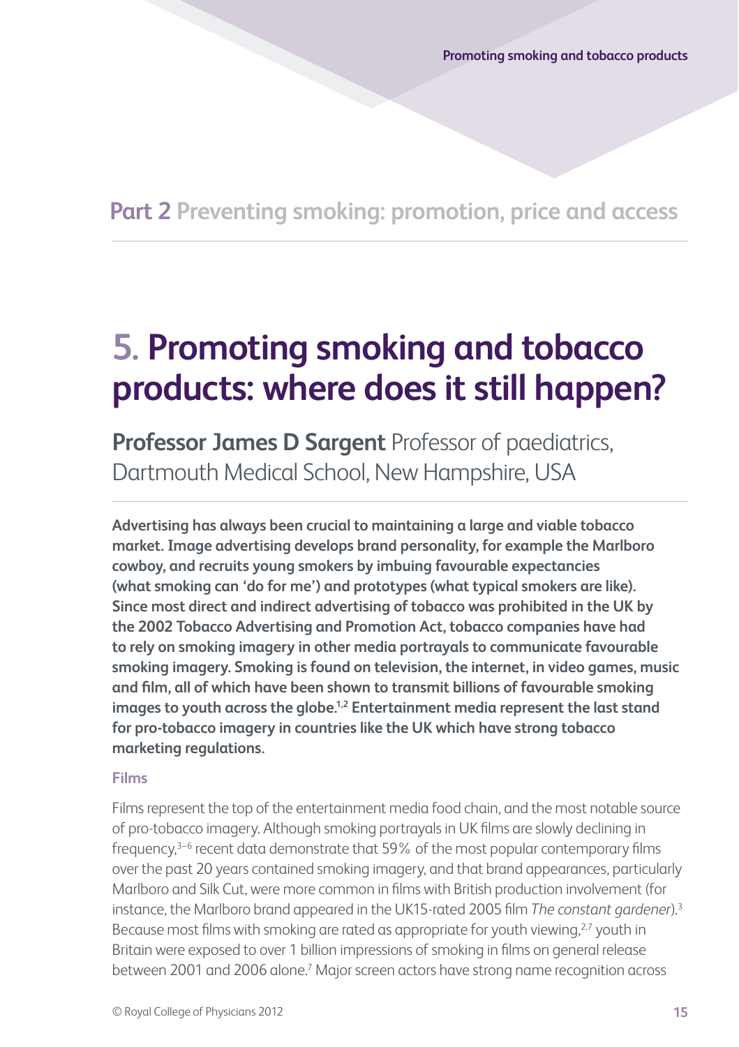Part 2 Preventing smoking: promotion, price and access

# 5. Promoting smoking and tobacco products: where does it still happen?

**Professor James D Sargent** Professor of paediatrics, Dartmouth Medical School, New Hampshire, USA

**Advertising has always been crucial to maintaining a large and viable tobacco market. Image advertising develops brand personality, for example the Marlboro cowboy, and recruits young smokers by imbuing favourable expectancies (what smoking can 'do for me') and prototypes (what typical smokers are like). Since most direct and indirect advertising of tobacco was prohibited in the UK by the 2002 Tobacco Advertising and Promotion Act, tobacco companies have had to rely on smoking imagery in other media portrayals to communicate favourable smoking imagery. Smoking is found on television, the internet, in video games, music and film, all of which have been shown to transmit billions of favourable smoking images to youth across the globe.[1,2] Entertainment media represent the last stand for pro-tobacco imagery in countries like the UK which have strong tobacco marketing regulations.**

## Films

Films represent the top of the entertainment media food chain, and the most notable source of pro-tobacco imagery. Although smoking portrayals in UK films are slowly declining in frequency,[3–6] recent data demonstrate that 59% of the most popular contemporary films over the past 20 years contained smoking imagery, and that brand appearances, particularly Marlboro and Silk Cut, were more common in films with British production involvement (for instance, the Marlboro brand appeared in the UK15-rated 2005 film *The constant gardener*).[3] Because most films with smoking are rated as appropriate for youth viewing,[2,7] youth in Britain were exposed to over 1 billion impressions of smoking in films on general release between 2001 and 2006 alone.[7] Major screen actors have strong name recognition across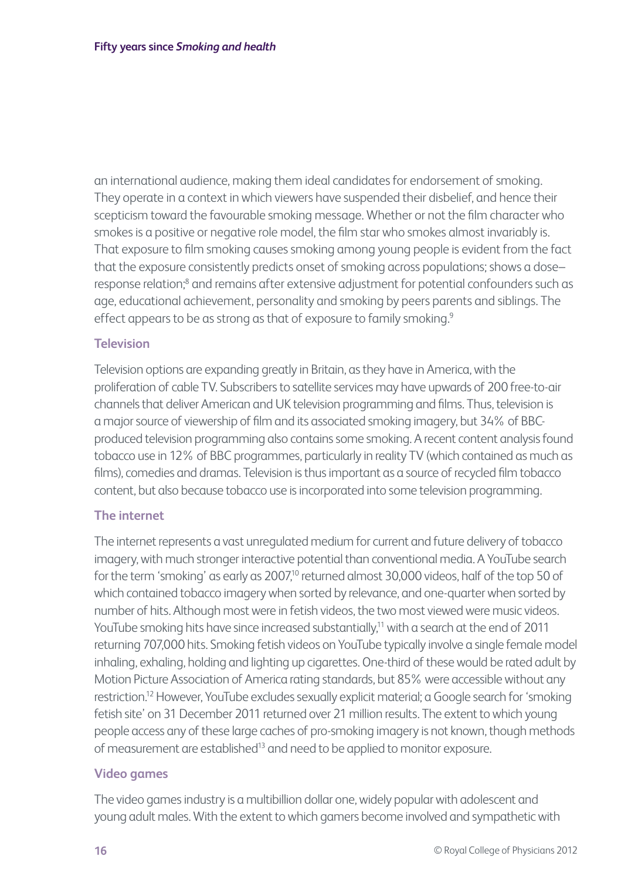an international audience, making them ideal candidates for endorsement of smoking. They operate in a context in which viewers have suspended their disbelief, and hence their scepticism toward the favourable smoking message. Whether or not the film character who smokes is a positive or negative role model, the film star who smokes almost invariably is. That exposure to film smoking causes smoking among young people is evident from the fact that the exposure consistently predicts onset of smoking across populations; shows a dose–response relation;[8] and remains after extensive adjustment for potential confounders such as age, educational achievement, personality and smoking by peers parents and siblings. The effect appears to be as strong as that of exposure to family smoking.[9]

### Television

Television options are expanding greatly in Britain, as they have in America, with the proliferation of cable TV. Subscribers to satellite services may have upwards of 200 free-to-air channels that deliver American and UK television programming and films. Thus, television is a major source of viewership of film and its associated smoking imagery, but 34% of BBC-produced television programming also contains some smoking. A recent content analysis found tobacco use in 12% of BBC programmes, particularly in reality TV (which contained as much as films), comedies and dramas. Television is thus important as a source of recycled film tobacco content, but also because tobacco use is incorporated into some television programming.

### The internet

The internet represents a vast unregulated medium for current and future delivery of tobacco imagery, with much stronger interactive potential than conventional media. A YouTube search for the term 'smoking' as early as 2007,[10] returned almost 30,000 videos, half of the top 50 of which contained tobacco imagery when sorted by relevance, and one-quarter when sorted by number of hits. Although most were in fetish videos, the two most viewed were music videos. YouTube smoking hits have since increased substantially,[11] with a search at the end of 2011 returning 707,000 hits. Smoking fetish videos on YouTube typically involve a single female model inhaling, exhaling, holding and lighting up cigarettes. One-third of these would be rated adult by Motion Picture Association of America rating standards, but 85% were accessible without any restriction.[12] However, YouTube excludes sexually explicit material; a Google search for 'smoking fetish site' on 31 December 2011 returned over 21 million results. The extent to which young people access any of these large caches of pro-smoking imagery is not known, though methods of measurement are established[13] and need to be applied to monitor exposure.

### Video games

The video games industry is a multibillion dollar one, widely popular with adolescent and young adult males. With the extent to which gamers become involved and sympathetic with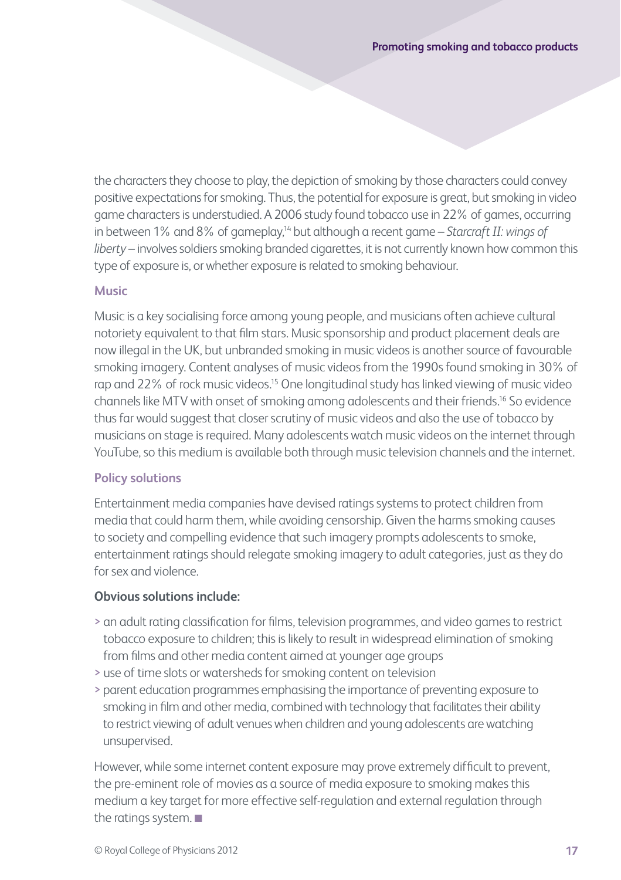the characters they choose to play, the depiction of smoking by those characters could convey positive expectations for smoking. Thus, the potential for exposure is great, but smoking in video game characters is understudied. A 2006 study found tobacco use in 22% of games, occurring in between 1% and 8% of gameplay,[14] but although a recent game – *Starcraft II: wings of liberty* – involves soldiers smoking branded cigarettes, it is not currently known how common this type of exposure is, or whether exposure is related to smoking behaviour.

### Music

Music is a key socialising force among young people, and musicians often achieve cultural notoriety equivalent to that film stars. Music sponsorship and product placement deals are now illegal in the UK, but unbranded smoking in music videos is another source of favourable smoking imagery. Content analyses of music videos from the 1990s found smoking in 30% of rap and 22% of rock music videos.[15] One longitudinal study has linked viewing of music video channels like MTV with onset of smoking among adolescents and their friends.[16] So evidence thus far would suggest that closer scrutiny of music videos and also the use of tobacco by musicians on stage is required. Many adolescents watch music videos on the internet through YouTube, so this medium is available both through music television channels and the internet.

### Policy solutions

Entertainment media companies have devised ratings systems to protect children from media that could harm them, while avoiding censorship. Given the harms smoking causes to society and compelling evidence that such imagery prompts adolescents to smoke, entertainment ratings should relegate smoking imagery to adult categories, just as they do for sex and violence.

**Obvious solutions include:**

- an adult rating classification for films, television programmes, and video games to restrict tobacco exposure to children; this is likely to result in widespread elimination of smoking from films and other media content aimed at younger age groups
- use of time slots or watersheds for smoking content on television
- parent education programmes emphasising the importance of preventing exposure to smoking in film and other media, combined with technology that facilitates their ability to restrict viewing of adult venues when children and young adolescents are watching unsupervised.

However, while some internet content exposure may prove extremely difficult to prevent, the pre-eminent role of movies as a source of media exposure to smoking makes this medium a key target for more effective self-regulation and external regulation through the ratings system. ■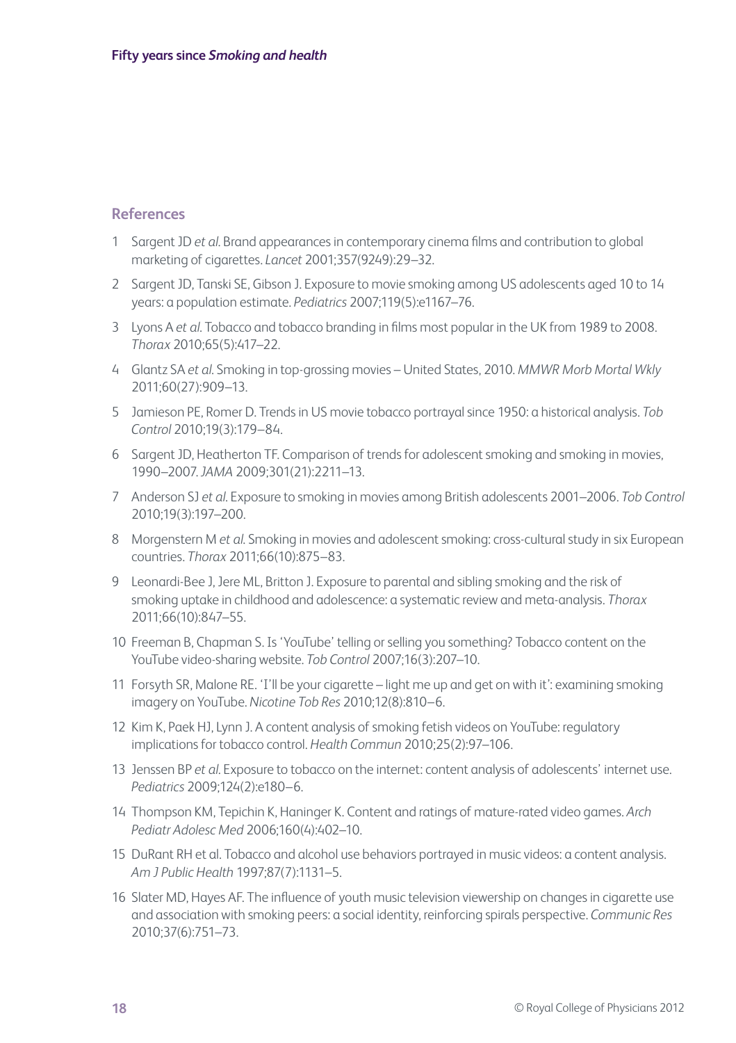## References

1. Sargent JD *et al*. Brand appearances in contemporary cinema films and contribution to global marketing of cigarettes. *Lancet* 2001;357(9249):29–32.
2. Sargent JD, Tanski SE, Gibson J. Exposure to movie smoking among US adolescents aged 10 to 14 years: a population estimate. *Pediatrics* 2007;119(5):e1167–76.
3. Lyons A *et al*. Tobacco and tobacco branding in films most popular in the UK from 1989 to 2008. *Thorax* 2010;65(5):417–22.
4. Glantz SA *et al*. Smoking in top-grossing movies – United States, 2010. *MMWR Morb Mortal Wkly* 2011;60(27):909–13.
5. Jamieson PE, Romer D. Trends in US movie tobacco portrayal since 1950: a historical analysis. *Tob Control* 2010;19(3):179–84.
6. Sargent JD, Heatherton TF. Comparison of trends for adolescent smoking and smoking in movies, 1990–2007. *JAMA* 2009;301(21):2211–13.
7. Anderson SJ *et al*. Exposure to smoking in movies among British adolescents 2001–2006. *Tob Control* 2010;19(3):197–200.
8. Morgenstern M *et al*. Smoking in movies and adolescent smoking: cross-cultural study in six European countries. *Thorax* 2011;66(10):875–83.
9. Leonardi-Bee J, Jere ML, Britton J. Exposure to parental and sibling smoking and the risk of smoking uptake in childhood and adolescence: a systematic review and meta-analysis. *Thorax* 2011;66(10):847–55.
10. Freeman B, Chapman S. Is 'YouTube' telling or selling you something? Tobacco content on the YouTube video-sharing website. *Tob Control* 2007;16(3):207–10.
11. Forsyth SR, Malone RE. 'I'll be your cigarette – light me up and get on with it': examining smoking imagery on YouTube. *Nicotine Tob Res* 2010;12(8):810–6.
12. Kim K, Paek HJ, Lynn J. A content analysis of smoking fetish videos on YouTube: regulatory implications for tobacco control. *Health Commun* 2010;25(2):97–106.
13. Jenssen BP *et al*. Exposure to tobacco on the internet: content analysis of adolescents' internet use. *Pediatrics* 2009;124(2):e180–6.
14. Thompson KM, Tepichin K, Haninger K. Content and ratings of mature-rated video games. *Arch Pediatr Adolesc Med* 2006;160(4):402–10.
15. DuRant RH et al. Tobacco and alcohol use behaviors portrayed in music videos: a content analysis. *Am J Public Health* 1997;87(7):1131–5.
16. Slater MD, Hayes AF. The influence of youth music television viewership on changes in cigarette use and association with smoking peers: a social identity, reinforcing spirals perspective. *Communic Res* 2010;37(6):751–73.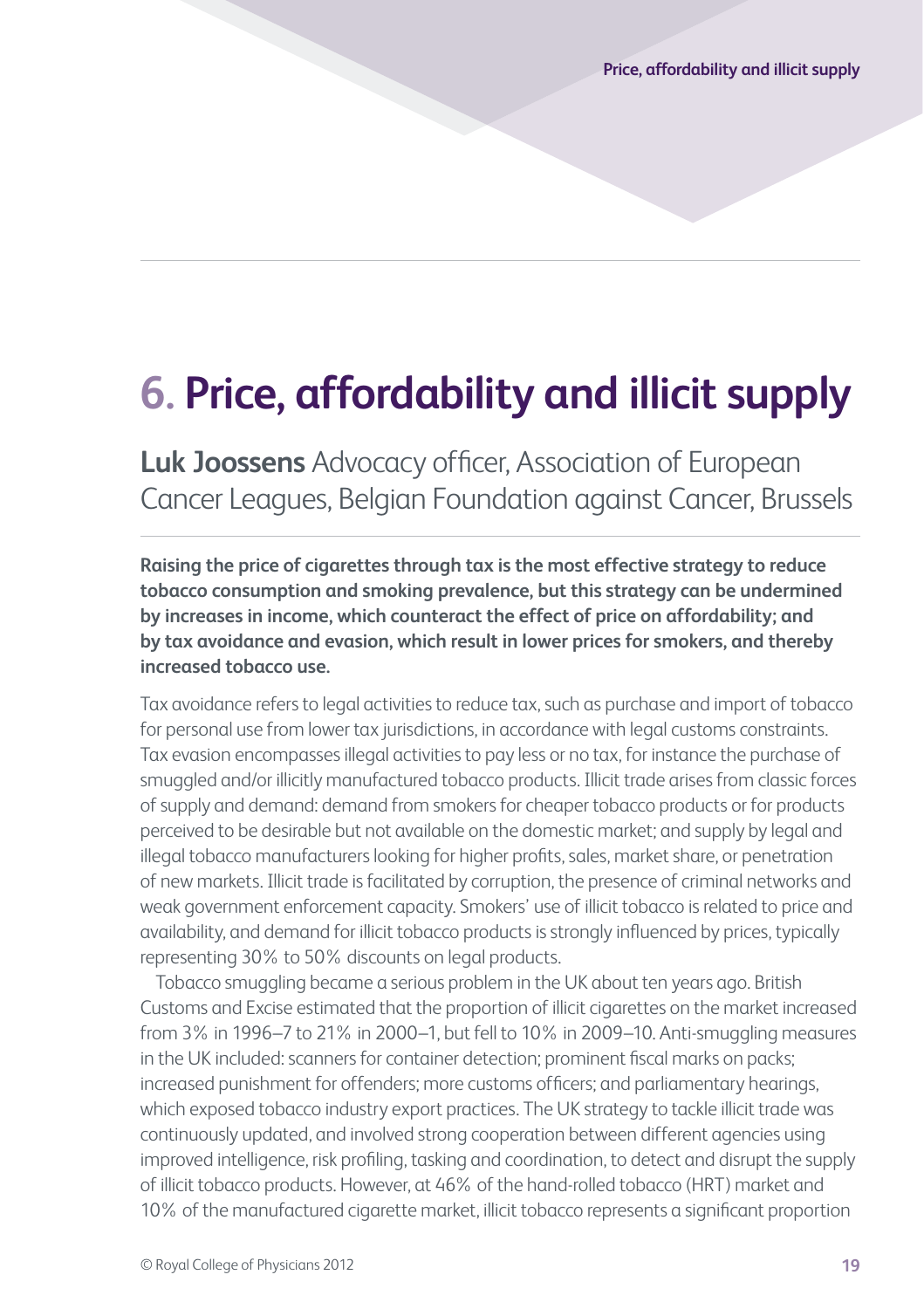# 6. Price, affordability and illicit supply

**Luk Joossens** Advocacy officer, Association of European Cancer Leagues, Belgian Foundation against Cancer, Brussels

**Raising the price of cigarettes through tax is the most effective strategy to reduce tobacco consumption and smoking prevalence, but this strategy can be undermined by increases in income, which counteract the effect of price on affordability; and by tax avoidance and evasion, which result in lower prices for smokers, and thereby increased tobacco use.**

Tax avoidance refers to legal activities to reduce tax, such as purchase and import of tobacco for personal use from lower tax jurisdictions, in accordance with legal customs constraints. Tax evasion encompasses illegal activities to pay less or no tax, for instance the purchase of smuggled and/or illicitly manufactured tobacco products. Illicit trade arises from classic forces of supply and demand: demand from smokers for cheaper tobacco products or for products perceived to be desirable but not available on the domestic market; and supply by legal and illegal tobacco manufacturers looking for higher profits, sales, market share, or penetration of new markets. Illicit trade is facilitated by corruption, the presence of criminal networks and weak government enforcement capacity. Smokers' use of illicit tobacco is related to price and availability, and demand for illicit tobacco products is strongly influenced by prices, typically representing 30% to 50% discounts on legal products.

Tobacco smuggling became a serious problem in the UK about ten years ago. British Customs and Excise estimated that the proportion of illicit cigarettes on the market increased from 3% in 1996–7 to 21% in 2000–1, but fell to 10% in 2009–10. Anti-smuggling measures in the UK included: scanners for container detection; prominent fiscal marks on packs; increased punishment for offenders; more customs officers; and parliamentary hearings, which exposed tobacco industry export practices. The UK strategy to tackle illicit trade was continuously updated, and involved strong cooperation between different agencies using improved intelligence, risk profiling, tasking and coordination, to detect and disrupt the supply of illicit tobacco products. However, at 46% of the hand-rolled tobacco (HRT) market and 10% of the manufactured cigarette market, illicit tobacco represents a significant proportion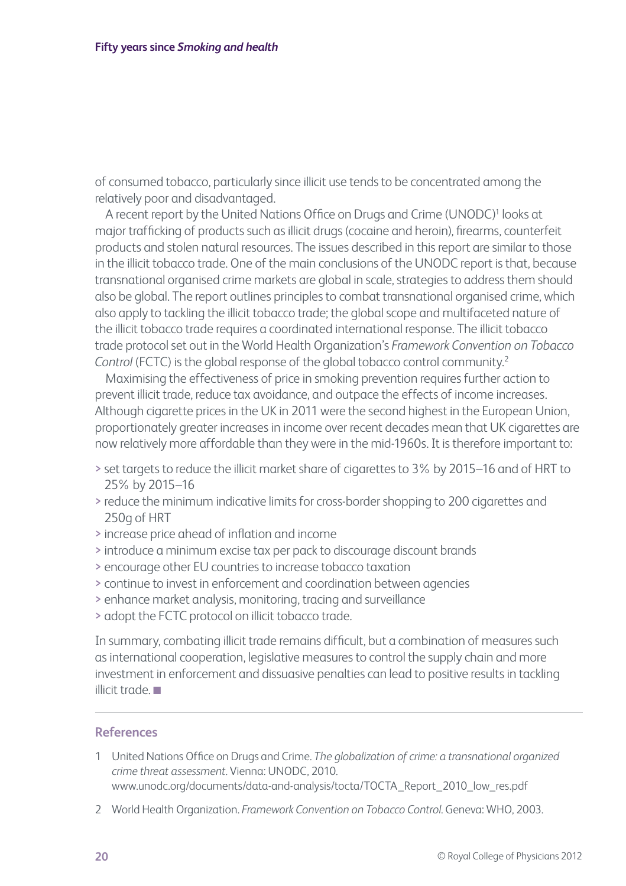of consumed tobacco, particularly since illicit use tends to be concentrated among the relatively poor and disadvantaged.

A recent report by the United Nations Office on Drugs and Crime (UNODC)[1] looks at major trafficking of products such as illicit drugs (cocaine and heroin), firearms, counterfeit products and stolen natural resources. The issues described in this report are similar to those in the illicit tobacco trade. One of the main conclusions of the UNODC report is that, because transnational organised crime markets are global in scale, strategies to address them should also be global. The report outlines principles to combat transnational organised crime, which also apply to tackling the illicit tobacco trade; the global scope and multifaceted nature of the illicit tobacco trade requires a coordinated international response. The illicit tobacco trade protocol set out in the World Health Organization's *Framework Convention on Tobacco Control* (FCTC) is the global response of the global tobacco control community.[2]

Maximising the effectiveness of price in smoking prevention requires further action to prevent illicit trade, reduce tax avoidance, and outpace the effects of income increases. Although cigarette prices in the UK in 2011 were the second highest in the European Union, proportionately greater increases in income over recent decades mean that UK cigarettes are now relatively more affordable than they were in the mid-1960s. It is therefore important to:

> set targets to reduce the illicit market share of cigarettes to 3% by 2015–16 and of HRT to 25% by 2015–16
> reduce the minimum indicative limits for cross-border shopping to 200 cigarettes and 250g of HRT
> increase price ahead of inflation and income
> introduce a minimum excise tax per pack to discourage discount brands
> encourage other EU countries to increase tobacco taxation
> continue to invest in enforcement and coordination between agencies
> enhance market analysis, monitoring, tracing and surveillance
> adopt the FCTC protocol on illicit tobacco trade.

In summary, combating illicit trade remains difficult, but a combination of measures such as international cooperation, legislative measures to control the supply chain and more investment in enforcement and dissuasive penalties can lead to positive results in tackling illicit trade. ■

## References

1 United Nations Office on Drugs and Crime. *The globalization of crime: a transnational organized crime threat assessment*. Vienna: UNODC, 2010. www.unodc.org/documents/data-and-analysis/tocta/TOCTA_Report_2010_low_res.pdf

2 World Health Organization. *Framework Convention on Tobacco Control*. Geneva: WHO, 2003.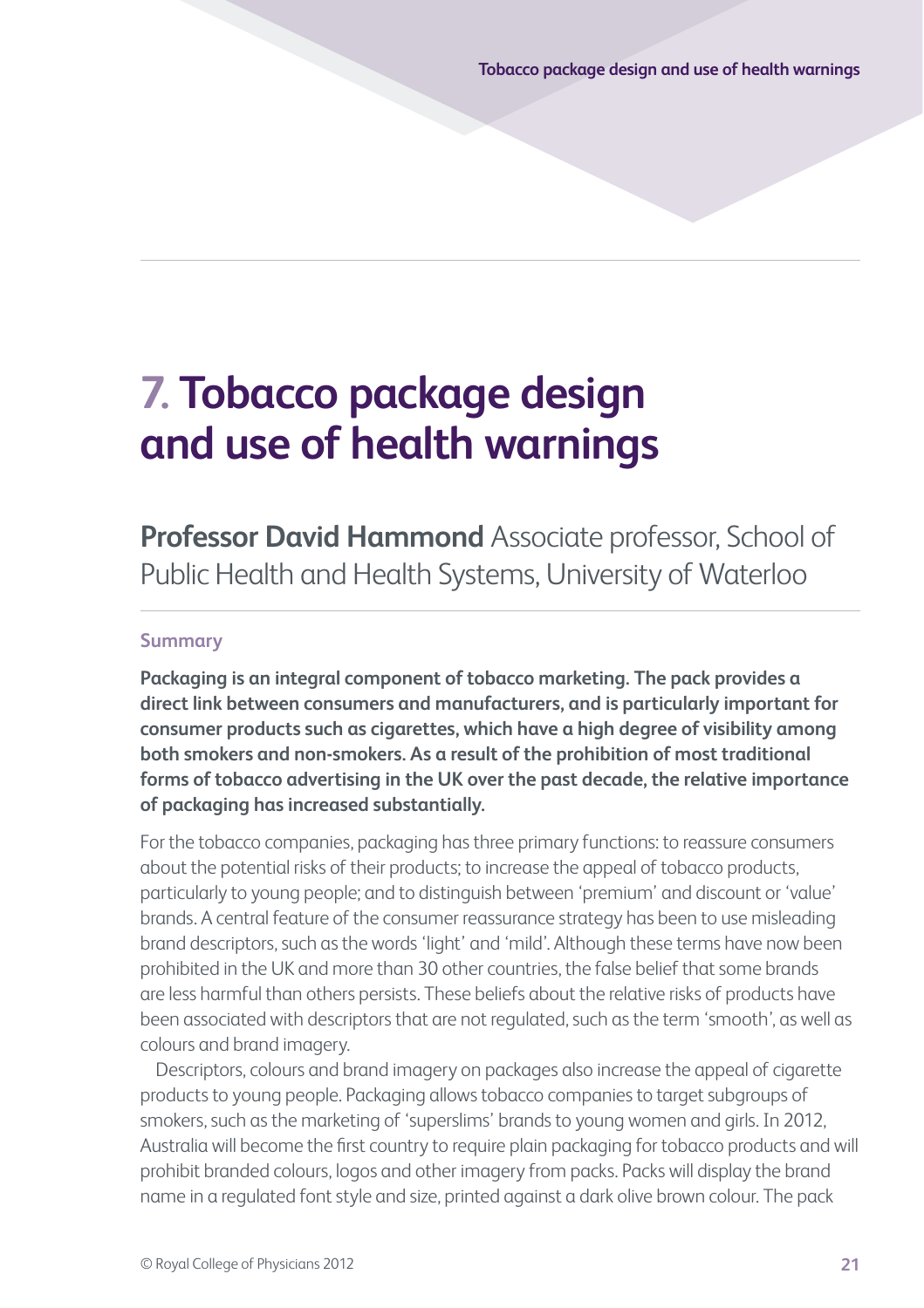# 7. Tobacco package design and use of health warnings

**Professor David Hammond** Associate professor, School of Public Health and Health Systems, University of Waterloo

### Summary

**Packaging is an integral component of tobacco marketing. The pack provides a direct link between consumers and manufacturers, and is particularly important for consumer products such as cigarettes, which have a high degree of visibility among both smokers and non-smokers. As a result of the prohibition of most traditional forms of tobacco advertising in the UK over the past decade, the relative importance of packaging has increased substantially.**

For the tobacco companies, packaging has three primary functions: to reassure consumers about the potential risks of their products; to increase the appeal of tobacco products, particularly to young people; and to distinguish between 'premium' and discount or 'value' brands. A central feature of the consumer reassurance strategy has been to use misleading brand descriptors, such as the words 'light' and 'mild'. Although these terms have now been prohibited in the UK and more than 30 other countries, the false belief that some brands are less harmful than others persists. These beliefs about the relative risks of products have been associated with descriptors that are not regulated, such as the term 'smooth', as well as colours and brand imagery.

Descriptors, colours and brand imagery on packages also increase the appeal of cigarette products to young people. Packaging allows tobacco companies to target subgroups of smokers, such as the marketing of 'superslims' brands to young women and girls. In 2012, Australia will become the first country to require plain packaging for tobacco products and will prohibit branded colours, logos and other imagery from packs. Packs will display the brand name in a regulated font style and size, printed against a dark olive brown colour. The pack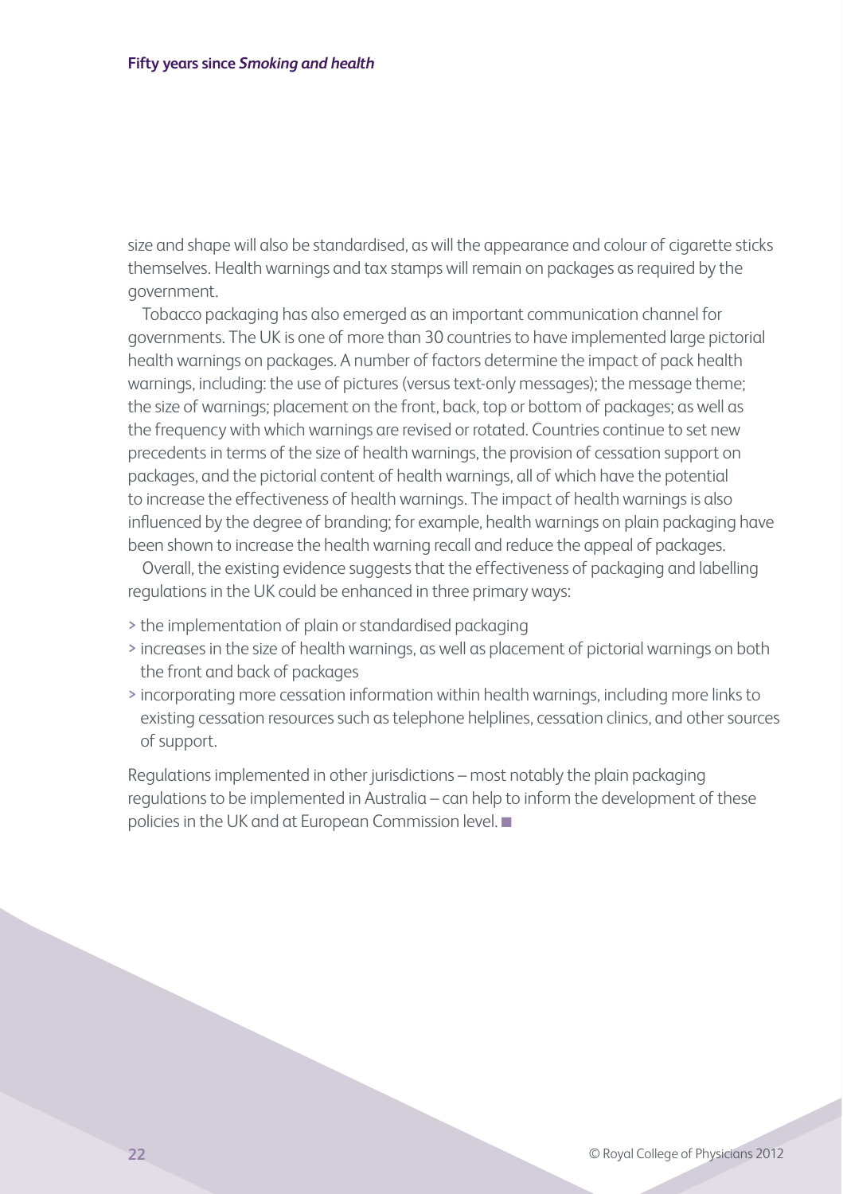size and shape will also be standardised, as will the appearance and colour of cigarette sticks themselves. Health warnings and tax stamps will remain on packages as required by the government.

Tobacco packaging has also emerged as an important communication channel for governments. The UK is one of more than 30 countries to have implemented large pictorial health warnings on packages. A number of factors determine the impact of pack health warnings, including: the use of pictures (versus text-only messages); the message theme; the size of warnings; placement on the front, back, top or bottom of packages; as well as the frequency with which warnings are revised or rotated. Countries continue to set new precedents in terms of the size of health warnings, the provision of cessation support on packages, and the pictorial content of health warnings, all of which have the potential to increase the effectiveness of health warnings. The impact of health warnings is also influenced by the degree of branding; for example, health warnings on plain packaging have been shown to increase the health warning recall and reduce the appeal of packages.

Overall, the existing evidence suggests that the effectiveness of packaging and labelling regulations in the UK could be enhanced in three primary ways:

- the implementation of plain or standardised packaging
- increases in the size of health warnings, as well as placement of pictorial warnings on both the front and back of packages
- incorporating more cessation information within health warnings, including more links to existing cessation resources such as telephone helplines, cessation clinics, and other sources of support.

Regulations implemented in other jurisdictions – most notably the plain packaging regulations to be implemented in Australia – can help to inform the development of these policies in the UK and at European Commission level. ■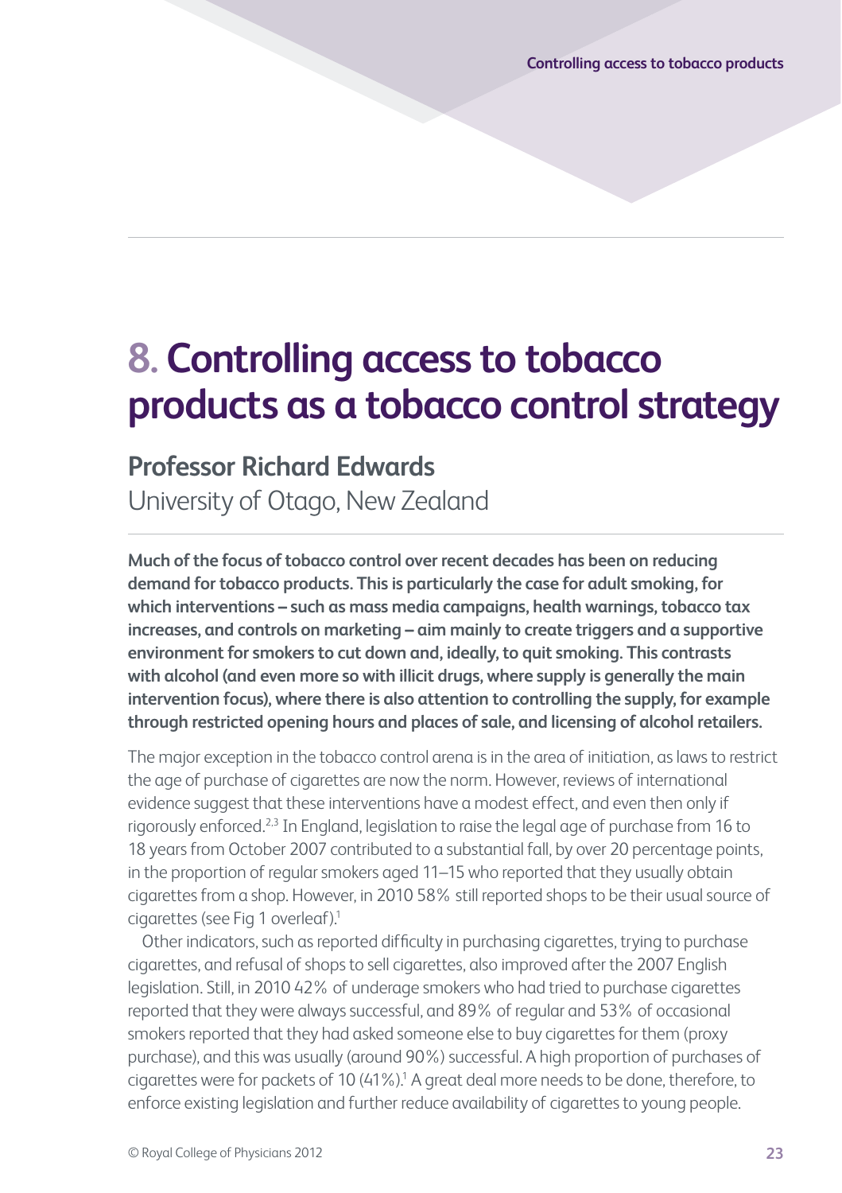# 8. Controlling access to tobacco products as a tobacco control strategy

## Professor Richard Edwards

University of Otago, New Zealand

**Much of the focus of tobacco control over recent decades has been on reducing demand for tobacco products. This is particularly the case for adult smoking, for which interventions – such as mass media campaigns, health warnings, tobacco tax increases, and controls on marketing – aim mainly to create triggers and a supportive environment for smokers to cut down and, ideally, to quit smoking. This contrasts with alcohol (and even more so with illicit drugs, where supply is generally the main intervention focus), where there is also attention to controlling the supply, for example through restricted opening hours and places of sale, and licensing of alcohol retailers.**

The major exception in the tobacco control arena is in the area of initiation, as laws to restrict the age of purchase of cigarettes are now the norm. However, reviews of international evidence suggest that these interventions have a modest effect, and even then only if rigorously enforced.[2,3] In England, legislation to raise the legal age of purchase from 16 to 18 years from October 2007 contributed to a substantial fall, by over 20 percentage points, in the proportion of regular smokers aged 11–15 who reported that they usually obtain cigarettes from a shop. However, in 2010 58% still reported shops to be their usual source of cigarettes (see Fig 1 overleaf).[1]

Other indicators, such as reported difficulty in purchasing cigarettes, trying to purchase cigarettes, and refusal of shops to sell cigarettes, also improved after the 2007 English legislation. Still, in 2010 42% of underage smokers who had tried to purchase cigarettes reported that they were always successful, and 89% of regular and 53% of occasional smokers reported that they had asked someone else to buy cigarettes for them (proxy purchase), and this was usually (around 90%) successful. A high proportion of purchases of cigarettes were for packets of 10 (41%).[1] A great deal more needs to be done, therefore, to enforce existing legislation and further reduce availability of cigarettes to young people.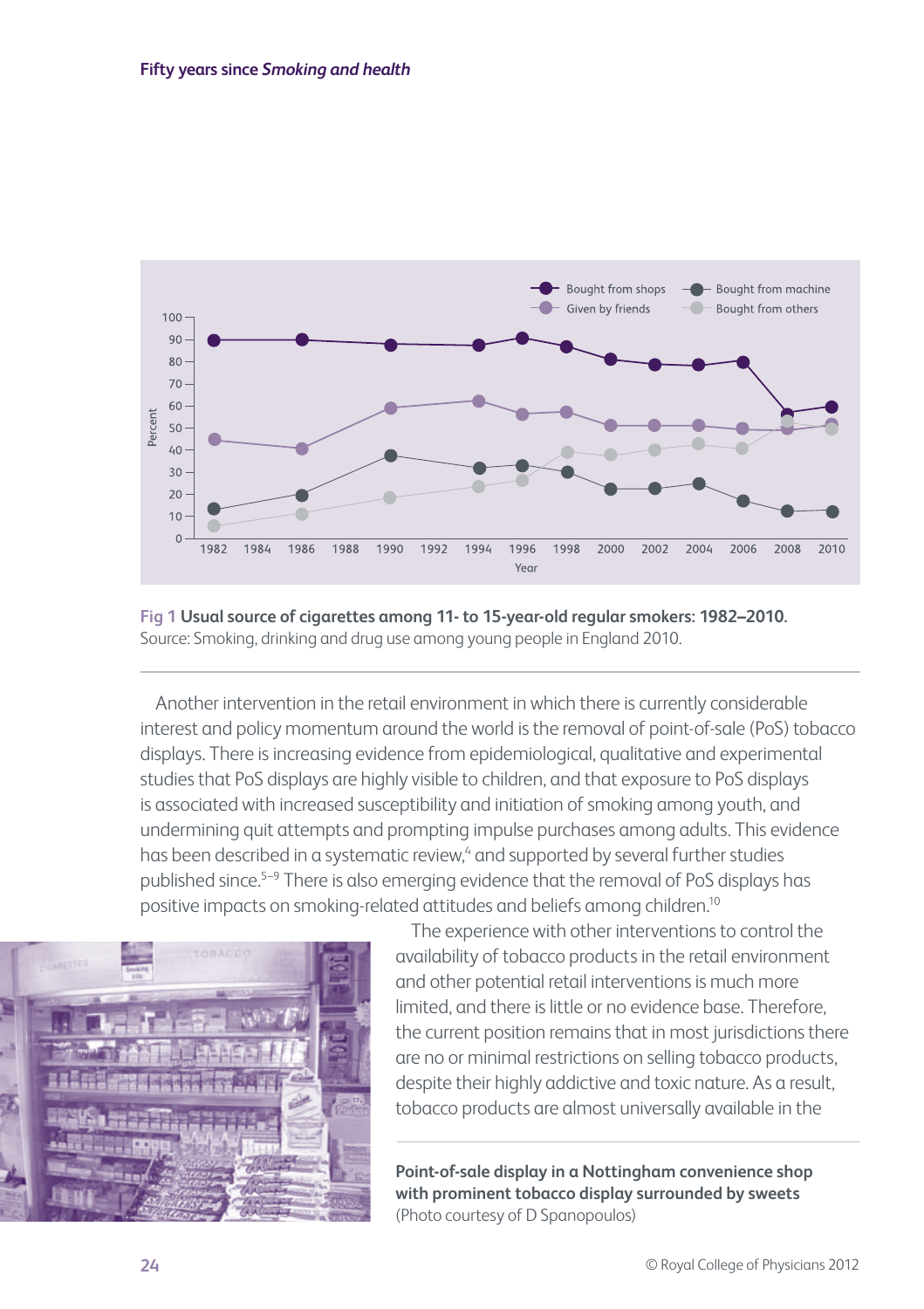**Fig 1 Usual source of cigarettes among 11- to 15-year-old regular smokers: 1982–2010.**
Source: Smoking, drinking and drug use among young people in England 2010.

Another intervention in the retail environment in which there is currently considerable interest and policy momentum around the world is the removal of point-of-sale (PoS) tobacco displays. There is increasing evidence from epidemiological, qualitative and experimental studies that PoS displays are highly visible to children, and that exposure to PoS displays is associated with increased susceptibility and initiation of smoking among youth, and undermining quit attempts and prompting impulse purchases among adults. This evidence has been described in a systematic review,[4] and supported by several further studies published since.[5–9] There is also emerging evidence that the removal of PoS displays has positive impacts on smoking-related attitudes and beliefs among children.[10]

The experience with other interventions to control the availability of tobacco products in the retail environment and other potential retail interventions is much more limited, and there is little or no evidence base. Therefore, the current position remains that in most jurisdictions there are no or minimal restrictions on selling tobacco products, despite their highly addictive and toxic nature. As a result, tobacco products are almost universally available in the

**Point-of-sale display in a Nottingham convenience shop with prominent tobacco display surrounded by sweets** (Photo courtesy of D Spanopoulos)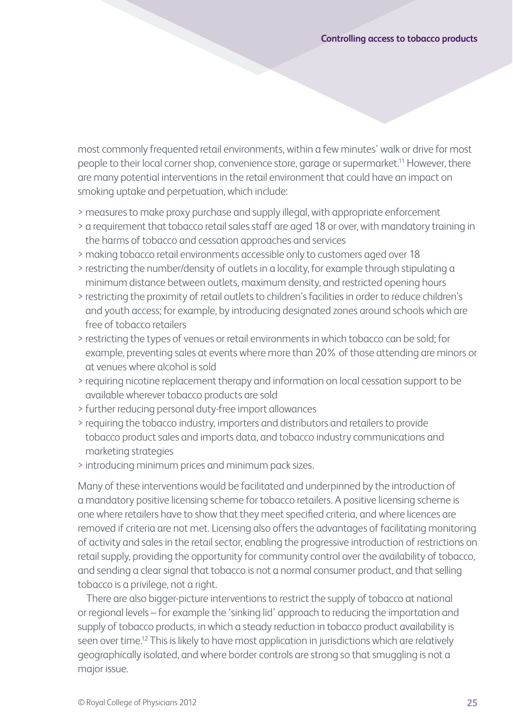most commonly frequented retail environments, within a few minutes' walk or drive for most people to their local corner shop, convenience store, garage or supermarket.[11] However, there are many potential interventions in the retail environment that could have an impact on smoking uptake and perpetuation, which include:

- measures to make proxy purchase and supply illegal, with appropriate enforcement
- a requirement that tobacco retail sales staff are aged 18 or over, with mandatory training in the harms of tobacco and cessation approaches and services
- making tobacco retail environments accessible only to customers aged over 18
- restricting the number/density of outlets in a locality, for example through stipulating a minimum distance between outlets, maximum density, and restricted opening hours
- restricting the proximity of retail outlets to children's facilities in order to reduce children's and youth access; for example, by introducing designated zones around schools which are free of tobacco retailers
- restricting the types of venues or retail environments in which tobacco can be sold; for example, preventing sales at events where more than 20% of those attending are minors or at venues where alcohol is sold
- requiring nicotine replacement therapy and information on local cessation support to be available wherever tobacco products are sold
- further reducing personal duty-free import allowances
- requiring the tobacco industry, importers and distributors and retailers to provide tobacco product sales and imports data, and tobacco industry communications and marketing strategies
- introducing minimum prices and minimum pack sizes.

Many of these interventions would be facilitated and underpinned by the introduction of a mandatory positive licensing scheme for tobacco retailers. A positive licensing scheme is one where retailers have to show that they meet specified criteria, and where licences are removed if criteria are not met. Licensing also offers the advantages of facilitating monitoring of activity and sales in the retail sector, enabling the progressive introduction of restrictions on retail supply, providing the opportunity for community control over the availability of tobacco, and sending a clear signal that tobacco is not a normal consumer product, and that selling tobacco is a privilege, not a right.

There are also bigger-picture interventions to restrict the supply of tobacco at national or regional levels – for example the 'sinking lid' approach to reducing the importation and supply of tobacco products, in which a steady reduction in tobacco product availability is seen over time.[12] This is likely to have most application in jurisdictions which are relatively geographically isolated, and where border controls are strong so that smuggling is not a major issue.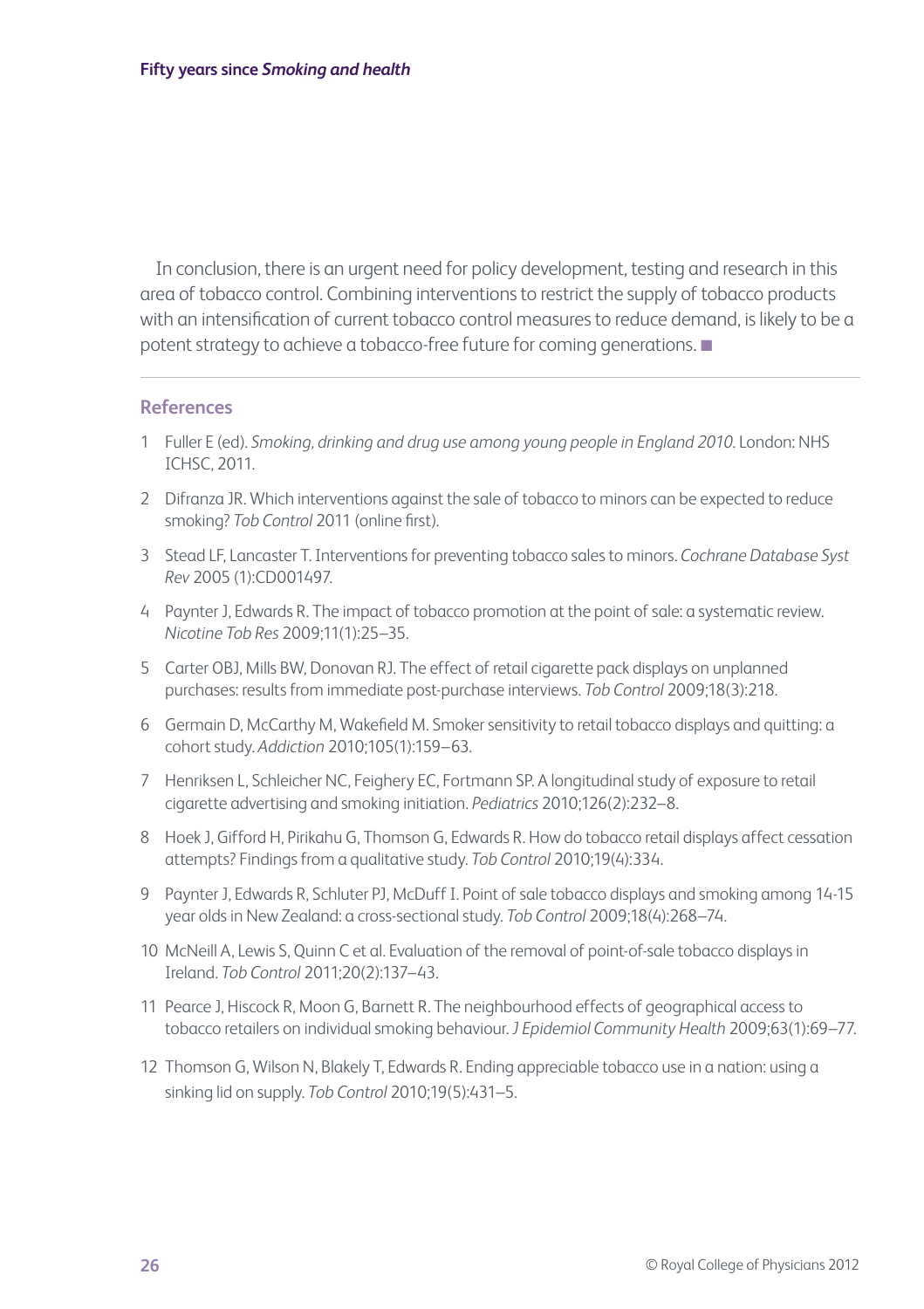In conclusion, there is an urgent need for policy development, testing and research in this area of tobacco control. Combining interventions to restrict the supply of tobacco products with an intensification of current tobacco control measures to reduce demand, is likely to be a potent strategy to achieve a tobacco-free future for coming generations. ■

## References

1. Fuller E (ed). *Smoking, drinking and drug use among young people in England 2010.* London: NHS ICHSC, 2011.
2. Difranza JR. Which interventions against the sale of tobacco to minors can be expected to reduce smoking? *Tob Control* 2011 (online first).
3. Stead LF, Lancaster T. Interventions for preventing tobacco sales to minors. *Cochrane Database Syst Rev* 2005 (1):CD001497.
4. Paynter J, Edwards R. The impact of tobacco promotion at the point of sale: a systematic review. *Nicotine Tob Res* 2009;11(1):25–35.
5. Carter OBJ, Mills BW, Donovan RJ. The effect of retail cigarette pack displays on unplanned purchases: results from immediate post-purchase interviews. *Tob Control* 2009;18(3):218.
6. Germain D, McCarthy M, Wakefield M. Smoker sensitivity to retail tobacco displays and quitting: a cohort study. *Addiction* 2010;105(1):159–63.
7. Henriksen L, Schleicher NC, Feighery EC, Fortmann SP. A longitudinal study of exposure to retail cigarette advertising and smoking initiation. *Pediatrics* 2010;126(2):232–8.
8. Hoek J, Gifford H, Pirikahu G, Thomson G, Edwards R. How do tobacco retail displays affect cessation attempts? Findings from a qualitative study. *Tob Control* 2010;19(4):334.
9. Paynter J, Edwards R, Schluter PJ, McDuff I. Point of sale tobacco displays and smoking among 14-15 year olds in New Zealand: a cross-sectional study. *Tob Control* 2009;18(4):268–74.
10. McNeill A, Lewis S, Quinn C et al. Evaluation of the removal of point-of-sale tobacco displays in Ireland. *Tob Control* 2011;20(2):137–43.
11. Pearce J, Hiscock R, Moon G, Barnett R. The neighbourhood effects of geographical access to tobacco retailers on individual smoking behaviour. *J Epidemiol Community Health* 2009;63(1):69–77.
12. Thomson G, Wilson N, Blakely T, Edwards R. Ending appreciable tobacco use in a nation: using a sinking lid on supply. *Tob Control* 2010;19(5):431–5.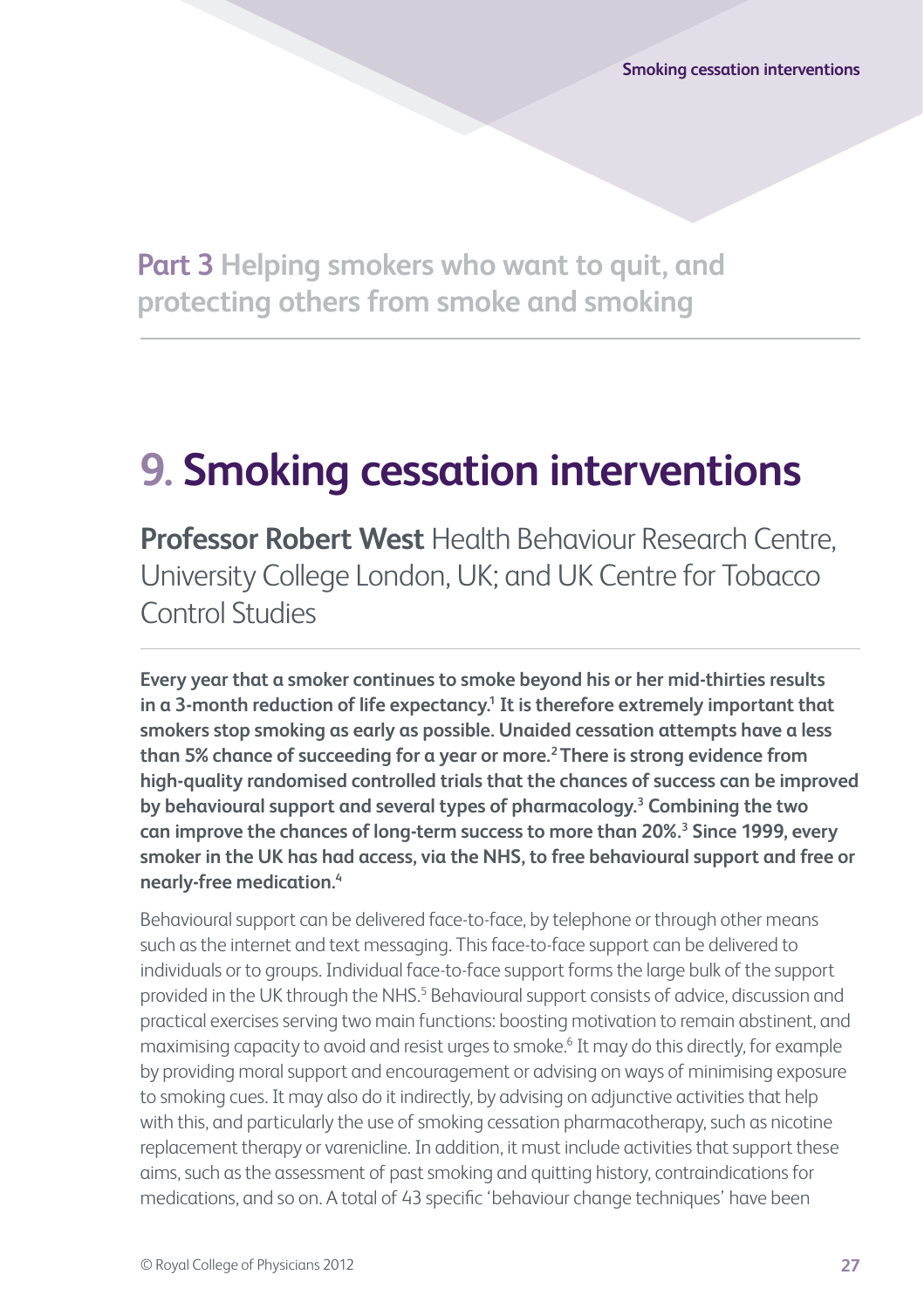## Part 3 Helping smokers who want to quit, and protecting others from smoke and smoking

# 9. Smoking cessation interventions

**Professor Robert West** Health Behaviour Research Centre, University College London, UK; and UK Centre for Tobacco Control Studies

**Every year that a smoker continues to smoke beyond his or her mid-thirties results in a 3-month reduction of life expectancy.[1] It is therefore extremely important that smokers stop smoking as early as possible. Unaided cessation attempts have a less than 5% chance of succeeding for a year or more.[2] There is strong evidence from high-quality randomised controlled trials that the chances of success can be improved by behavioural support and several types of pharmacology.[3] Combining the two can improve the chances of long-term success to more than 20%.[3] Since 1999, every smoker in the UK has had access, via the NHS, to free behavioural support and free or nearly-free medication.[4]**

Behavioural support can be delivered face-to-face, by telephone or through other means such as the internet and text messaging. This face-to-face support can be delivered to individuals or to groups. Individual face-to-face support forms the large bulk of the support provided in the UK through the NHS.[5] Behavioural support consists of advice, discussion and practical exercises serving two main functions: boosting motivation to remain abstinent, and maximising capacity to avoid and resist urges to smoke.[6] It may do this directly, for example by providing moral support and encouragement or advising on ways of minimising exposure to smoking cues. It may also do it indirectly, by advising on adjunctive activities that help with this, and particularly the use of smoking cessation pharmacotherapy, such as nicotine replacement therapy or varenicline. In addition, it must include activities that support these aims, such as the assessment of past smoking and quitting history, contraindications for medications, and so on. A total of 43 specific 'behaviour change techniques' have been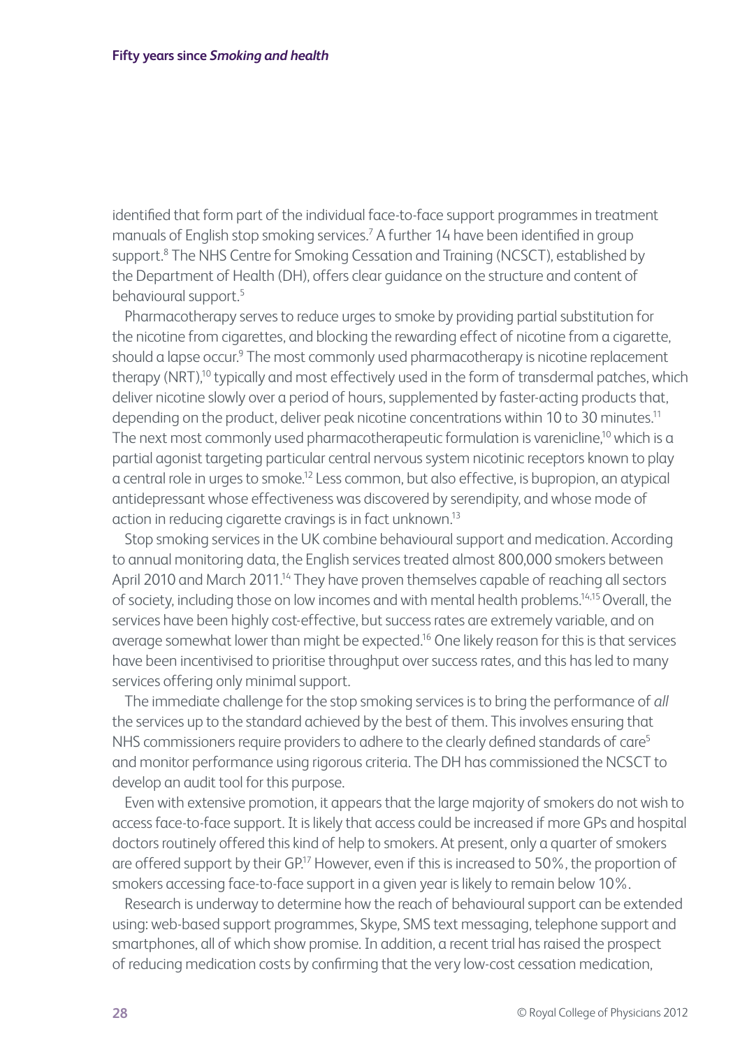identified that form part of the individual face-to-face support programmes in treatment manuals of English stop smoking services.[7] A further 14 have been identified in group support.[8] The NHS Centre for Smoking Cessation and Training (NCSCT), established by the Department of Health (DH), offers clear guidance on the structure and content of behavioural support.[5]

Pharmacotherapy serves to reduce urges to smoke by providing partial substitution for the nicotine from cigarettes, and blocking the rewarding effect of nicotine from a cigarette, should a lapse occur.[9] The most commonly used pharmacotherapy is nicotine replacement therapy (NRT),[10] typically and most effectively used in the form of transdermal patches, which deliver nicotine slowly over a period of hours, supplemented by faster-acting products that, depending on the product, deliver peak nicotine concentrations within 10 to 30 minutes.[11] The next most commonly used pharmacotherapeutic formulation is varenicline,[10] which is a partial agonist targeting particular central nervous system nicotinic receptors known to play a central role in urges to smoke.[12] Less common, but also effective, is bupropion, an atypical antidepressant whose effectiveness was discovered by serendipity, and whose mode of action in reducing cigarette cravings is in fact unknown.[13]

Stop smoking services in the UK combine behavioural support and medication. According to annual monitoring data, the English services treated almost 800,000 smokers between April 2010 and March 2011.[14] They have proven themselves capable of reaching all sectors of society, including those on low incomes and with mental health problems.[14,15] Overall, the services have been highly cost-effective, but success rates are extremely variable, and on average somewhat lower than might be expected.[16] One likely reason for this is that services have been incentivised to prioritise throughput over success rates, and this has led to many services offering only minimal support.

The immediate challenge for the stop smoking services is to bring the performance of *all* the services up to the standard achieved by the best of them. This involves ensuring that NHS commissioners require providers to adhere to the clearly defined standards of care[5] and monitor performance using rigorous criteria. The DH has commissioned the NCSCT to develop an audit tool for this purpose.

Even with extensive promotion, it appears that the large majority of smokers do not wish to access face-to-face support. It is likely that access could be increased if more GPs and hospital doctors routinely offered this kind of help to smokers. At present, only a quarter of smokers are offered support by their GP.[17] However, even if this is increased to 50%, the proportion of smokers accessing face-to-face support in a given year is likely to remain below 10%.

Research is underway to determine how the reach of behavioural support can be extended using: web-based support programmes, Skype, SMS text messaging, telephone support and smartphones, all of which show promise. In addition, a recent trial has raised the prospect of reducing medication costs by confirming that the very low-cost cessation medication,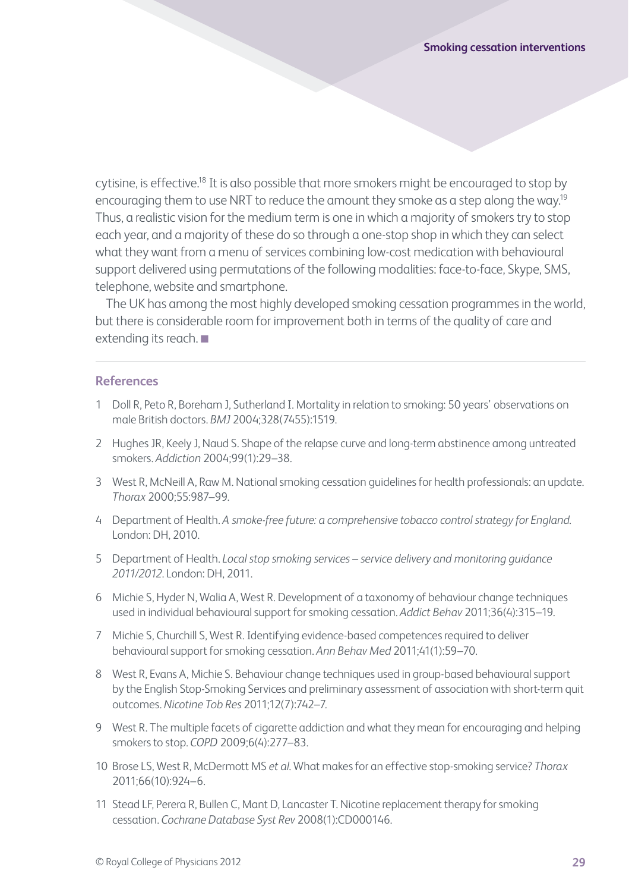cytisine, is effective.[18] It is also possible that more smokers might be encouraged to stop by encouraging them to use NRT to reduce the amount they smoke as a step along the way.[19] Thus, a realistic vision for the medium term is one in which a majority of smokers try to stop each year, and a majority of these do so through a one-stop shop in which they can select what they want from a menu of services combining low-cost medication with behavioural support delivered using permutations of the following modalities: face-to-face, Skype, SMS, telephone, website and smartphone.

The UK has among the most highly developed smoking cessation programmes in the world, but there is considerable room for improvement both in terms of the quality of care and extending its reach. ■

## References

1. Doll R, Peto R, Boreham J, Sutherland I. Mortality in relation to smoking: 50 years' observations on male British doctors. *BMJ* 2004;328(7455):1519.
2. Hughes JR, Keely J, Naud S. Shape of the relapse curve and long-term abstinence among untreated smokers. *Addiction* 2004;99(1):29–38.
3. West R, McNeill A, Raw M. National smoking cessation guidelines for health professionals: an update. *Thorax* 2000;55:987–99.
4. Department of Health. *A smoke-free future: a comprehensive tobacco control strategy for England.* London: DH, 2010.
5. Department of Health. *Local stop smoking services – service delivery and monitoring guidance 2011/2012*. London: DH, 2011.
6. Michie S, Hyder N, Walia A, West R. Development of a taxonomy of behaviour change techniques used in individual behavioural support for smoking cessation. *Addict Behav* 2011;36(4):315–19.
7. Michie S, Churchill S, West R. Identifying evidence-based competences required to deliver behavioural support for smoking cessation. *Ann Behav Med* 2011;41(1):59–70.
8. West R, Evans A, Michie S. Behaviour change techniques used in group-based behavioural support by the English Stop-Smoking Services and preliminary assessment of association with short-term quit outcomes. *Nicotine Tob Res* 2011;12(7):742–7.
9. West R. The multiple facets of cigarette addiction and what they mean for encouraging and helping smokers to stop. *COPD* 2009;6(4):277–83.
10. Brose LS, West R, McDermott MS *et al.* What makes for an effective stop-smoking service? *Thorax* 2011;66(10):924–6.
11. Stead LF, Perera R, Bullen C, Mant D, Lancaster T. Nicotine replacement therapy for smoking cessation. *Cochrane Database Syst Rev* 2008(1):CD000146.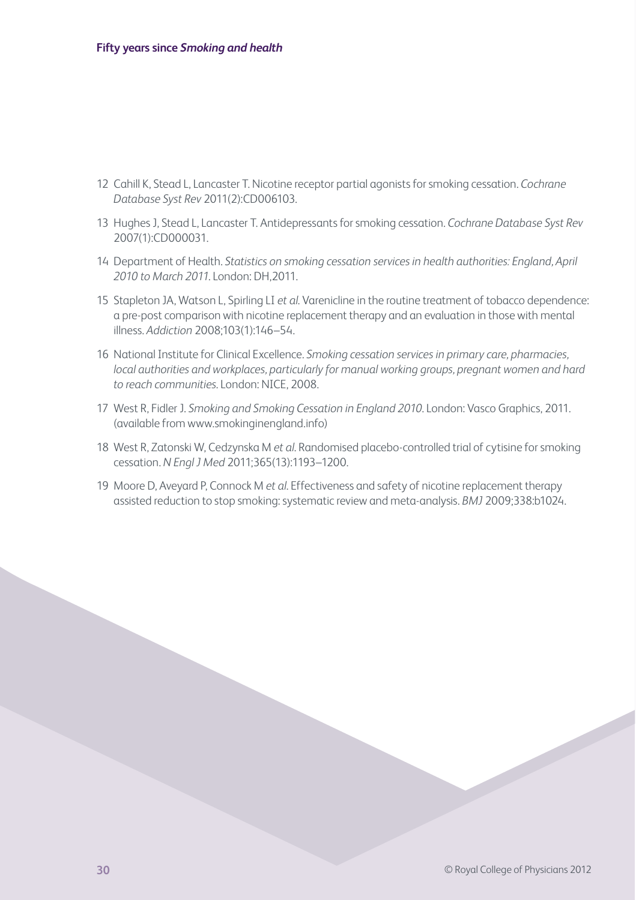12 Cahill K, Stead L, Lancaster T. Nicotine receptor partial agonists for smoking cessation. *Cochrane Database Syst Rev* 2011(2):CD006103.

13 Hughes J, Stead L, Lancaster T. Antidepressants for smoking cessation. *Cochrane Database Syst Rev* 2007(1):CD000031.

14 Department of Health. *Statistics on smoking cessation services in health authorities: England, April 2010 to March 2011*. London: DH,2011.

15 Stapleton JA, Watson L, Spirling LI *et al.* Varenicline in the routine treatment of tobacco dependence: a pre-post comparison with nicotine replacement therapy and an evaluation in those with mental illness. *Addiction* 2008;103(1):146–54.

16 National Institute for Clinical Excellence. *Smoking cessation services in primary care, pharmacies, local authorities and workplaces, particularly for manual working groups, pregnant women and hard to reach communities.* London: NICE, 2008.

17 West R, Fidler J. *Smoking and Smoking Cessation in England 2010.* London: Vasco Graphics, 2011. (available from www.smokinginengland.info)

18 West R, Zatonski W, Cedzynska M *et al.* Randomised placebo-controlled trial of cytisine for smoking cessation. *N Engl J Med* 2011;365(13):1193–1200.

19 Moore D, Aveyard P, Connock M *et al.* Effectiveness and safety of nicotine replacement therapy assisted reduction to stop smoking: systematic review and meta-analysis. *BMJ* 2009;338:b1024.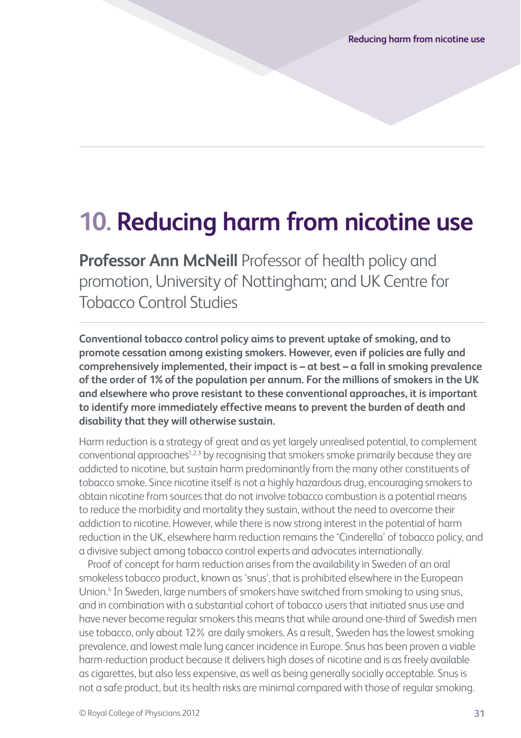# 10. Reducing harm from nicotine use

**Professor Ann McNeill** Professor of health policy and promotion, University of Nottingham; and UK Centre for Tobacco Control Studies

**Conventional tobacco control policy aims to prevent uptake of smoking, and to promote cessation among existing smokers. However, even if policies are fully and comprehensively implemented, their impact is – at best – a fall in smoking prevalence of the order of 1% of the population per annum. For the millions of smokers in the UK and elsewhere who prove resistant to these conventional approaches, it is important to identify more immediately effective means to prevent the burden of death and disability that they will otherwise sustain.**

Harm reduction is a strategy of great and as yet largely unrealised potential, to complement conventional approaches[1,2,3] by recognising that smokers smoke primarily because they are addicted to nicotine, but sustain harm predominantly from the many other constituents of tobacco smoke. Since nicotine itself is not a highly hazardous drug, encouraging smokers to obtain nicotine from sources that do not involve tobacco combustion is a potential means to reduce the morbidity and mortality they sustain, without the need to overcome their addiction to nicotine. However, while there is now strong interest in the potential of harm reduction in the UK, elsewhere harm reduction remains the 'Cinderella' of tobacco policy, and a divisive subject among tobacco control experts and advocates internationally.

Proof of concept for harm reduction arises from the availability in Sweden of an oral smokeless tobacco product, known as 'snus', that is prohibited elsewhere in the European Union.[4] In Sweden, large numbers of smokers have switched from smoking to using snus, and in combination with a substantial cohort of tobacco users that initiated snus use and have never become regular smokers this means that while around one-third of Swedish men use tobacco, only about 12% are daily smokers. As a result, Sweden has the lowest smoking prevalence, and lowest male lung cancer incidence in Europe. Snus has been proven a viable harm-reduction product because it delivers high doses of nicotine and is as freely available as cigarettes, but also less expensive, as well as being generally socially acceptable. Snus is not a safe product, but its health risks are minimal compared with those of regular smoking.

© Royal College of Physicians 2012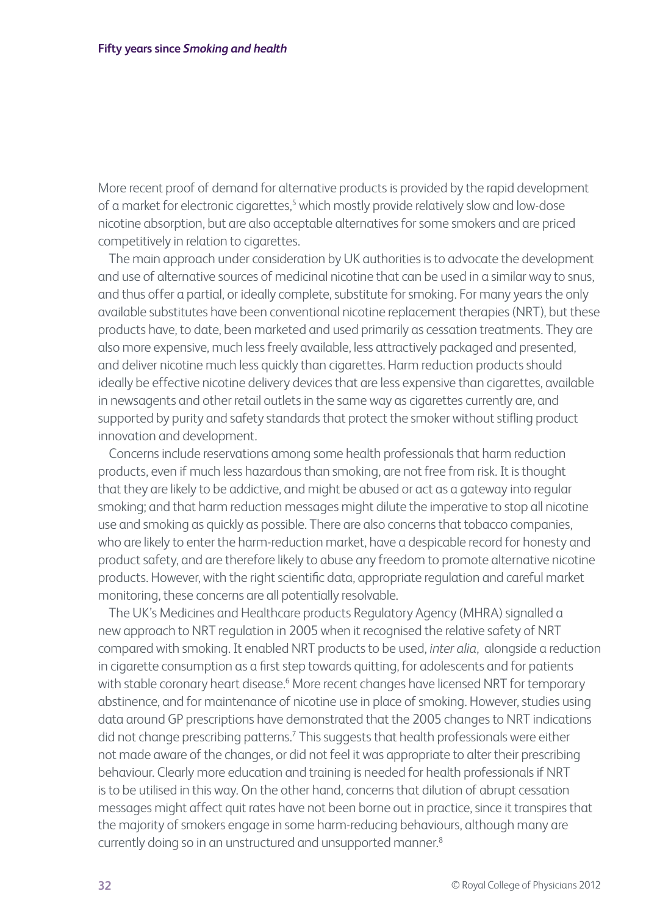More recent proof of demand for alternative products is provided by the rapid development of a market for electronic cigarettes,[5] which mostly provide relatively slow and low-dose nicotine absorption, but are also acceptable alternatives for some smokers and are priced competitively in relation to cigarettes.

The main approach under consideration by UK authorities is to advocate the development and use of alternative sources of medicinal nicotine that can be used in a similar way to snus, and thus offer a partial, or ideally complete, substitute for smoking. For many years the only available substitutes have been conventional nicotine replacement therapies (NRT), but these products have, to date, been marketed and used primarily as cessation treatments. They are also more expensive, much less freely available, less attractively packaged and presented, and deliver nicotine much less quickly than cigarettes. Harm reduction products should ideally be effective nicotine delivery devices that are less expensive than cigarettes, available in newsagents and other retail outlets in the same way as cigarettes currently are, and supported by purity and safety standards that protect the smoker without stifling product innovation and development.

Concerns include reservations among some health professionals that harm reduction products, even if much less hazardous than smoking, are not free from risk. It is thought that they are likely to be addictive, and might be abused or act as a gateway into regular smoking; and that harm reduction messages might dilute the imperative to stop all nicotine use and smoking as quickly as possible. There are also concerns that tobacco companies, who are likely to enter the harm-reduction market, have a despicable record for honesty and product safety, and are therefore likely to abuse any freedom to promote alternative nicotine products. However, with the right scientific data, appropriate regulation and careful market monitoring, these concerns are all potentially resolvable.

The UK's Medicines and Healthcare products Regulatory Agency (MHRA) signalled a new approach to NRT regulation in 2005 when it recognised the relative safety of NRT compared with smoking. It enabled NRT products to be used, *inter alia*, alongside a reduction in cigarette consumption as a first step towards quitting, for adolescents and for patients with stable coronary heart disease.[6] More recent changes have licensed NRT for temporary abstinence, and for maintenance of nicotine use in place of smoking. However, studies using data around GP prescriptions have demonstrated that the 2005 changes to NRT indications did not change prescribing patterns.[7] This suggests that health professionals were either not made aware of the changes, or did not feel it was appropriate to alter their prescribing behaviour. Clearly more education and training is needed for health professionals if NRT is to be utilised in this way. On the other hand, concerns that dilution of abrupt cessation messages might affect quit rates have not been borne out in practice, since it transpires that the majority of smokers engage in some harm-reducing behaviours, although many are currently doing so in an unstructured and unsupported manner.[8]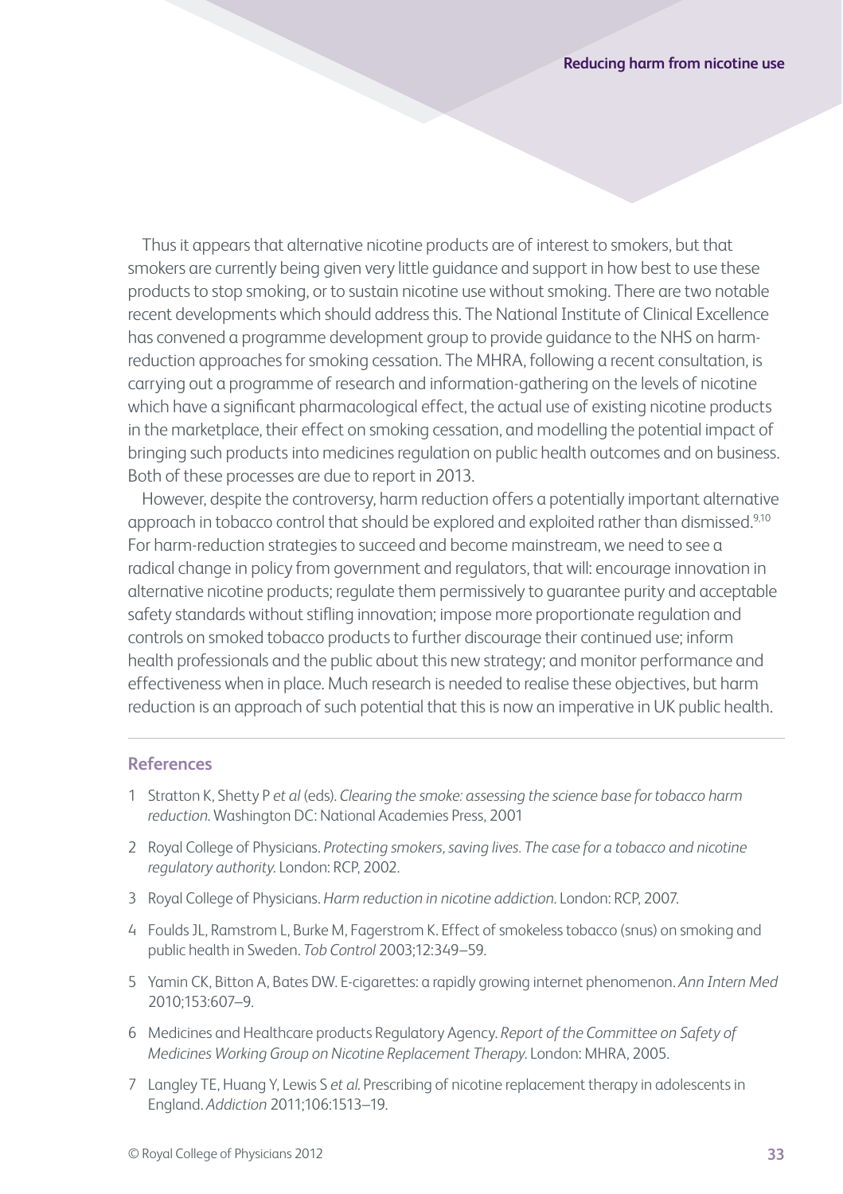Thus it appears that alternative nicotine products are of interest to smokers, but that smokers are currently being given very little guidance and support in how best to use these products to stop smoking, or to sustain nicotine use without smoking. There are two notable recent developments which should address this. The National Institute of Clinical Excellence has convened a programme development group to provide guidance to the NHS on harm-reduction approaches for smoking cessation. The MHRA, following a recent consultation, is carrying out a programme of research and information-gathering on the levels of nicotine which have a significant pharmacological effect, the actual use of existing nicotine products in the marketplace, their effect on smoking cessation, and modelling the potential impact of bringing such products into medicines regulation on public health outcomes and on business. Both of these processes are due to report in 2013.

However, despite the controversy, harm reduction offers a potentially important alternative approach in tobacco control that should be explored and exploited rather than dismissed.[9,10] For harm-reduction strategies to succeed and become mainstream, we need to see a radical change in policy from government and regulators, that will: encourage innovation in alternative nicotine products; regulate them permissively to guarantee purity and acceptable safety standards without stifling innovation; impose more proportionate regulation and controls on smoked tobacco products to further discourage their continued use; inform health professionals and the public about this new strategy; and monitor performance and effectiveness when in place. Much research is needed to realise these objectives, but harm reduction is an approach of such potential that this is now an imperative in UK public health.

## References

1. Stratton K, Shetty P *et al* (eds). *Clearing the smoke: assessing the science base for tobacco harm reduction.* Washington DC: National Academies Press, 2001
2. Royal College of Physicians. *Protecting smokers, saving lives. The case for a tobacco and nicotine regulatory authority.* London: RCP, 2002.
3. Royal College of Physicians. *Harm reduction in nicotine addiction.* London: RCP, 2007.
4. Foulds JL, Ramstrom L, Burke M, Fagerstrom K. Effect of smokeless tobacco (snus) on smoking and public health in Sweden. *Tob Control* 2003;12:349–59.
5. Yamin CK, Bitton A, Bates DW. E-cigarettes: a rapidly growing internet phenomenon. *Ann Intern Med* 2010;153:607–9.
6. Medicines and Healthcare products Regulatory Agency. *Report of the Committee on Safety of Medicines Working Group on Nicotine Replacement Therapy.* London: MHRA, 2005.
7. Langley TE, Huang Y, Lewis S *et al.* Prescribing of nicotine replacement therapy in adolescents in England. *Addiction* 2011;106:1513–19.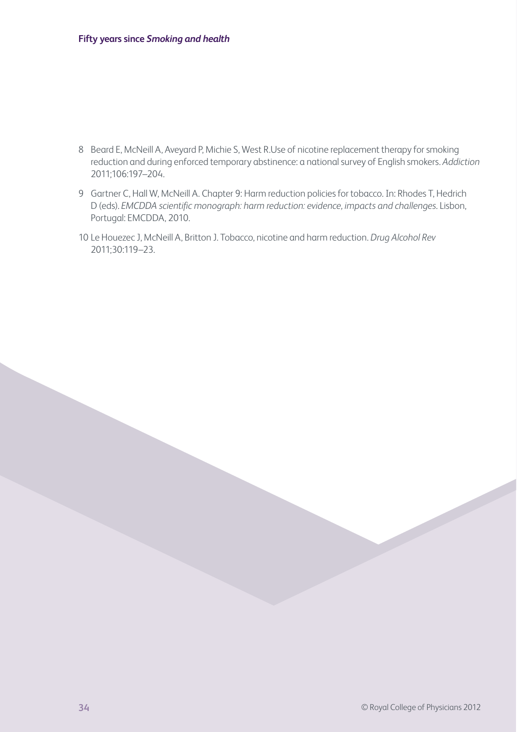8 Beard E, McNeill A, Aveyard P, Michie S, West R.Use of nicotine replacement therapy for smoking reduction and during enforced temporary abstinence: a national survey of English smokers. *Addiction* 2011;106:197–204.

9 Gartner C, Hall W, McNeill A. Chapter 9: Harm reduction policies for tobacco. In: Rhodes T, Hedrich D (eds). *EMCDDA scientific monograph: harm reduction: evidence, impacts and challenges.* Lisbon, Portugal: EMCDDA, 2010.

10 Le Houezec J, McNeill A, Britton J. Tobacco, nicotine and harm reduction. *Drug Alcohol Rev* 2011;30:119–23.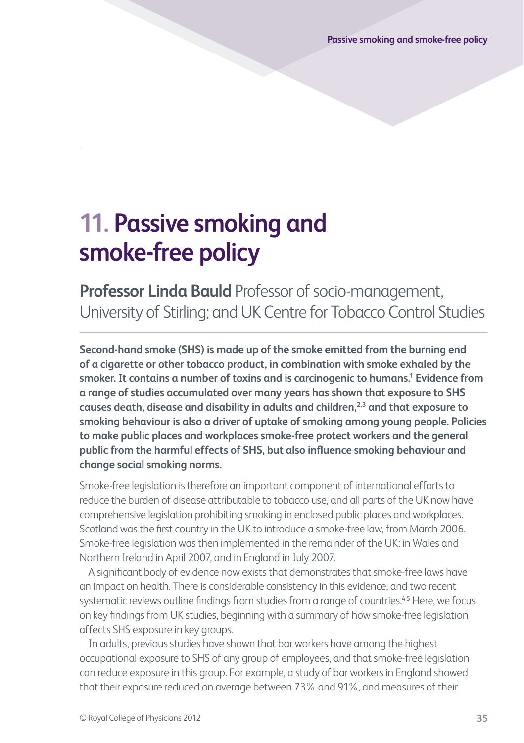# 11. Passive smoking and smoke-free policy

**Professor Linda Bauld** Professor of socio-management, University of Stirling; and UK Centre for Tobacco Control Studies

**Second-hand smoke (SHS) is made up of the smoke emitted from the burning end of a cigarette or other tobacco product, in combination with smoke exhaled by the smoker. It contains a number of toxins and is carcinogenic to humans.[1] Evidence from a range of studies accumulated over many years has shown that exposure to SHS causes death, disease and disability in adults and children,[2,3] and that exposure to smoking behaviour is also a driver of uptake of smoking among young people. Policies to make public places and workplaces smoke-free protect workers and the general public from the harmful effects of SHS, but also influence smoking behaviour and change social smoking norms.**

Smoke-free legislation is therefore an important component of international efforts to reduce the burden of disease attributable to tobacco use, and all parts of the UK now have comprehensive legislation prohibiting smoking in enclosed public places and workplaces. Scotland was the first country in the UK to introduce a smoke-free law, from March 2006. Smoke-free legislation was then implemented in the remainder of the UK: in Wales and Northern Ireland in April 2007, and in England in July 2007.

A significant body of evidence now exists that demonstrates that smoke-free laws have an impact on health. There is considerable consistency in this evidence, and two recent systematic reviews outline findings from studies from a range of countries.[4,5] Here, we focus on key findings from UK studies, beginning with a summary of how smoke-free legislation affects SHS exposure in key groups.

In adults, previous studies have shown that bar workers have among the highest occupational exposure to SHS of any group of employees, and that smoke-free legislation can reduce exposure in this group. For example, a study of bar workers in England showed that their exposure reduced on average between 73% and 91%, and measures of their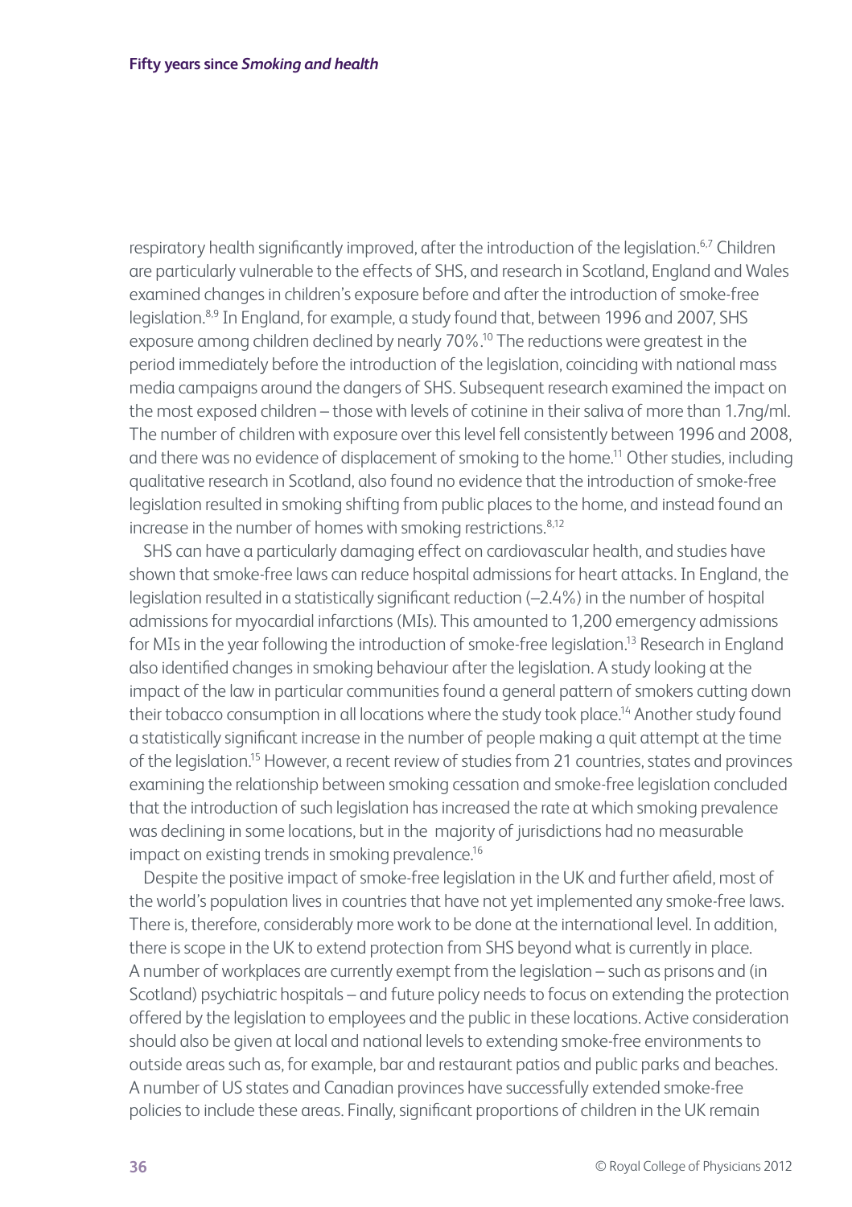respiratory health significantly improved, after the introduction of the legislation.[6,7] Children are particularly vulnerable to the effects of SHS, and research in Scotland, England and Wales examined changes in children's exposure before and after the introduction of smoke-free legislation.[8,9] In England, for example, a study found that, between 1996 and 2007, SHS exposure among children declined by nearly 70%.[10] The reductions were greatest in the period immediately before the introduction of the legislation, coinciding with national mass media campaigns around the dangers of SHS. Subsequent research examined the impact on the most exposed children – those with levels of cotinine in their saliva of more than 1.7ng/ml. The number of children with exposure over this level fell consistently between 1996 and 2008, and there was no evidence of displacement of smoking to the home.[11] Other studies, including qualitative research in Scotland, also found no evidence that the introduction of smoke-free legislation resulted in smoking shifting from public places to the home, and instead found an increase in the number of homes with smoking restrictions.[8,12]

SHS can have a particularly damaging effect on cardiovascular health, and studies have shown that smoke-free laws can reduce hospital admissions for heart attacks. In England, the legislation resulted in a statistically significant reduction (–2.4%) in the number of hospital admissions for myocardial infarctions (MIs). This amounted to 1,200 emergency admissions for MIs in the year following the introduction of smoke-free legislation.[13] Research in England also identified changes in smoking behaviour after the legislation. A study looking at the impact of the law in particular communities found a general pattern of smokers cutting down their tobacco consumption in all locations where the study took place.[14] Another study found a statistically significant increase in the number of people making a quit attempt at the time of the legislation.[15] However, a recent review of studies from 21 countries, states and provinces examining the relationship between smoking cessation and smoke-free legislation concluded that the introduction of such legislation has increased the rate at which smoking prevalence was declining in some locations, but in the majority of jurisdictions had no measurable impact on existing trends in smoking prevalence.[16]

Despite the positive impact of smoke-free legislation in the UK and further afield, most of the world's population lives in countries that have not yet implemented any smoke-free laws. There is, therefore, considerably more work to be done at the international level. In addition, there is scope in the UK to extend protection from SHS beyond what is currently in place. A number of workplaces are currently exempt from the legislation – such as prisons and (in Scotland) psychiatric hospitals – and future policy needs to focus on extending the protection offered by the legislation to employees and the public in these locations. Active consideration should also be given at local and national levels to extending smoke-free environments to outside areas such as, for example, bar and restaurant patios and public parks and beaches. A number of US states and Canadian provinces have successfully extended smoke-free policies to include these areas. Finally, significant proportions of children in the UK remain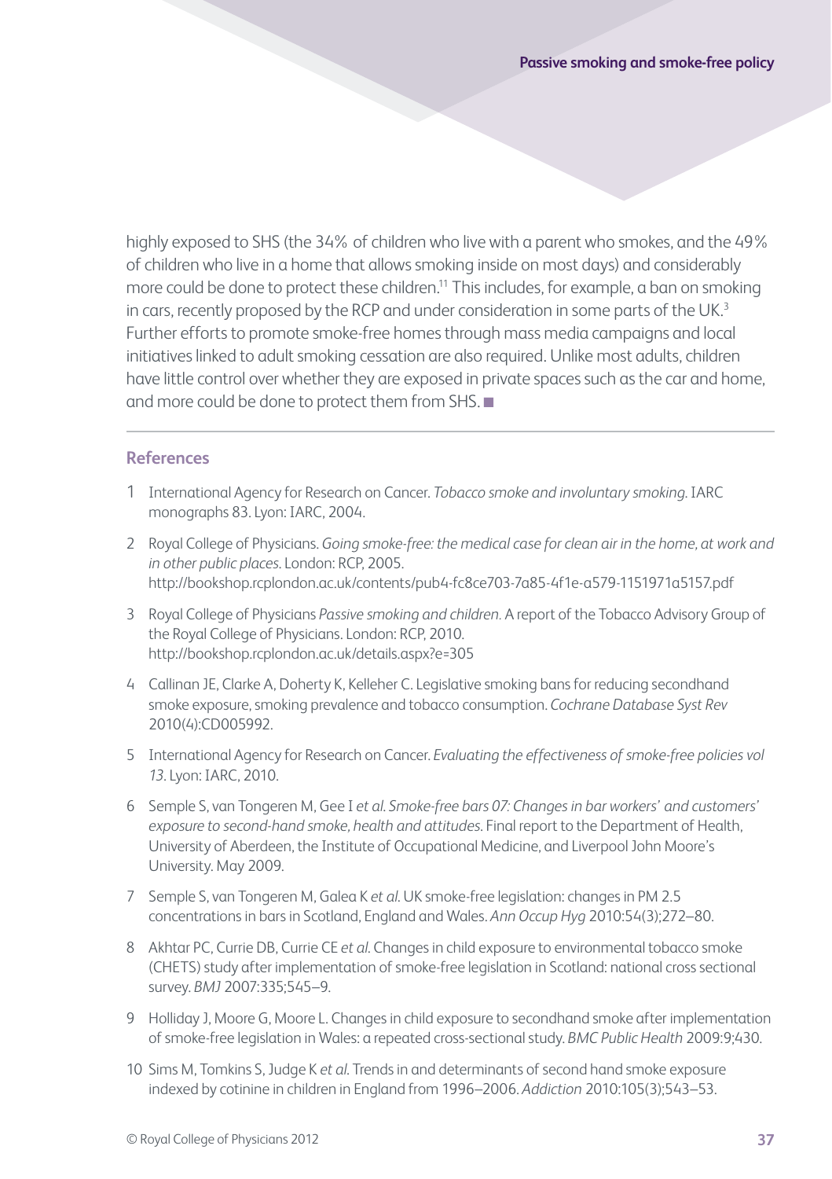highly exposed to SHS (the 34% of children who live with a parent who smokes, and the 49% of children who live in a home that allows smoking inside on most days) and considerably more could be done to protect these children.[11] This includes, for example, a ban on smoking in cars, recently proposed by the RCP and under consideration in some parts of the UK.[3] Further efforts to promote smoke-free homes through mass media campaigns and local initiatives linked to adult smoking cessation are also required. Unlike most adults, children have little control over whether they are exposed in private spaces such as the car and home, and more could be done to protect them from SHS. ■

## References

1 International Agency for Research on Cancer. *Tobacco smoke and involuntary smoking.* IARC monographs 83. Lyon: IARC, 2004.

2 Royal College of Physicians. *Going smoke-free: the medical case for clean air in the home, at work and in other public places.* London: RCP, 2005. http://bookshop.rcplondon.ac.uk/contents/pub4-fc8ce703-7a85-4f1e-a579-1151971a5157.pdf

3 Royal College of Physicians *Passive smoking and children.* A report of the Tobacco Advisory Group of the Royal College of Physicians. London: RCP, 2010. http://bookshop.rcplondon.ac.uk/details.aspx?e=305

4 Callinan JE, Clarke A, Doherty K, Kelleher C. Legislative smoking bans for reducing secondhand smoke exposure, smoking prevalence and tobacco consumption. *Cochrane Database Syst Rev* 2010(4):CD005992.

5 International Agency for Research on Cancer. *Evaluating the effectiveness of smoke-free policies vol 13.* Lyon: IARC, 2010.

6 Semple S, van Tongeren M, Gee I *et al. Smoke-free bars 07: Changes in bar workers' and customers' exposure to second-hand smoke, health and attitudes.* Final report to the Department of Health, University of Aberdeen, the Institute of Occupational Medicine, and Liverpool John Moore's University. May 2009.

7 Semple S, van Tongeren M, Galea K *et al.* UK smoke-free legislation: changes in PM 2.5 concentrations in bars in Scotland, England and Wales. *Ann Occup Hyg* 2010:54(3);272–80.

8 Akhtar PC, Currie DB, Currie CE *et al.* Changes in child exposure to environmental tobacco smoke (CHETS) study after implementation of smoke-free legislation in Scotland: national cross sectional survey. *BMJ* 2007:335;545–9.

9 Holliday J, Moore G, Moore L. Changes in child exposure to secondhand smoke after implementation of smoke-free legislation in Wales: a repeated cross-sectional study. *BMC Public Health* 2009:9;430.

10 Sims M, Tomkins S, Judge K *et al.* Trends in and determinants of second hand smoke exposure indexed by cotinine in children in England from 1996–2006. *Addiction* 2010:105(3);543–53.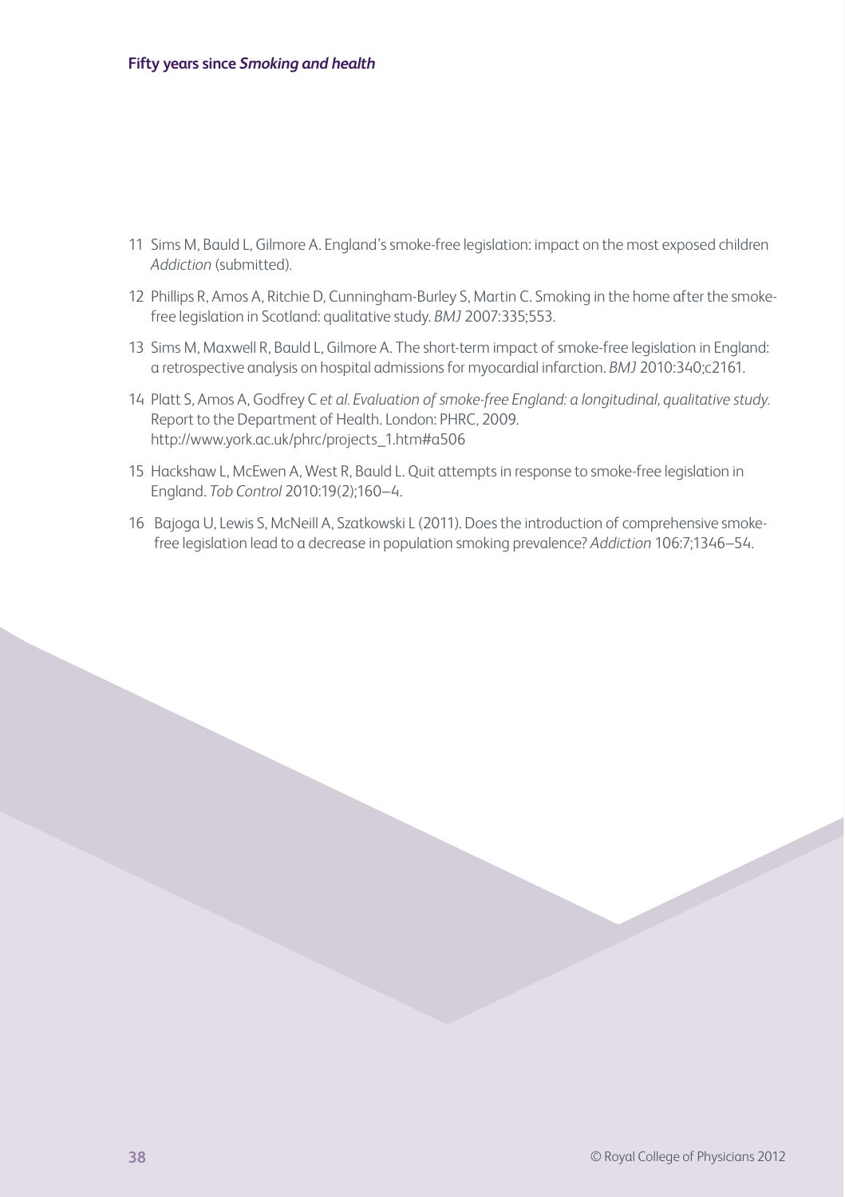11 Sims M, Bauld L, Gilmore A. England's smoke-free legislation: impact on the most exposed children *Addiction* (submitted).

12 Phillips R, Amos A, Ritchie D, Cunningham-Burley S, Martin C. Smoking in the home after the smoke-free legislation in Scotland: qualitative study. *BMJ* 2007:335;553.

13 Sims M, Maxwell R, Bauld L, Gilmore A. The short-term impact of smoke-free legislation in England: a retrospective analysis on hospital admissions for myocardial infarction. *BMJ* 2010:340;c2161.

14 Platt S, Amos A, Godfrey C *et al. Evaluation of smoke-free England: a longitudinal, qualitative study.* Report to the Department of Health. London: PHRC, 2009. http://www.york.ac.uk/phrc/projects_1.htm#a506

15 Hackshaw L, McEwen A, West R, Bauld L. Quit attempts in response to smoke-free legislation in England. *Tob Control* 2010:19(2);160–4.

16 Bajoga U, Lewis S, McNeill A, Szatkowski L (2011). Does the introduction of comprehensive smoke-free legislation lead to a decrease in population smoking prevalence? *Addiction* 106:7;1346–54.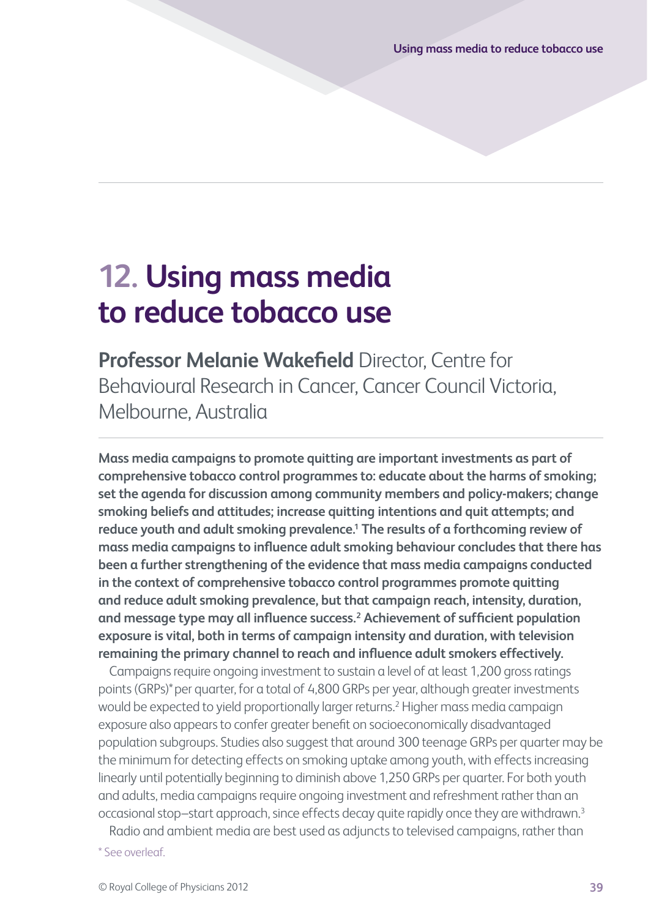# 12. Using mass media to reduce tobacco use

**Professor Melanie Wakefield** Director, Centre for Behavioural Research in Cancer, Cancer Council Victoria, Melbourne, Australia

**Mass media campaigns to promote quitting are important investments as part of comprehensive tobacco control programmes to: educate about the harms of smoking; set the agenda for discussion among community members and policy-makers; change smoking beliefs and attitudes; increase quitting intentions and quit attempts; and reduce youth and adult smoking prevalence.[1] The results of a forthcoming review of mass media campaigns to influence adult smoking behaviour concludes that there has been a further strengthening of the evidence that mass media campaigns conducted in the context of comprehensive tobacco control programmes promote quitting and reduce adult smoking prevalence, but that campaign reach, intensity, duration, and message type may all influence success.[2] Achievement of sufficient population exposure is vital, both in terms of campaign intensity and duration, with television remaining the primary channel to reach and influence adult smokers effectively.**

Campaigns require ongoing investment to sustain a level of at least 1,200 gross ratings points (GRPs)* per quarter, for a total of 4,800 GRPs per year, although greater investments would be expected to yield proportionally larger returns.[2] Higher mass media campaign exposure also appears to confer greater benefit on socioeconomically disadvantaged population subgroups. Studies also suggest that around 300 teenage GRPs per quarter may be the minimum for detecting effects on smoking uptake among youth, with effects increasing linearly until potentially beginning to diminish above 1,250 GRPs per quarter. For both youth and adults, media campaigns require ongoing investment and refreshment rather than an occasional stop–start approach, since effects decay quite rapidly once they are withdrawn.[3]

Radio and ambient media are best used as adjuncts to televised campaigns, rather than

\* See overleaf.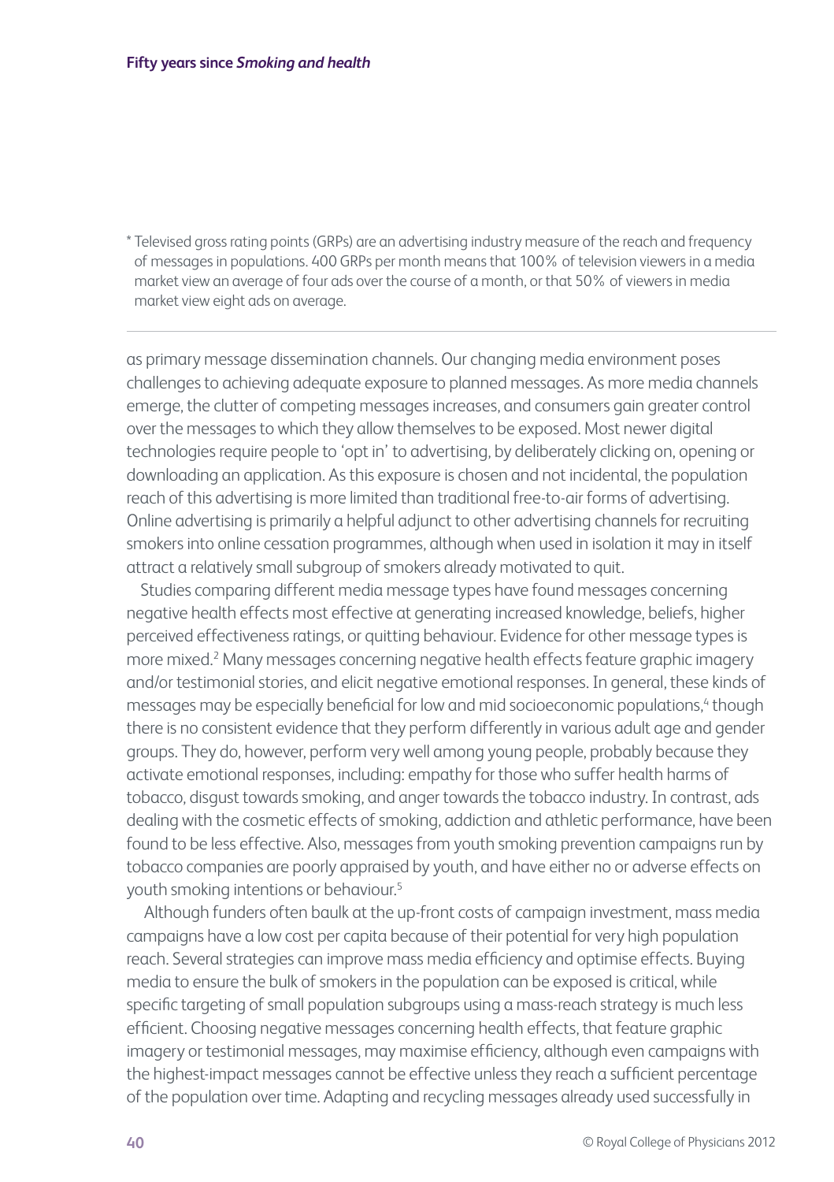* Televised gross rating points (GRPs) are an advertising industry measure of the reach and frequency of messages in populations. 400 GRPs per month means that 100% of television viewers in a media market view an average of four ads over the course of a month, or that 50% of viewers in media market view eight ads on average.

---

as primary message dissemination channels. Our changing media environment poses challenges to achieving adequate exposure to planned messages. As more media channels emerge, the clutter of competing messages increases, and consumers gain greater control over the messages to which they allow themselves to be exposed. Most newer digital technologies require people to 'opt in' to advertising, by deliberately clicking on, opening or downloading an application. As this exposure is chosen and not incidental, the population reach of this advertising is more limited than traditional free-to-air forms of advertising. Online advertising is primarily a helpful adjunct to other advertising channels for recruiting smokers into online cessation programmes, although when used in isolation it may in itself attract a relatively small subgroup of smokers already motivated to quit.

Studies comparing different media message types have found messages concerning negative health effects most effective at generating increased knowledge, beliefs, higher perceived effectiveness ratings, or quitting behaviour. Evidence for other message types is more mixed.[2] Many messages concerning negative health effects feature graphic imagery and/or testimonial stories, and elicit negative emotional responses. In general, these kinds of messages may be especially beneficial for low and mid socioeconomic populations,[4] though there is no consistent evidence that they perform differently in various adult age and gender groups. They do, however, perform very well among young people, probably because they activate emotional responses, including: empathy for those who suffer health harms of tobacco, disgust towards smoking, and anger towards the tobacco industry. In contrast, ads dealing with the cosmetic effects of smoking, addiction and athletic performance, have been found to be less effective. Also, messages from youth smoking prevention campaigns run by tobacco companies are poorly appraised by youth, and have either no or adverse effects on youth smoking intentions or behaviour.[5]

Although funders often baulk at the up-front costs of campaign investment, mass media campaigns have a low cost per capita because of their potential for very high population reach. Several strategies can improve mass media efficiency and optimise effects. Buying media to ensure the bulk of smokers in the population can be exposed is critical, while specific targeting of small population subgroups using a mass-reach strategy is much less efficient. Choosing negative messages concerning health effects, that feature graphic imagery or testimonial messages, may maximise efficiency, although even campaigns with the highest-impact messages cannot be effective unless they reach a sufficient percentage of the population over time. Adapting and recycling messages already used successfully in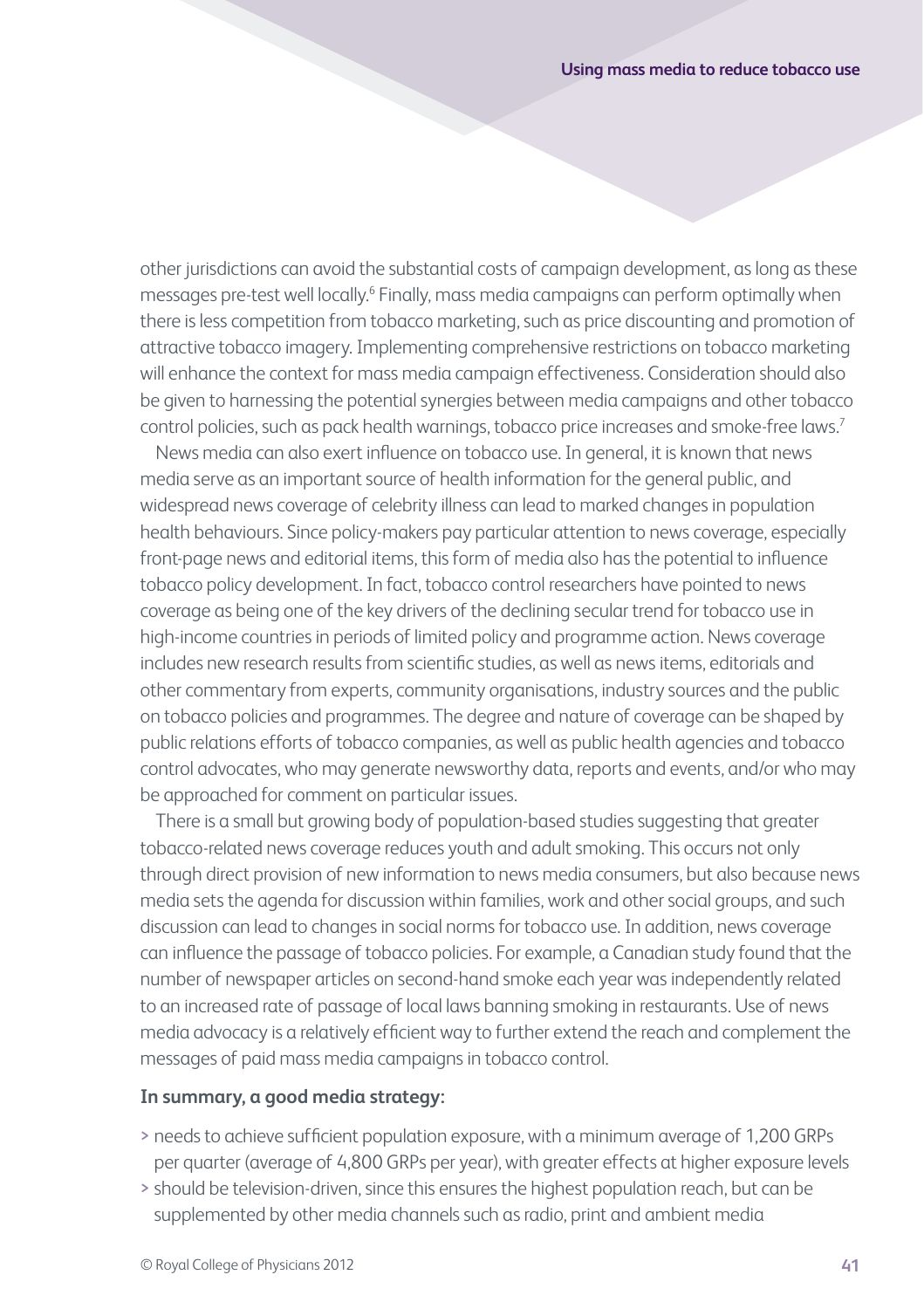other jurisdictions can avoid the substantial costs of campaign development, as long as these messages pre-test well locally.[6] Finally, mass media campaigns can perform optimally when there is less competition from tobacco marketing, such as price discounting and promotion of attractive tobacco imagery. Implementing comprehensive restrictions on tobacco marketing will enhance the context for mass media campaign effectiveness. Consideration should also be given to harnessing the potential synergies between media campaigns and other tobacco control policies, such as pack health warnings, tobacco price increases and smoke-free laws.[7]

News media can also exert influence on tobacco use. In general, it is known that news media serve as an important source of health information for the general public, and widespread news coverage of celebrity illness can lead to marked changes in population health behaviours. Since policy-makers pay particular attention to news coverage, especially front-page news and editorial items, this form of media also has the potential to influence tobacco policy development. In fact, tobacco control researchers have pointed to news coverage as being one of the key drivers of the declining secular trend for tobacco use in high-income countries in periods of limited policy and programme action. News coverage includes new research results from scientific studies, as well as news items, editorials and other commentary from experts, community organisations, industry sources and the public on tobacco policies and programmes. The degree and nature of coverage can be shaped by public relations efforts of tobacco companies, as well as public health agencies and tobacco control advocates, who may generate newsworthy data, reports and events, and/or who may be approached for comment on particular issues.

There is a small but growing body of population-based studies suggesting that greater tobacco-related news coverage reduces youth and adult smoking. This occurs not only through direct provision of new information to news media consumers, but also because news media sets the agenda for discussion within families, work and other social groups, and such discussion can lead to changes in social norms for tobacco use. In addition, news coverage can influence the passage of tobacco policies. For example, a Canadian study found that the number of newspaper articles on second-hand smoke each year was independently related to an increased rate of passage of local laws banning smoking in restaurants. Use of news media advocacy is a relatively efficient way to further extend the reach and complement the messages of paid mass media campaigns in tobacco control.

**In summary, a good media strategy:**

> needs to achieve sufficient population exposure, with a minimum average of 1,200 GRPs per quarter (average of 4,800 GRPs per year), with greater effects at higher exposure levels

> should be television-driven, since this ensures the highest population reach, but can be supplemented by other media channels such as radio, print and ambient media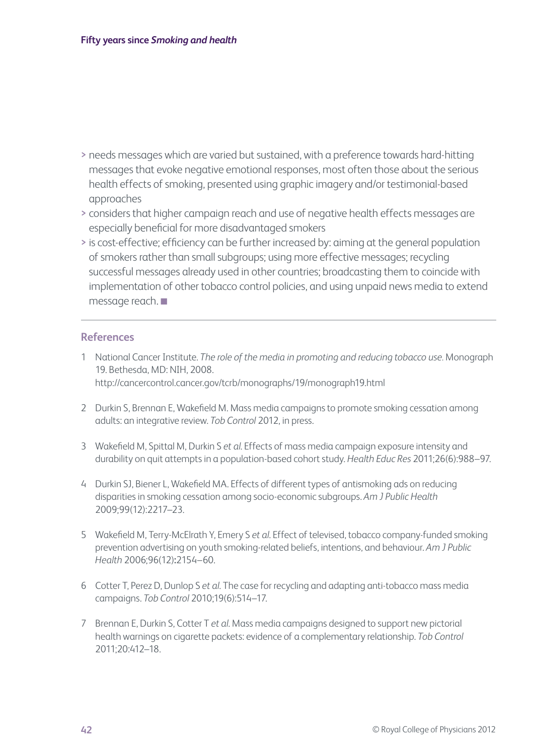- needs messages which are varied but sustained, with a preference towards hard-hitting messages that evoke negative emotional responses, most often those about the serious health effects of smoking, presented using graphic imagery and/or testimonial-based approaches
- considers that higher campaign reach and use of negative health effects messages are especially beneficial for more disadvantaged smokers
- is cost-effective; efficiency can be further increased by: aiming at the general population of smokers rather than small subgroups; using more effective messages; recycling successful messages already used in other countries; broadcasting them to coincide with implementation of other tobacco control policies, and using unpaid news media to extend message reach. ■

## References

1. National Cancer Institute. *The role of the media in promoting and reducing tobacco use.* Monograph 19. Bethesda, MD: NIH, 2008. http://cancercontrol.cancer.gov/tcrb/monographs/19/monograph19.html
2. Durkin S, Brennan E, Wakefield M. Mass media campaigns to promote smoking cessation among adults: an integrative review. *Tob Control* 2012, in press.
3. Wakefield M, Spittal M, Durkin S *et al.* Effects of mass media campaign exposure intensity and durability on quit attempts in a population-based cohort study. *Health Educ Res* 2011;26(6):988–97.
4. Durkin SJ, Biener L, Wakefield MA. Effects of different types of antismoking ads on reducing disparities in smoking cessation among socio-economic subgroups. *Am J Public Health* 2009;99(12):2217–23.
5. Wakefield M, Terry-McElrath Y, Emery S *et al.* Effect of televised, tobacco company-funded smoking prevention advertising on youth smoking-related beliefs, intentions, and behaviour. *Am J Public Health* 2006;96(12):2154–60.
6. Cotter T, Perez D, Dunlop S *et al.* The case for recycling and adapting anti-tobacco mass media campaigns. *Tob Control* 2010;19(6):514–17.
7. Brennan E, Durkin S, Cotter T *et al.* Mass media campaigns designed to support new pictorial health warnings on cigarette packets: evidence of a complementary relationship. *Tob Control* 2011;20:412–18.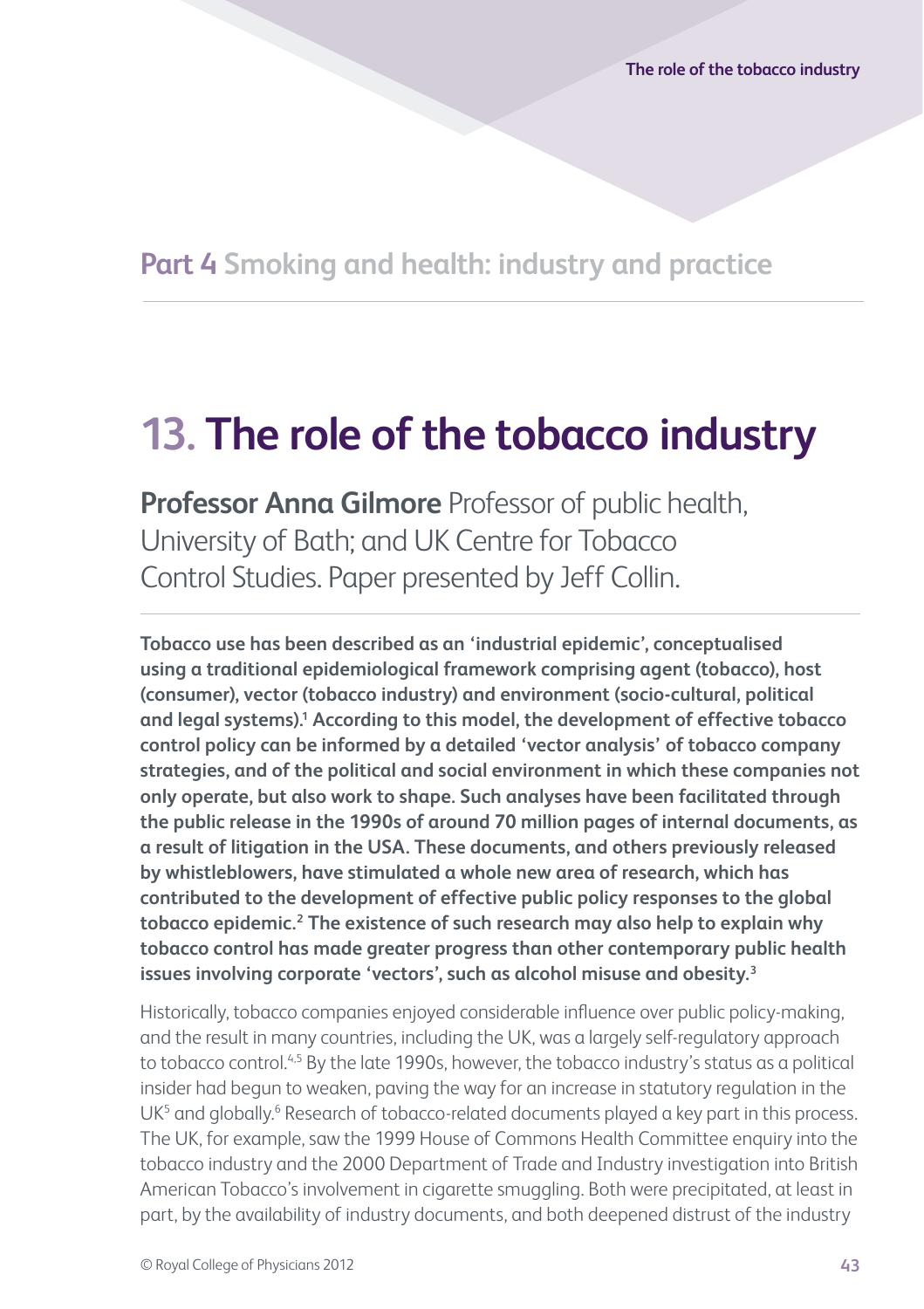## Part 4 Smoking and health: industry and practice

# 13. The role of the tobacco industry

**Professor Anna Gilmore** Professor of public health, University of Bath; and UK Centre for Tobacco Control Studies. Paper presented by Jeff Collin.

**Tobacco use has been described as an 'industrial epidemic', conceptualised using a traditional epidemiological framework comprising agent (tobacco), host (consumer), vector (tobacco industry) and environment (socio-cultural, political and legal systems).[1] According to this model, the development of effective tobacco control policy can be informed by a detailed 'vector analysis' of tobacco company strategies, and of the political and social environment in which these companies not only operate, but also work to shape. Such analyses have been facilitated through the public release in the 1990s of around 70 million pages of internal documents, as a result of litigation in the USA. These documents, and others previously released by whistleblowers, have stimulated a whole new area of research, which has contributed to the development of effective public policy responses to the global tobacco epidemic.[2] The existence of such research may also help to explain why tobacco control has made greater progress than other contemporary public health issues involving corporate 'vectors', such as alcohol misuse and obesity.[3]**

Historically, tobacco companies enjoyed considerable influence over public policy-making, and the result in many countries, including the UK, was a largely self-regulatory approach to tobacco control.[4,5] By the late 1990s, however, the tobacco industry's status as a political insider had begun to weaken, paving the way for an increase in statutory regulation in the UK[5] and globally.[6] Research of tobacco-related documents played a key part in this process. The UK, for example, saw the 1999 House of Commons Health Committee enquiry into the tobacco industry and the 2000 Department of Trade and Industry investigation into British American Tobacco's involvement in cigarette smuggling. Both were precipitated, at least in part, by the availability of industry documents, and both deepened distrust of the industry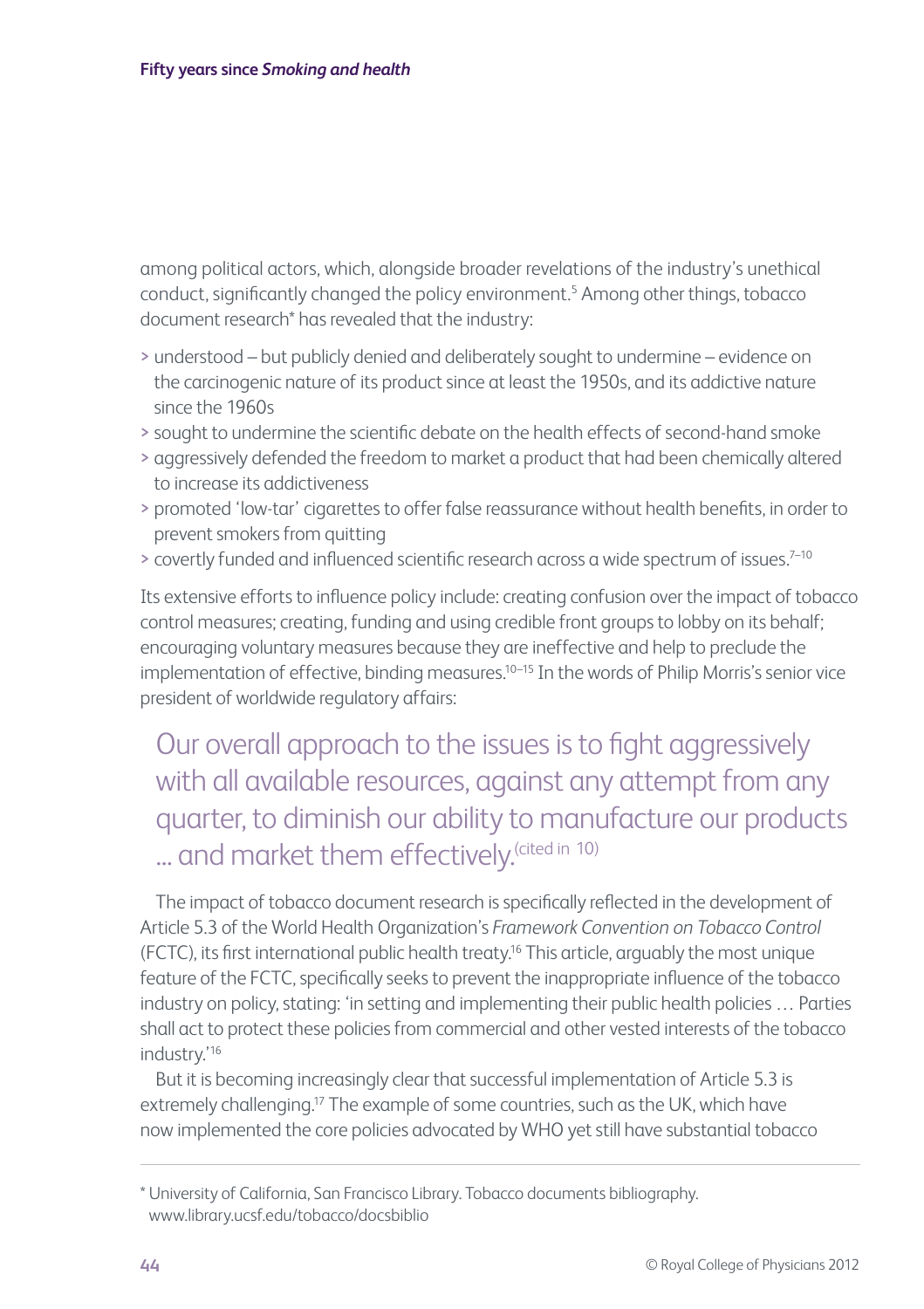among political actors, which, alongside broader revelations of the industry's unethical conduct, significantly changed the policy environment.[5] Among other things, tobacco document research* has revealed that the industry:

- understood – but publicly denied and deliberately sought to undermine – evidence on the carcinogenic nature of its product since at least the 1950s, and its addictive nature since the 1960s
- sought to undermine the scientific debate on the health effects of second-hand smoke
- aggressively defended the freedom to market a product that had been chemically altered to increase its addictiveness
- promoted 'low-tar' cigarettes to offer false reassurance without health benefits, in order to prevent smokers from quitting
- covertly funded and influenced scientific research across a wide spectrum of issues.[7–10]

Its extensive efforts to influence policy include: creating confusion over the impact of tobacco control measures; creating, funding and using credible front groups to lobby on its behalf; encouraging voluntary measures because they are ineffective and help to preclude the implementation of effective, binding measures.[10–15] In the words of Philip Morris's senior vice president of worldwide regulatory affairs:

> Our overall approach to the issues is to fight aggressively with all available resources, against any attempt from any quarter, to diminish our ability to manufacture our products ... and market them effectively.[(cited in 10)]

The impact of tobacco document research is specifically reflected in the development of Article 5.3 of the World Health Organization's *Framework Convention on Tobacco Control* (FCTC), its first international public health treaty.[16] This article, arguably the most unique feature of the FCTC, specifically seeks to prevent the inappropriate influence of the tobacco industry on policy, stating: 'in setting and implementing their public health policies … Parties shall act to protect these policies from commercial and other vested interests of the tobacco industry.'[16]

But it is becoming increasingly clear that successful implementation of Article 5.3 is extremely challenging.[17] The example of some countries, such as the UK, which have now implemented the core policies advocated by WHO yet still have substantial tobacco

---

* University of California, San Francisco Library. Tobacco documents bibliography. www.library.ucsf.edu/tobacco/docsbiblio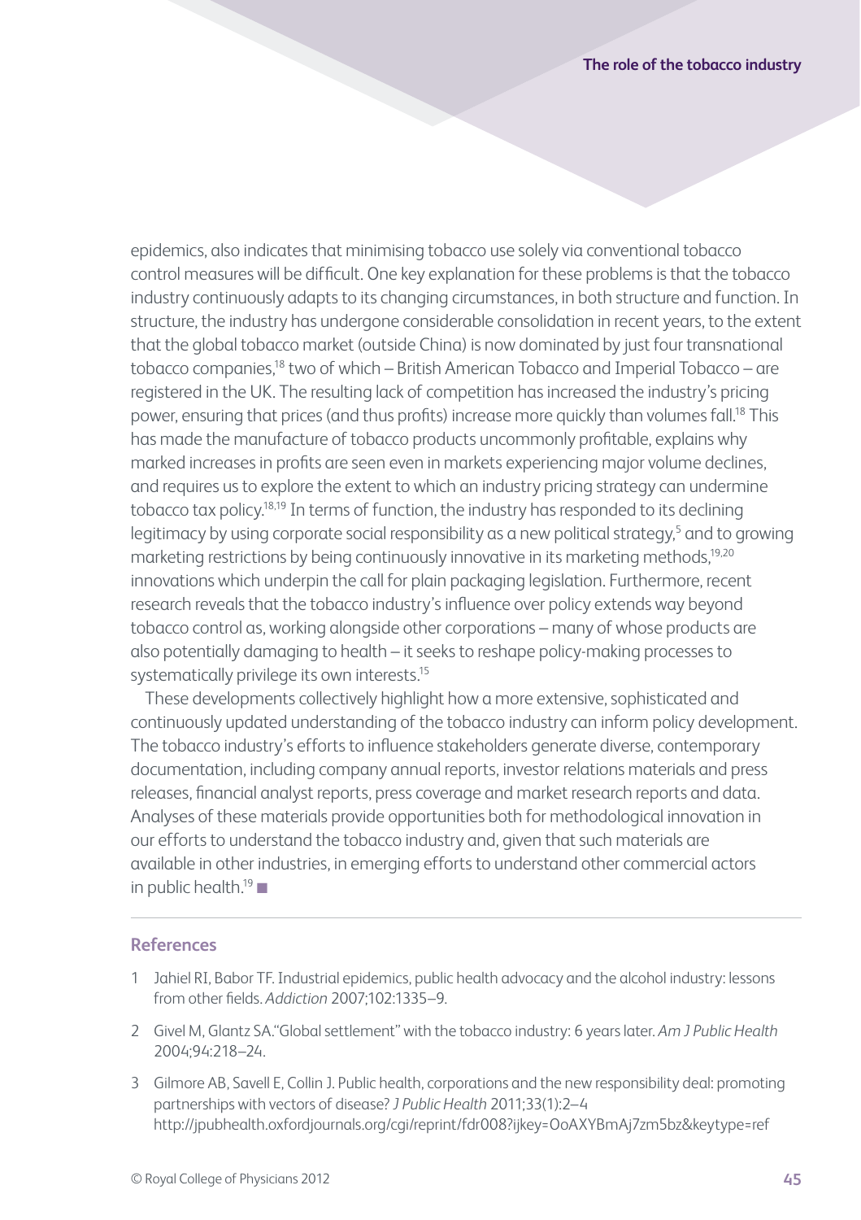epidemics, also indicates that minimising tobacco use solely via conventional tobacco control measures will be difficult. One key explanation for these problems is that the tobacco industry continuously adapts to its changing circumstances, in both structure and function. In structure, the industry has undergone considerable consolidation in recent years, to the extent that the global tobacco market (outside China) is now dominated by just four transnational tobacco companies,[18] two of which – British American Tobacco and Imperial Tobacco – are registered in the UK. The resulting lack of competition has increased the industry's pricing power, ensuring that prices (and thus profits) increase more quickly than volumes fall.[18] This has made the manufacture of tobacco products uncommonly profitable, explains why marked increases in profits are seen even in markets experiencing major volume declines, and requires us to explore the extent to which an industry pricing strategy can undermine tobacco tax policy.[18,19] In terms of function, the industry has responded to its declining legitimacy by using corporate social responsibility as a new political strategy,[5] and to growing marketing restrictions by being continuously innovative in its marketing methods,[19,20] innovations which underpin the call for plain packaging legislation. Furthermore, recent research reveals that the tobacco industry's influence over policy extends way beyond tobacco control as, working alongside other corporations – many of whose products are also potentially damaging to health – it seeks to reshape policy-making processes to systematically privilege its own interests.[15]

These developments collectively highlight how a more extensive, sophisticated and continuously updated understanding of the tobacco industry can inform policy development. The tobacco industry's efforts to influence stakeholders generate diverse, contemporary documentation, including company annual reports, investor relations materials and press releases, financial analyst reports, press coverage and market research reports and data. Analyses of these materials provide opportunities both for methodological innovation in our efforts to understand the tobacco industry and, given that such materials are available in other industries, in emerging efforts to understand other commercial actors in public health.[19] ■

## References

1. Jahiel RI, Babor TF. Industrial epidemics, public health advocacy and the alcohol industry: lessons from other fields. *Addiction* 2007;102:1335–9.
2. Givel M, Glantz SA. "Global settlement" with the tobacco industry: 6 years later. *Am J Public Health* 2004;94:218–24.
3. Gilmore AB, Savell E, Collin J. Public health, corporations and the new responsibility deal: promoting partnerships with vectors of disease? *J Public Health* 2011;33(1):2–4 http://jpubhealth.oxfordjournals.org/cgi/reprint/fdr008?ijkey=OoAXYBmAj7zm5bz&keytype=ref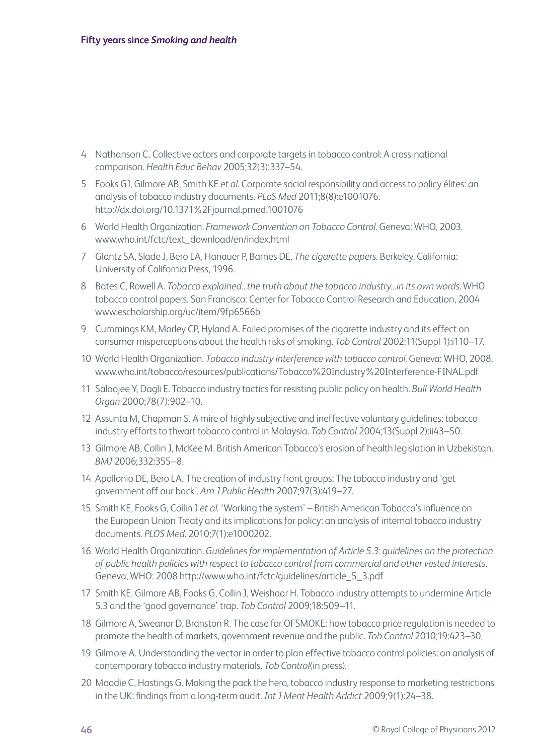4 Nathanson C. Collective actors and corporate targets in tobacco control: A cross-national comparison. *Health Educ Behav* 2005;32(3):337–54.

5 Fooks GJ, Gilmore AB, Smith KE *et al.* Corporate social responsibility and access to policy élites: an analysis of tobacco industry documents. *PLoS Med* 2011;8(8):e1001076. http://dx.doi.org/10.1371%2Fjournal.pmed.1001076

6 World Health Organization. *Framework Convention on Tobacco Control.* Geneva: WHO, 2003. www.who.int/fctc/text_download/en/index.html

7 Glantz SA, Slade J, Bero LA, Hanauer P, Barnes DE. *The cigarette papers.* Berkeley, California: University of California Press, 1996.

8 Bates C, Rowell A. *Tobacco explained...the truth about the tobacco industry...in its own words.* WHO tobacco control papers. San Francisco: Center for Tobacco Control Research and Education, 2004 www.escholarship.org/uc/item/9fp6566b

9 Cummings KM, Morley CP, Hyland A. Failed promises of the cigarette industry and its effect on consumer misperceptions about the health risks of smoking. *Tob Control* 2002;11(Suppl 1):i110–17.

10 World Health Organization. *Tobacco industry interference with tobacco control.* Geneva: WHO, 2008. www.who.int/tobacco/resources/publications/Tobacco%20Industry%20Interference-FINAL.pdf

11 Saloojee Y, Dagli E. Tobacco industry tactics for resisting public policy on health. *Bull World Health Organ* 2000;78(7):902–10.

12 Assunta M, Chapman S. A mire of highly subjective and ineffective voluntary guidelines: tobacco industry efforts to thwart tobacco control in Malaysia. *Tob Control* 2004;13(Suppl 2):ii43–50.

13 Gilmore AB, Collin J, McKee M. British American Tobacco's erosion of health legislation in Uzbekistan. *BMJ* 2006;332:355–8.

14 Apollonio DE, Bero LA. The creation of industry front groups: The tobacco industry and 'get government off our back'. *Am J Public Health* 2007;97(3):419–27.

15 Smith KE, Fooks G, Collin J *et al.* 'Working the system' – British American Tobacco's influence on the European Union Treaty and its implications for policy: an analysis of internal tobacco industry documents. *PLOS Med.* 2010;7(1):e1000202.

16 World Health Organization. *Guidelines for implementation of Article 5.3: guidelines on the protection of public health policies with respect to tobacco control from commercial and other vested interests.* Geneva, WHO: 2008 http://www.who.int/fctc/guidelines/article_5_3.pdf

17 Smith KE, Gilmore AB, Fooks G, Collin J, Weishaar H. Tobacco industry attempts to undermine Article 5.3 and the 'good governance' trap. *Tob Control* 2009;18:509–11.

18 Gilmore A, Sweanor D, Branston R. The case for OFSMOKE: how tobacco price regulation is needed to promote the health of markets, government revenue and the public. *Tob Control* 2010;19:423–30.

19 Gilmore A. Understanding the vector in order to plan effective tobacco control policies: an analysis of contemporary tobacco industry materials. *Tob Control*(in press).

20 Moodie C, Hastings G. Making the pack the hero, tobacco industry response to marketing restrictions in the UK: findings from a long-term audit. *Int J Ment Health Addict* 2009;9(1):24–38.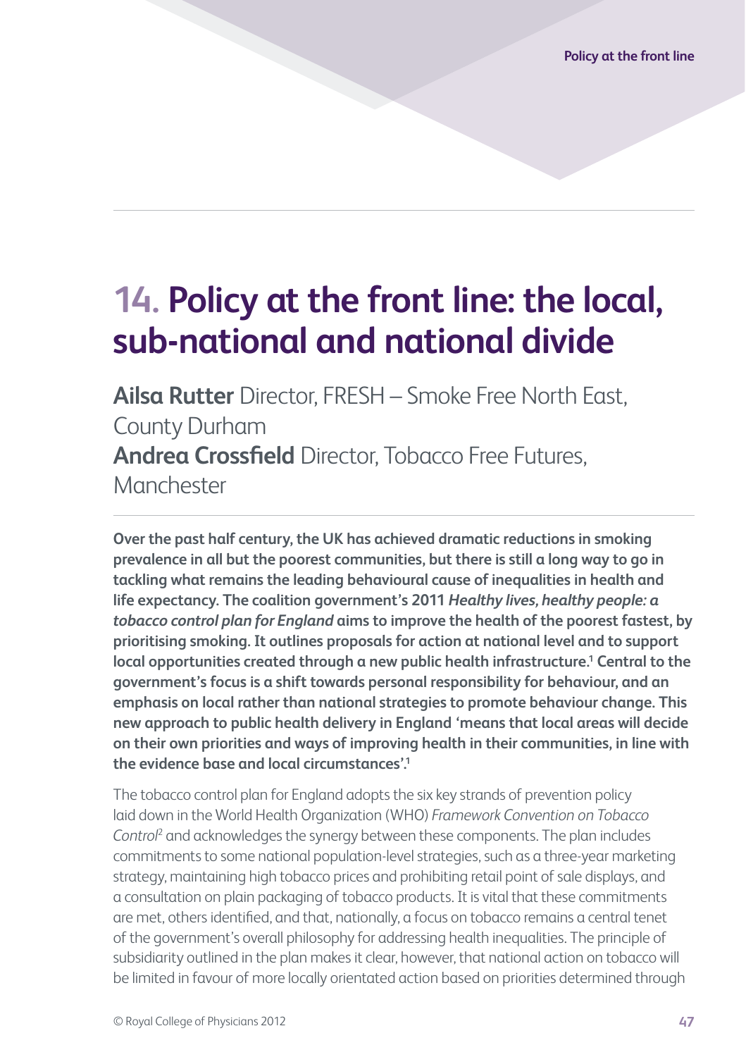# 14. Policy at the front line: the local, sub-national and national divide

**Ailsa Rutter** Director, FRESH – Smoke Free North East, County Durham
**Andrea Crossfield** Director, Tobacco Free Futures, Manchester

**Over the past half century, the UK has achieved dramatic reductions in smoking prevalence in all but the poorest communities, but there is still a long way to go in tackling what remains the leading behavioural cause of inequalities in health and life expectancy. The coalition government's 2011 *Healthy lives, healthy people: a tobacco control plan for England* aims to improve the health of the poorest fastest, by prioritising smoking. It outlines proposals for action at national level and to support local opportunities created through a new public health infrastructure.[1] Central to the government's focus is a shift towards personal responsibility for behaviour, and an emphasis on local rather than national strategies to promote behaviour change. This new approach to public health delivery in England 'means that local areas will decide on their own priorities and ways of improving health in their communities, in line with the evidence base and local circumstances'.[1]**

The tobacco control plan for England adopts the six key strands of prevention policy laid down in the World Health Organization (WHO) *Framework Convention on Tobacco Control*[2] and acknowledges the synergy between these components. The plan includes commitments to some national population-level strategies, such as a three-year marketing strategy, maintaining high tobacco prices and prohibiting retail point of sale displays, and a consultation on plain packaging of tobacco products. It is vital that these commitments are met, others identified, and that, nationally, a focus on tobacco remains a central tenet of the government's overall philosophy for addressing health inequalities. The principle of subsidiarity outlined in the plan makes it clear, however, that national action on tobacco will be limited in favour of more locally orientated action based on priorities determined through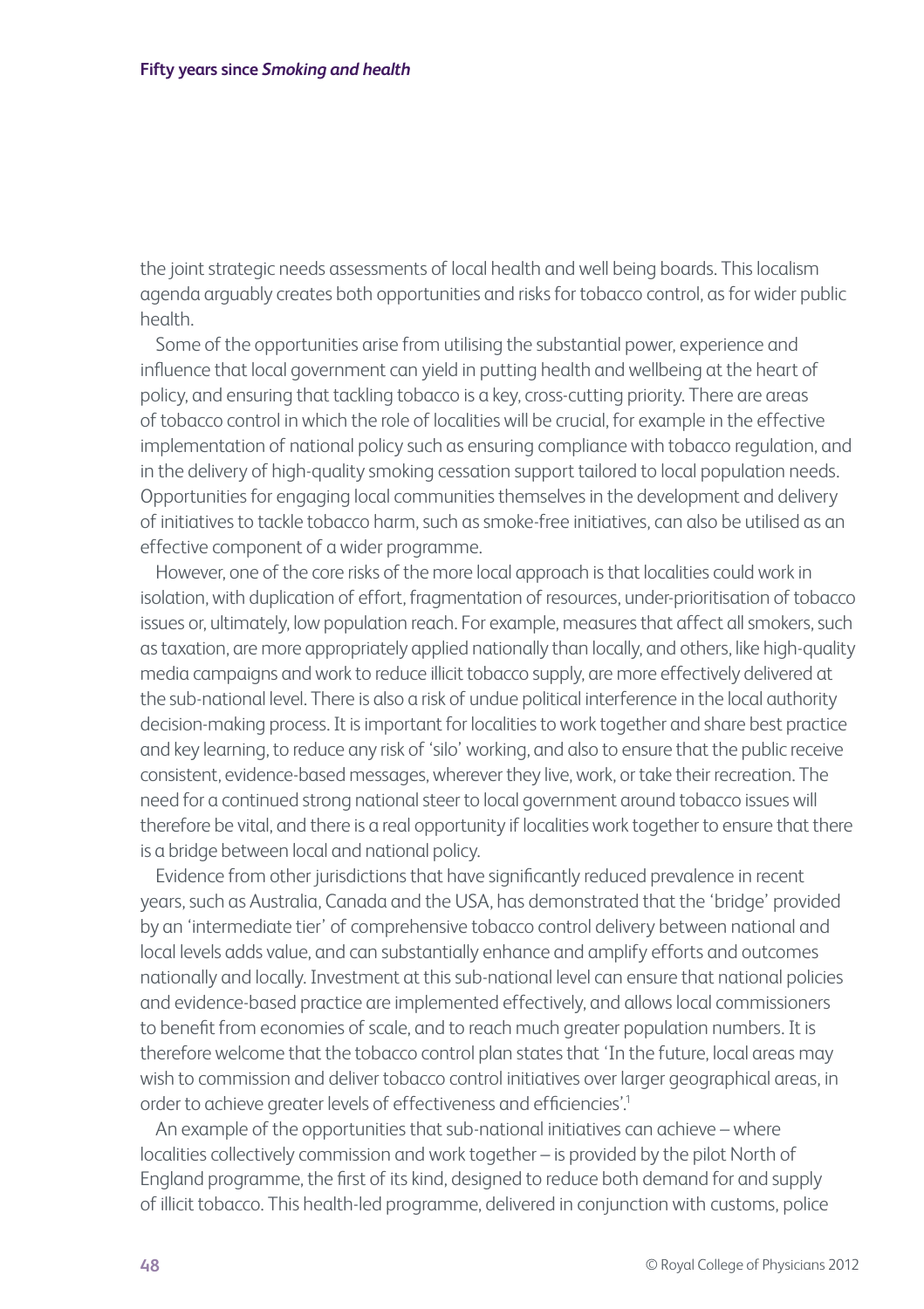the joint strategic needs assessments of local health and well being boards. This localism agenda arguably creates both opportunities and risks for tobacco control, as for wider public health.

Some of the opportunities arise from utilising the substantial power, experience and influence that local government can yield in putting health and wellbeing at the heart of policy, and ensuring that tackling tobacco is a key, cross-cutting priority. There are areas of tobacco control in which the role of localities will be crucial, for example in the effective implementation of national policy such as ensuring compliance with tobacco regulation, and in the delivery of high-quality smoking cessation support tailored to local population needs. Opportunities for engaging local communities themselves in the development and delivery of initiatives to tackle tobacco harm, such as smoke-free initiatives, can also be utilised as an effective component of a wider programme.

However, one of the core risks of the more local approach is that localities could work in isolation, with duplication of effort, fragmentation of resources, under-prioritisation of tobacco issues or, ultimately, low population reach. For example, measures that affect all smokers, such as taxation, are more appropriately applied nationally than locally, and others, like high-quality media campaigns and work to reduce illicit tobacco supply, are more effectively delivered at the sub-national level. There is also a risk of undue political interference in the local authority decision-making process. It is important for localities to work together and share best practice and key learning, to reduce any risk of 'silo' working, and also to ensure that the public receive consistent, evidence-based messages, wherever they live, work, or take their recreation. The need for a continued strong national steer to local government around tobacco issues will therefore be vital, and there is a real opportunity if localities work together to ensure that there is a bridge between local and national policy.

Evidence from other jurisdictions that have significantly reduced prevalence in recent years, such as Australia, Canada and the USA, has demonstrated that the 'bridge' provided by an 'intermediate tier' of comprehensive tobacco control delivery between national and local levels adds value, and can substantially enhance and amplify efforts and outcomes nationally and locally. Investment at this sub-national level can ensure that national policies and evidence-based practice are implemented effectively, and allows local commissioners to benefit from economies of scale, and to reach much greater population numbers. It is therefore welcome that the tobacco control plan states that 'In the future, local areas may wish to commission and deliver tobacco control initiatives over larger geographical areas, in order to achieve greater levels of effectiveness and efficiencies'.[1]

An example of the opportunities that sub-national initiatives can achieve – where localities collectively commission and work together – is provided by the pilot North of England programme, the first of its kind, designed to reduce both demand for and supply of illicit tobacco. This health-led programme, delivered in conjunction with customs, police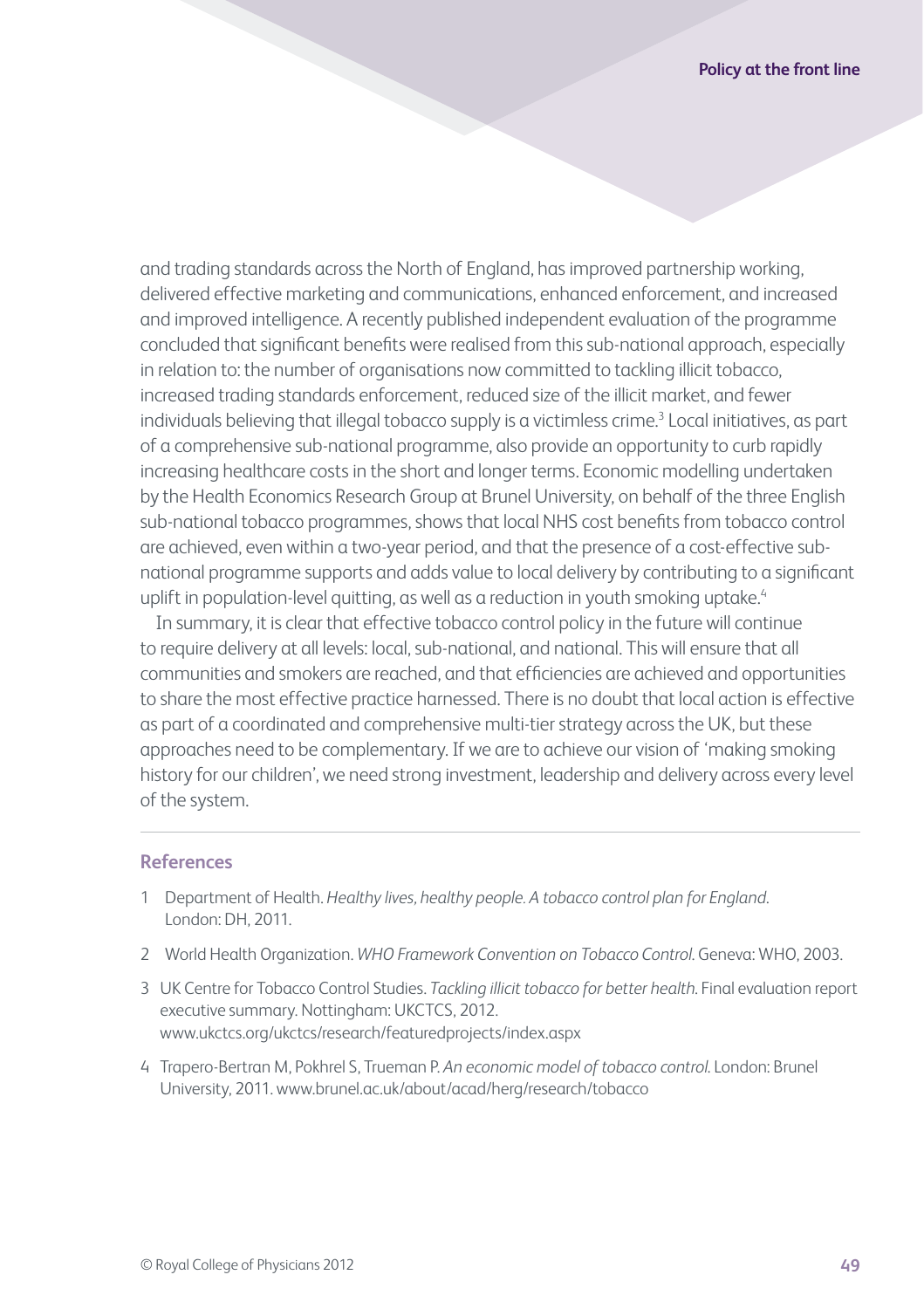and trading standards across the North of England, has improved partnership working, delivered effective marketing and communications, enhanced enforcement, and increased and improved intelligence. A recently published independent evaluation of the programme concluded that significant benefits were realised from this sub-national approach, especially in relation to: the number of organisations now committed to tackling illicit tobacco, increased trading standards enforcement, reduced size of the illicit market, and fewer individuals believing that illegal tobacco supply is a victimless crime.[3] Local initiatives, as part of a comprehensive sub-national programme, also provide an opportunity to curb rapidly increasing healthcare costs in the short and longer terms. Economic modelling undertaken by the Health Economics Research Group at Brunel University, on behalf of the three English sub-national tobacco programmes, shows that local NHS cost benefits from tobacco control are achieved, even within a two-year period, and that the presence of a cost-effective sub-national programme supports and adds value to local delivery by contributing to a significant uplift in population-level quitting, as well as a reduction in youth smoking uptake.[4]

In summary, it is clear that effective tobacco control policy in the future will continue to require delivery at all levels: local, sub-national, and national. This will ensure that all communities and smokers are reached, and that efficiencies are achieved and opportunities to share the most effective practice harnessed. There is no doubt that local action is effective as part of a coordinated and comprehensive multi-tier strategy across the UK, but these approaches need to be complementary. If we are to achieve our vision of 'making smoking history for our children', we need strong investment, leadership and delivery across every level of the system.

### References

1 Department of Health. *Healthy lives, healthy people. A tobacco control plan for England.* London: DH, 2011.

2 World Health Organization. *WHO Framework Convention on Tobacco Control*. Geneva: WHO, 2003.

3 UK Centre for Tobacco Control Studies. *Tackling illicit tobacco for better health.* Final evaluation report executive summary. Nottingham: UKCTCS, 2012. www.ukctcs.org/ukctcs/research/featuredprojects/index.aspx

4 Trapero-Bertran M, Pokhrel S, Trueman P. *An economic model of tobacco control.* London: Brunel University, 2011. www.brunel.ac.uk/about/acad/herg/research/tobacco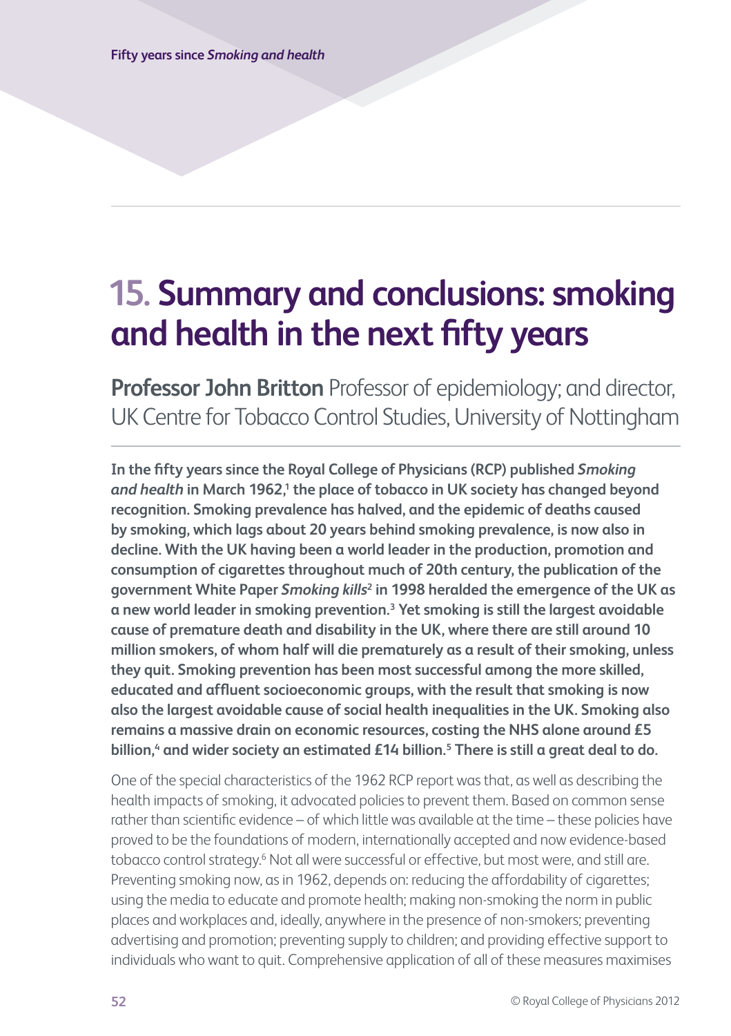# 15. Summary and conclusions: smoking and health in the next fifty years

**Professor John Britton** Professor of epidemiology; and director, UK Centre for Tobacco Control Studies, University of Nottingham

**In the fifty years since the Royal College of Physicians (RCP) published *Smoking and health* in March 1962,[1] the place of tobacco in UK society has changed beyond recognition. Smoking prevalence has halved, and the epidemic of deaths caused by smoking, which lags about 20 years behind smoking prevalence, is now also in decline. With the UK having been a world leader in the production, promotion and consumption of cigarettes throughout much of 20th century, the publication of the government White Paper *Smoking kills*[2] in 1998 heralded the emergence of the UK as a new world leader in smoking prevention.[3] Yet smoking is still the largest avoidable cause of premature death and disability in the UK, where there are still around 10 million smokers, of whom half will die prematurely as a result of their smoking, unless they quit. Smoking prevention has been most successful among the more skilled, educated and affluent socioeconomic groups, with the result that smoking is now also the largest avoidable cause of social health inequalities in the UK. Smoking also remains a massive drain on economic resources, costing the NHS alone around £5 billion,[4] and wider society an estimated £14 billion.[5] There is still a great deal to do.**

One of the special characteristics of the 1962 RCP report was that, as well as describing the health impacts of smoking, it advocated policies to prevent them. Based on common sense rather than scientific evidence – of which little was available at the time – these policies have proved to be the foundations of modern, internationally accepted and now evidence-based tobacco control strategy.[6] Not all were successful or effective, but most were, and still are. Preventing smoking now, as in 1962, depends on: reducing the affordability of cigarettes; using the media to educate and promote health; making non-smoking the norm in public places and workplaces and, ideally, anywhere in the presence of non-smokers; preventing advertising and promotion; preventing supply to children; and providing effective support to individuals who want to quit. Comprehensive application of all of these measures maximises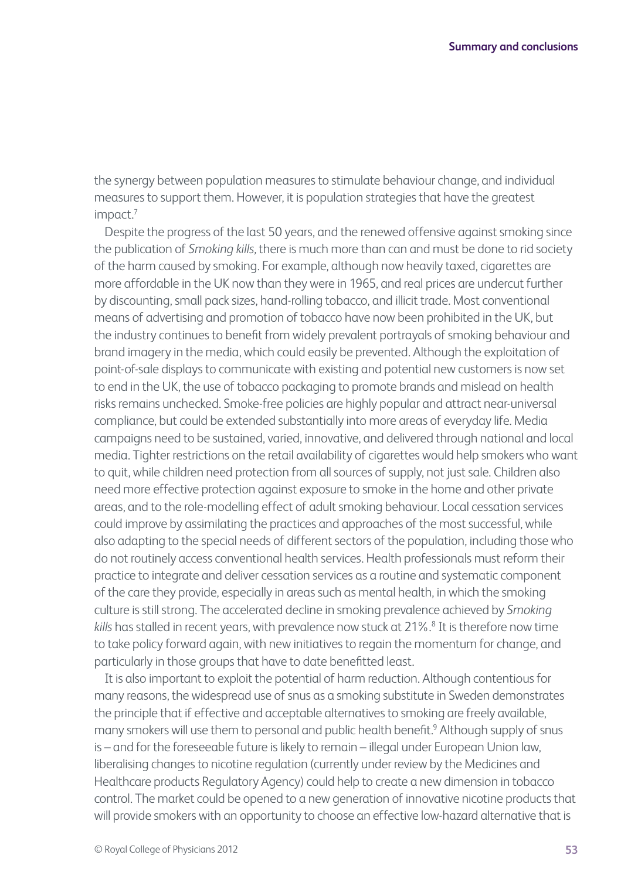the synergy between population measures to stimulate behaviour change, and individual measures to support them. However, it is population strategies that have the greatest impact.[7]

Despite the progress of the last 50 years, and the renewed offensive against smoking since the publication of *Smoking kills,* there is much more than can and must be done to rid society of the harm caused by smoking. For example, although now heavily taxed, cigarettes are more affordable in the UK now than they were in 1965, and real prices are undercut further by discounting, small pack sizes, hand-rolling tobacco, and illicit trade. Most conventional means of advertising and promotion of tobacco have now been prohibited in the UK, but the industry continues to benefit from widely prevalent portrayals of smoking behaviour and brand imagery in the media, which could easily be prevented. Although the exploitation of point-of-sale displays to communicate with existing and potential new customers is now set to end in the UK, the use of tobacco packaging to promote brands and mislead on health risks remains unchecked. Smoke-free policies are highly popular and attract near-universal compliance, but could be extended substantially into more areas of everyday life. Media campaigns need to be sustained, varied, innovative, and delivered through national and local media. Tighter restrictions on the retail availability of cigarettes would help smokers who want to quit, while children need protection from all sources of supply, not just sale. Children also need more effective protection against exposure to smoke in the home and other private areas, and to the role-modelling effect of adult smoking behaviour. Local cessation services could improve by assimilating the practices and approaches of the most successful, while also adapting to the special needs of different sectors of the population, including those who do not routinely access conventional health services. Health professionals must reform their practice to integrate and deliver cessation services as a routine and systematic component of the care they provide, especially in areas such as mental health, in which the smoking culture is still strong. The accelerated decline in smoking prevalence achieved by *Smoking kills* has stalled in recent years, with prevalence now stuck at 21%.[8] It is therefore now time to take policy forward again, with new initiatives to regain the momentum for change, and particularly in those groups that have to date benefitted least.

It is also important to exploit the potential of harm reduction. Although contentious for many reasons, the widespread use of snus as a smoking substitute in Sweden demonstrates the principle that if effective and acceptable alternatives to smoking are freely available, many smokers will use them to personal and public health benefit.[9] Although supply of snus is – and for the foreseeable future is likely to remain – illegal under European Union law, liberalising changes to nicotine regulation (currently under review by the Medicines and Healthcare products Regulatory Agency) could help to create a new dimension in tobacco control. The market could be opened to a new generation of innovative nicotine products that will provide smokers with an opportunity to choose an effective low-hazard alternative that is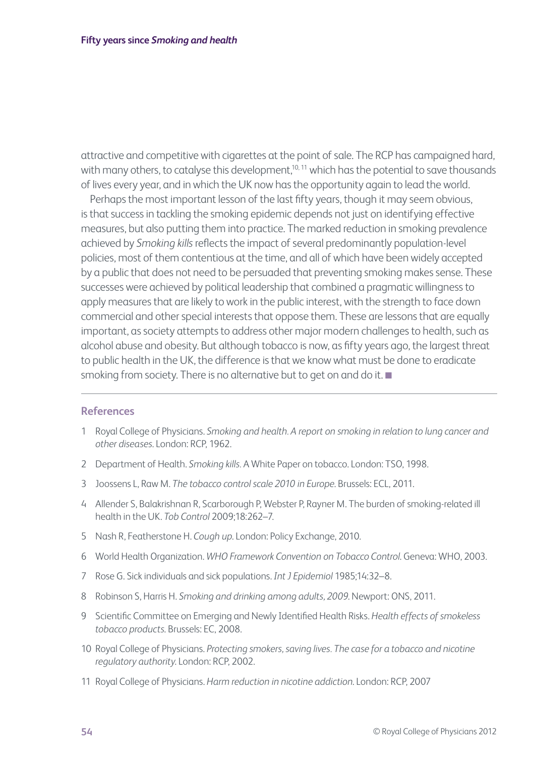attractive and competitive with cigarettes at the point of sale. The RCP has campaigned hard, with many others, to catalyse this development,[10, 11] which has the potential to save thousands of lives every year, and in which the UK now has the opportunity again to lead the world.

Perhaps the most important lesson of the last fifty years, though it may seem obvious, is that success in tackling the smoking epidemic depends not just on identifying effective measures, but also putting them into practice. The marked reduction in smoking prevalence achieved by *Smoking kills* reflects the impact of several predominantly population-level policies, most of them contentious at the time, and all of which have been widely accepted by a public that does not need to be persuaded that preventing smoking makes sense. These successes were achieved by political leadership that combined a pragmatic willingness to apply measures that are likely to work in the public interest, with the strength to face down commercial and other special interests that oppose them. These are lessons that are equally important, as society attempts to address other major modern challenges to health, such as alcohol abuse and obesity. But although tobacco is now, as fifty years ago, the largest threat to public health in the UK, the difference is that we know what must be done to eradicate smoking from society. There is no alternative but to get on and do it. ■

## References

1. Royal College of Physicians. *Smoking and health. A report on smoking in relation to lung cancer and other diseases*. London: RCP, 1962.
2. Department of Health. *Smoking kills.* A White Paper on tobacco. London: TSO, 1998.
3. Joossens L, Raw M. *The tobacco control scale 2010 in Europe*. Brussels: ECL, 2011.
4. Allender S, Balakrishnan R, Scarborough P, Webster P, Rayner M. The burden of smoking-related ill health in the UK. *Tob Control* 2009;18:262–7.
5. Nash R, Featherstone H. *Cough up*. London: Policy Exchange, 2010.
6. World Health Organization. *WHO Framework Convention on Tobacco Control*. Geneva: WHO, 2003.
7. Rose G. Sick individuals and sick populations. *Int J Epidemiol* 1985;14:32–8.
8. Robinson S, Harris H. *Smoking and drinking among adults, 2009*. Newport: ONS, 2011.
9. Scientific Committee on Emerging and Newly Identified Health Risks. *Health effects of smokeless tobacco products*. Brussels: EC, 2008.
10. Royal College of Physicians. *Protecting smokers, saving lives. The case for a tobacco and nicotine regulatory authority*. London: RCP, 2002.
11. Royal College of Physicians. *Harm reduction in nicotine addiction*. London: RCP, 2007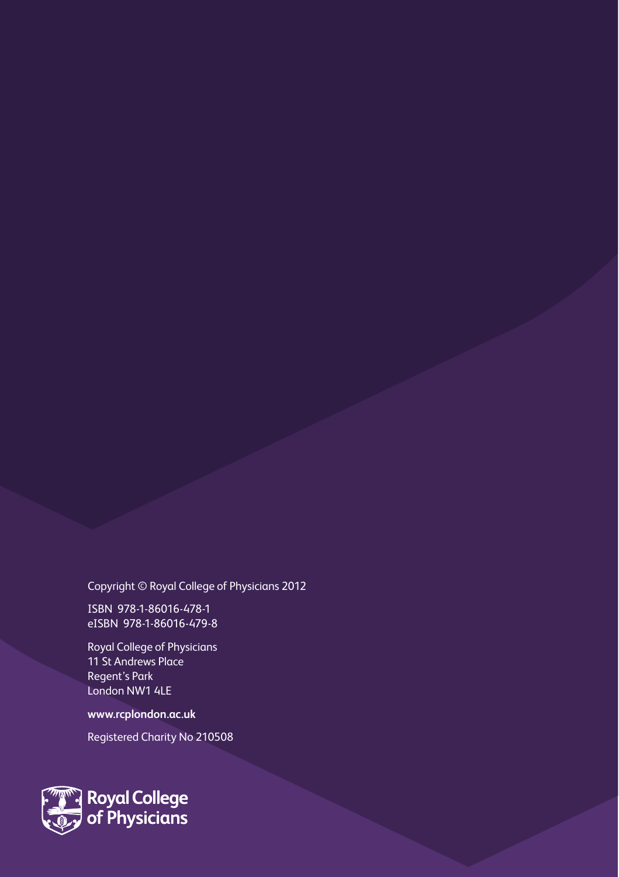Copyright © Royal College of Physicians 2012

ISBN 978-1-86016-478-1
eISBN 978-1-86016-479-8

Royal College of Physicians
11 St Andrews Place
Regent's Park
London NW1 4LE

**www.rcplondon.ac.uk**

Registered Charity No 210508

Royal College of Physicians